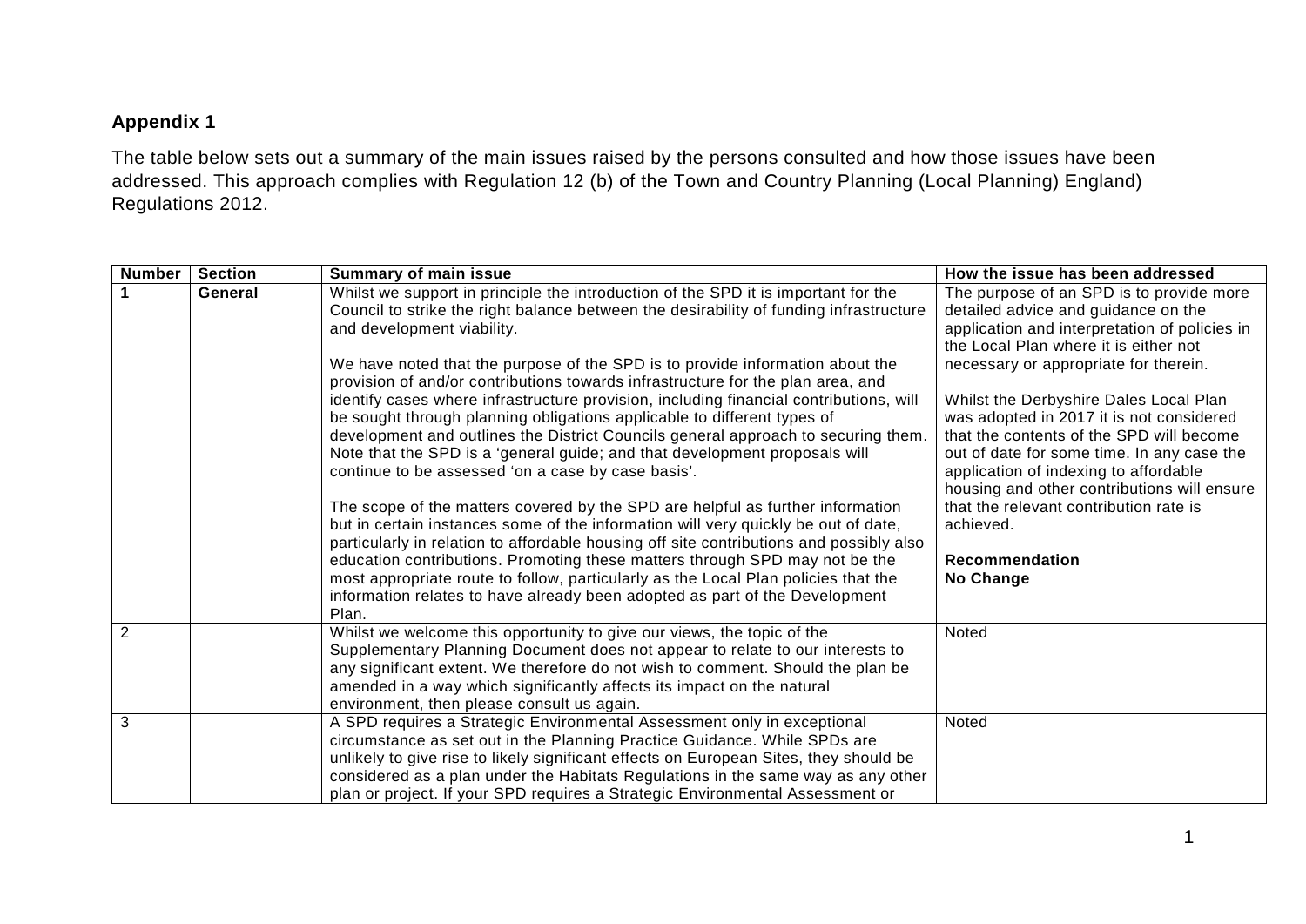## Appendix 1

The table below sets out a summary of the main issues raised by the persons consulted and how those issues have been addressed. This approach complies with Regulation 12 (b) of the Town and Country Planning (Local Planning) England) Regulations 2012.

| Number | Section | Summary of main issue | How the issue has been addressed |
|---|---|---|---|
| **1** | **General** | Whilst we support in principle the introduction of the SPD it is important for the Council to strike the right balance between the desirability of funding infrastructure and development viability.<br><br>We have noted that the purpose of the SPD is to provide information about the provision of and/or contributions towards infrastructure for the plan area, and identify cases where infrastructure provision, including financial contributions, will be sought through planning obligations applicable to different types of development and outlines the District Councils general approach to securing them. Note that the SPD is a 'general guide; and that development proposals will continue to be assessed 'on a case by case basis'.<br><br>The scope of the matters covered by the SPD are helpful as further information but in certain instances some of the information will very quickly be out of date, particularly in relation to affordable housing off site contributions and possibly also education contributions. Promoting these matters through SPD may not be the most appropriate route to follow, particularly as the Local Plan policies that the information relates to have already been adopted as part of the Development Plan. | The purpose of an SPD is to provide more detailed advice and guidance on the application and interpretation of policies in the Local Plan where it is either not necessary or appropriate for therein.<br><br>Whilst the Derbyshire Dales Local Plan was adopted in 2017 it is not considered that the contents of the SPD will become out of date for some time. In any case the application of indexing to affordable housing and other contributions will ensure that the relevant contribution rate is achieved.<br><br>**Recommendation**<br>**No Change** |
| 2 | | Whilst we welcome this opportunity to give our views, the topic of the Supplementary Planning Document does not appear to relate to our interests to any significant extent. We therefore do not wish to comment. Should the plan be amended in a way which significantly affects its impact on the natural environment, then please consult us again. | Noted |
| 3 | | A SPD requires a Strategic Environmental Assessment only in exceptional circumstance as set out in the Planning Practice Guidance. While SPDs are unlikely to give rise to likely significant effects on European Sites, they should be considered as a plan under the Habitats Regulations in the same way as any other plan or project. If your SPD requires a Strategic Environmental Assessment or | Noted |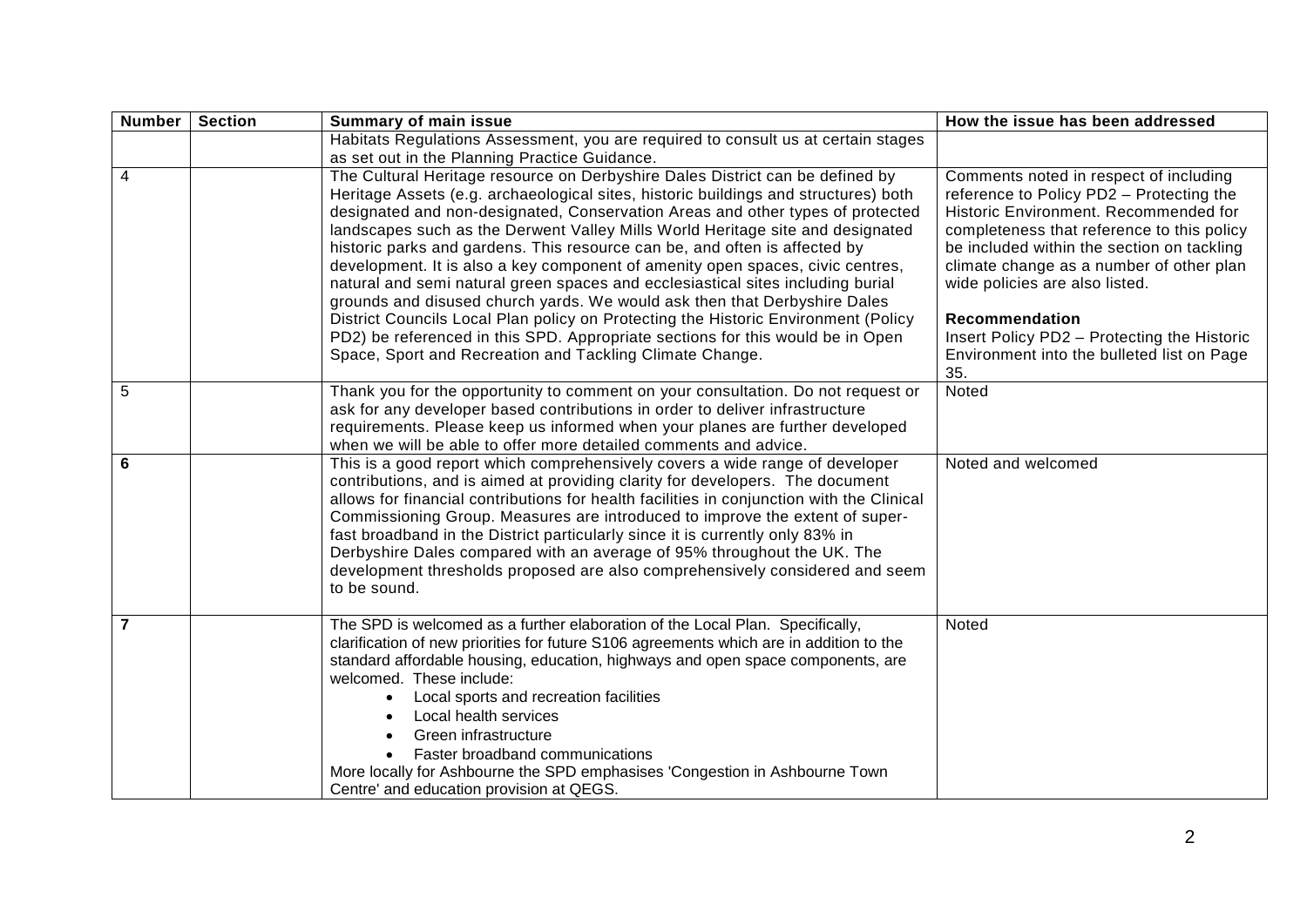| Number | Section | Summary of main issue | How the issue has been addressed |
|---|---|---|---|
| | | Habitats Regulations Assessment, you are required to consult us at certain stages as set out in the Planning Practice Guidance. | |
| 4 | | The Cultural Heritage resource on Derbyshire Dales District can be defined by Heritage Assets (e.g. archaeological sites, historic buildings and structures) both designated and non-designated, Conservation Areas and other types of protected landscapes such as the Derwent Valley Mills World Heritage site and designated historic parks and gardens. This resource can be, and often is affected by development. It is also a key component of amenity open spaces, civic centres, natural and semi natural green spaces and ecclesiastical sites including burial grounds and disused church yards. We would ask then that Derbyshire Dales District Councils Local Plan policy on Protecting the Historic Environment (Policy PD2) be referenced in this SPD. Appropriate sections for this would be in Open Space, Sport and Recreation and Tackling Climate Change. | Comments noted in respect of including reference to Policy PD2 – Protecting the Historic Environment. Recommended for completeness that reference to this policy be included within the section on tackling climate change as a number of other plan wide policies are also listed.<br><br>**Recommendation**<br>Insert Policy PD2 – Protecting the Historic Environment into the bulleted list on Page 35. |
| 5 | | Thank you for the opportunity to comment on your consultation. Do not request or ask for any developer based contributions in order to deliver infrastructure requirements. Please keep us informed when your planes are further developed when we will be able to offer more detailed comments and advice. | Noted |
| **6** | | This is a good report which comprehensively covers a wide range of developer contributions, and is aimed at providing clarity for developers. The document allows for financial contributions for health facilities in conjunction with the Clinical Commissioning Group. Measures are introduced to improve the extent of super-fast broadband in the District particularly since it is currently only 83% in Derbyshire Dales compared with an average of 95% throughout the UK. The development thresholds proposed are also comprehensively considered and seem to be sound. | Noted and welcomed |
| **7** | | The SPD is welcomed as a further elaboration of the Local Plan. Specifically, clarification of new priorities for future S106 agreements which are in addition to the standard affordable housing, education, highways and open space components, are welcomed. These include:<br>• Local sports and recreation facilities<br>• Local health services<br>• Green infrastructure<br>• Faster broadband communications<br>More locally for Ashbourne the SPD emphasises 'Congestion in Ashbourne Town Centre' and education provision at QEGS. | Noted |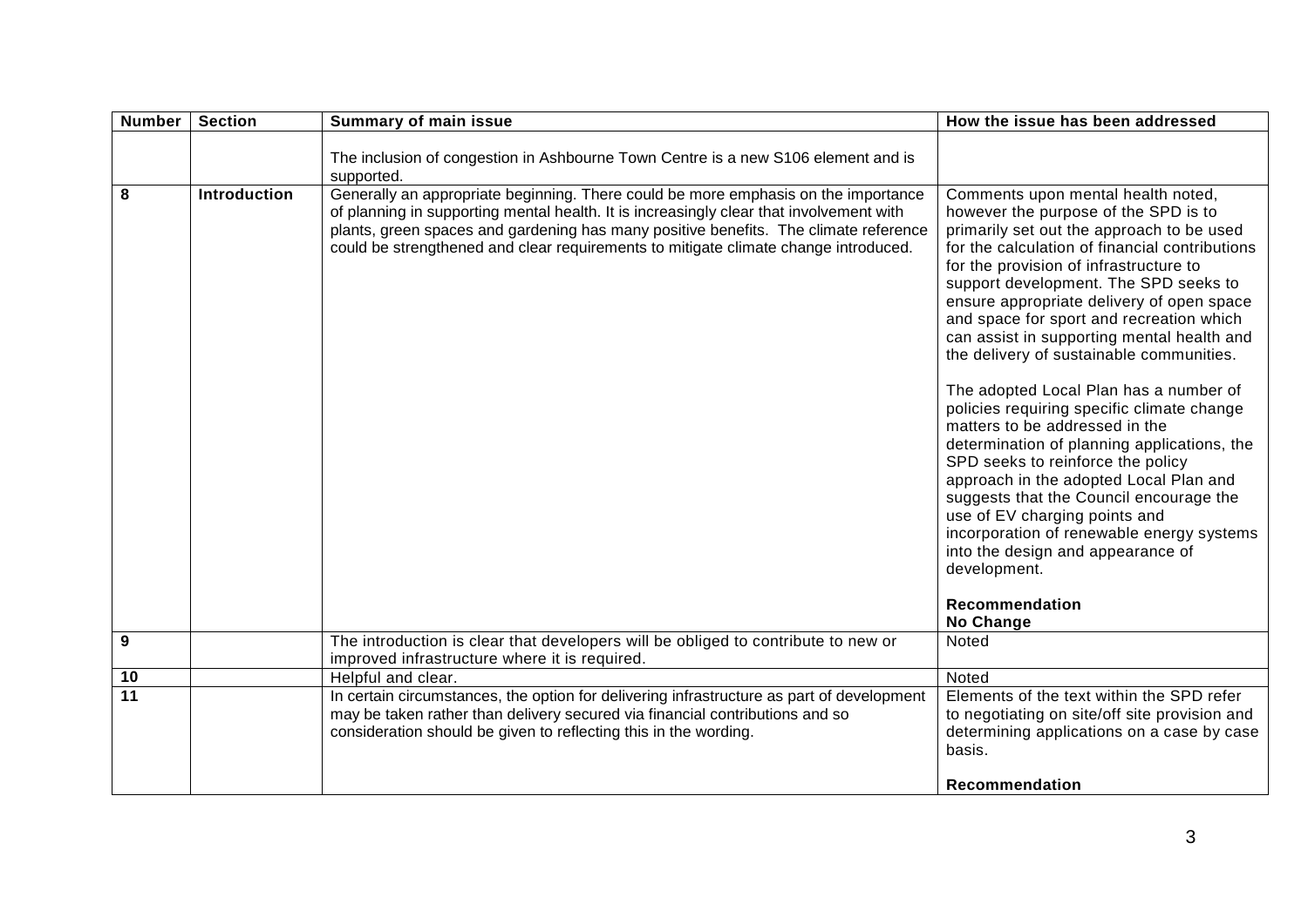| Number | Section | Summary of main issue | How the issue has been addressed |
|---|---|---|---|
| | | The inclusion of congestion in Ashbourne Town Centre is a new S106 element and is supported. | |
| **8** | **Introduction** | Generally an appropriate beginning. There could be more emphasis on the importance of planning in supporting mental health. It is increasingly clear that involvement with plants, green spaces and gardening has many positive benefits. The climate reference could be strengthened and clear requirements to mitigate climate change introduced. | Comments upon mental health noted, however the purpose of the SPD is to primarily set out the approach to be used for the calculation of financial contributions for the provision of infrastructure to support development. The SPD seeks to ensure appropriate delivery of open space and space for sport and recreation which can assist in supporting mental health and the delivery of sustainable communities.<br><br>The adopted Local Plan has a number of policies requiring specific climate change matters to be addressed in the determination of planning applications, the SPD seeks to reinforce the policy approach in the adopted Local Plan and suggests that the Council encourage the use of EV charging points and incorporation of renewable energy systems into the design and appearance of development.<br><br>**Recommendation**<br>**No Change** |
| **9** | | The introduction is clear that developers will be obliged to contribute to new or improved infrastructure where it is required. | Noted |
| **10** | | Helpful and clear. | Noted |
| **11** | | In certain circumstances, the option for delivering infrastructure as part of development may be taken rather than delivery secured via financial contributions and so consideration should be given to reflecting this in the wording. | Elements of the text within the SPD refer to negotiating on site/off site provision and determining applications on a case by case basis.<br><br>**Recommendation** |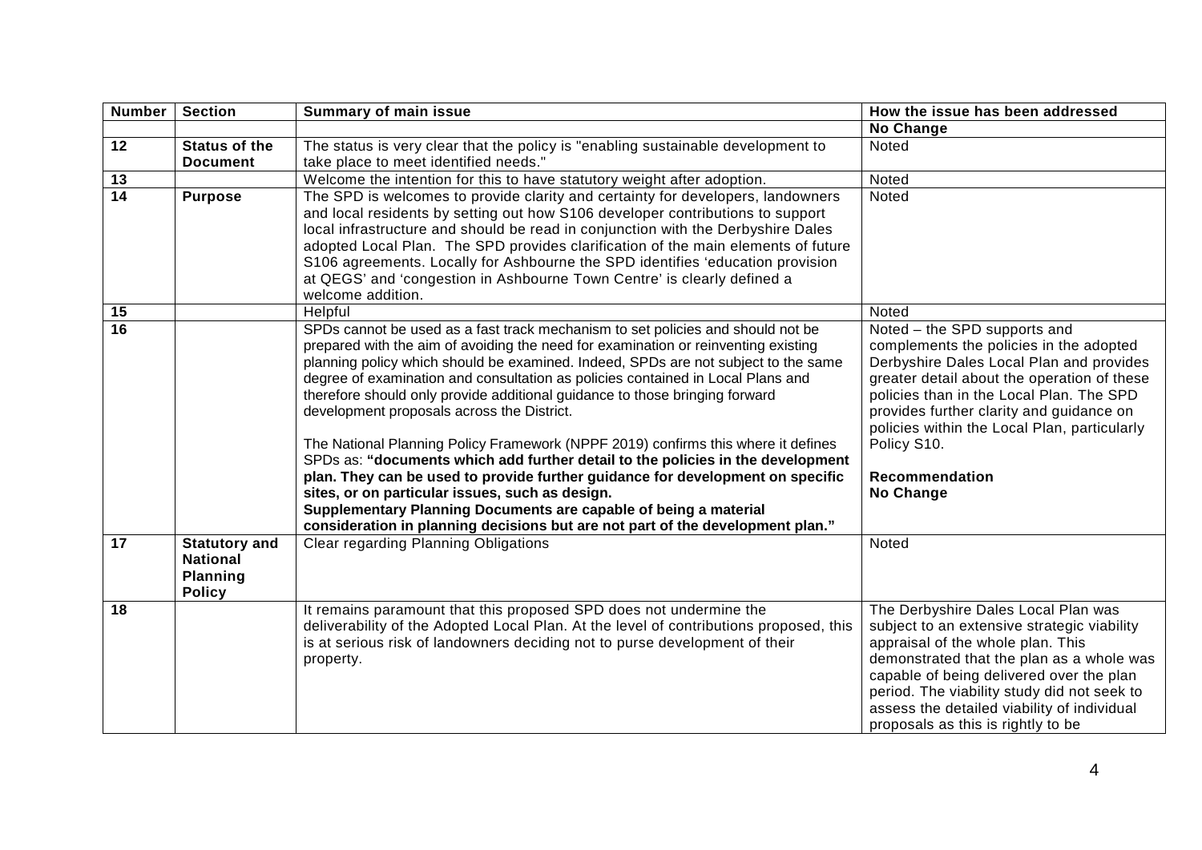| Number | Section | Summary of main issue | How the issue has been addressed |
|---|---|---|---|
| | | | **No Change** |
| **12** | **Status of the Document** | The status is very clear that the policy is "enabling sustainable development to take place to meet identified needs." | Noted |
| **13** | | Welcome the intention for this to have statutory weight after adoption. | Noted |
| **14** | **Purpose** | The SPD is welcomes to provide clarity and certainty for developers, landowners and local residents by setting out how S106 developer contributions to support local infrastructure and should be read in conjunction with the Derbyshire Dales adopted Local Plan. The SPD provides clarification of the main elements of future S106 agreements. Locally for Ashbourne the SPD identifies 'education provision at QEGS' and 'congestion in Ashbourne Town Centre' is clearly defined a welcome addition. | Noted |
| **15** | | Helpful | Noted |
| **16** | | SPDs cannot be used as a fast track mechanism to set policies and should not be prepared with the aim of avoiding the need for examination or reinventing existing planning policy which should be examined. Indeed, SPDs are not subject to the same degree of examination and consultation as policies contained in Local Plans and therefore should only provide additional guidance to those bringing forward development proposals across the District.<br><br>The National Planning Policy Framework (NPPF 2019) confirms this where it defines SPDs as: **"documents which add further detail to the policies in the development plan. They can be used to provide further guidance for development on specific sites, or on particular issues, such as design. Supplementary Planning Documents are capable of being a material consideration in planning decisions but are not part of the development plan."** | Noted – the SPD supports and complements the policies in the adopted Derbyshire Dales Local Plan and provides greater detail about the operation of these policies than in the Local Plan. The SPD provides further clarity and guidance on policies within the Local Plan, particularly Policy S10.<br><br>**Recommendation**<br>**No Change** |
| **17** | **Statutory and National Planning Policy** | Clear regarding Planning Obligations | Noted |
| **18** | | It remains paramount that this proposed SPD does not undermine the deliverability of the Adopted Local Plan. At the level of contributions proposed, this is at serious risk of landowners deciding not to purse development of their property. | The Derbyshire Dales Local Plan was subject to an extensive strategic viability appraisal of the whole plan. This demonstrated that the plan as a whole was capable of being delivered over the plan period. The viability study did not seek to assess the detailed viability of individual proposals as this is rightly to be |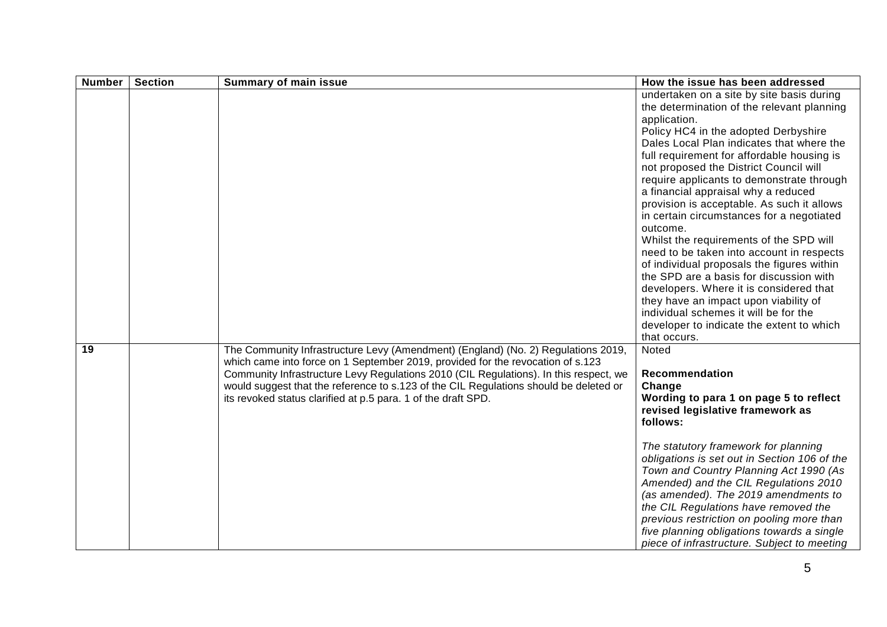| Number | Section | Summary of main issue | How the issue has been addressed |
|---|---|---|---|
| | | | undertaken on a site by site basis during the determination of the relevant planning application.<br>Policy HC4 in the adopted Derbyshire Dales Local Plan indicates that where the full requirement for affordable housing is not proposed the District Council will require applicants to demonstrate through a financial appraisal why a reduced provision is acceptable. As such it allows in certain circumstances for a negotiated outcome.<br>Whilst the requirements of the SPD will need to be taken into account in respects of individual proposals the figures within the SPD are a basis for discussion with developers. Where it is considered that they have an impact upon viability of individual schemes it will be for the developer to indicate the extent to which that occurs. |
| **19** | | The Community Infrastructure Levy (Amendment) (England) (No. 2) Regulations 2019, which came into force on 1 September 2019, provided for the revocation of s.123 Community Infrastructure Levy Regulations 2010 (CIL Regulations). In this respect, we would suggest that the reference to s.123 of the CIL Regulations should be deleted or its revoked status clarified at p.5 para. 1 of the draft SPD. | Noted<br><br>**Recommendation**<br>**Change**<br>**Wording to para 1 on page 5 to reflect revised legislative framework as follows:**<br><br>*The statutory framework for planning obligations is set out in Section 106 of the Town and Country Planning Act 1990 (As Amended) and the CIL Regulations 2010 (as amended). The 2019 amendments to the CIL Regulations have removed the previous restriction on pooling more than five planning obligations towards a single piece of infrastructure. Subject to meeting* |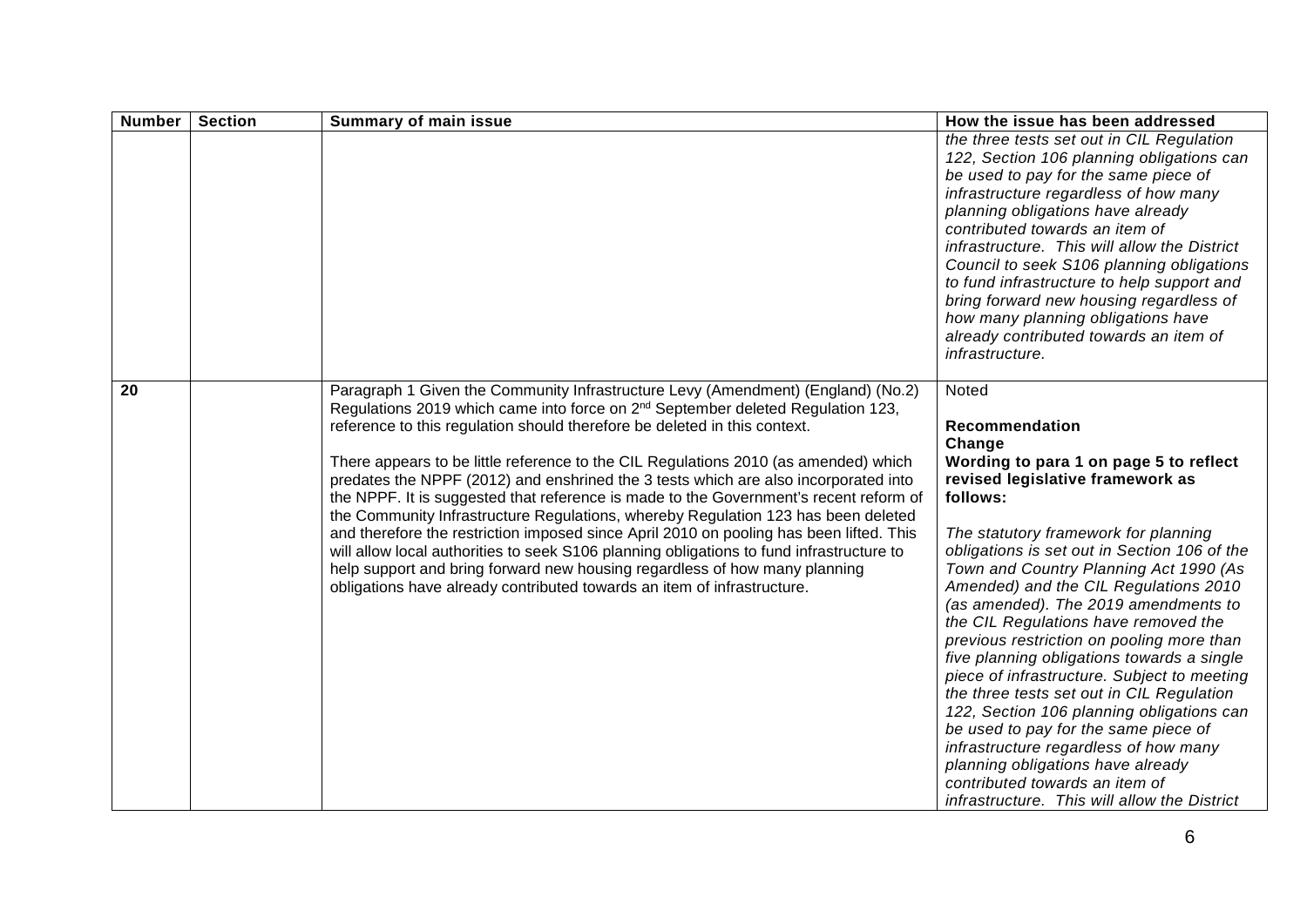| Number | Section | Summary of main issue | How the issue has been addressed |
|---|---|---|---|
| | | | *the three tests set out in CIL Regulation 122, Section 106 planning obligations can be used to pay for the same piece of infrastructure regardless of how many planning obligations have already contributed towards an item of infrastructure. This will allow the District Council to seek S106 planning obligations to fund infrastructure to help support and bring forward new housing regardless of how many planning obligations have already contributed towards an item of infrastructure.* |
| **20** | | Paragraph 1 Given the Community Infrastructure Levy (Amendment) (England) (No.2) Regulations 2019 which came into force on 2nd September deleted Regulation 123, reference to this regulation should therefore be deleted in this context.<br><br>There appears to be little reference to the CIL Regulations 2010 (as amended) which predates the NPPF (2012) and enshrined the 3 tests which are also incorporated into the NPPF. It is suggested that reference is made to the Government's recent reform of the Community Infrastructure Regulations, whereby Regulation 123 has been deleted and therefore the restriction imposed since April 2010 on pooling has been lifted. This will allow local authorities to seek S106 planning obligations to fund infrastructure to help support and bring forward new housing regardless of how many planning obligations have already contributed towards an item of infrastructure. | Noted<br><br>**Recommendation**<br>**Change**<br>**Wording to para 1 on page 5 to reflect revised legislative framework as follows:**<br><br>*The statutory framework for planning obligations is set out in Section 106 of the Town and Country Planning Act 1990 (As Amended) and the CIL Regulations 2010 (as amended). The 2019 amendments to the CIL Regulations have removed the previous restriction on pooling more than five planning obligations towards a single piece of infrastructure. Subject to meeting the three tests set out in CIL Regulation 122, Section 106 planning obligations can be used to pay for the same piece of infrastructure regardless of how many planning obligations have already contributed towards an item of infrastructure. This will allow the District* |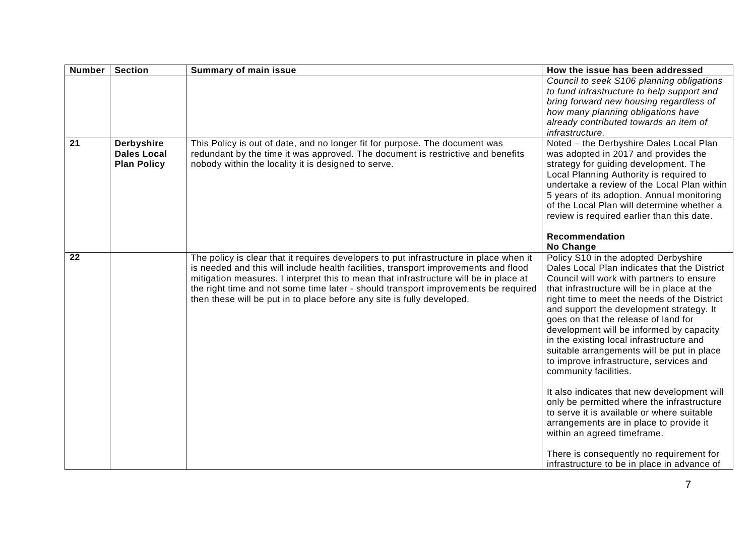| Number | Section | Summary of main issue | How the issue has been addressed |
|---|---|---|---|
| | | | *Council to seek S106 planning obligations to fund infrastructure to help support and bring forward new housing regardless of how many planning obligations have already contributed towards an item of infrastructure.* |
| **21** | **Derbyshire Dales Local Plan Policy** | This Policy is out of date, and no longer fit for purpose. The document was redundant by the time it was approved. The document is restrictive and benefits nobody within the locality it is designed to serve. | Noted – the Derbyshire Dales Local Plan was adopted in 2017 and provides the strategy for guiding development. The Local Planning Authority is required to undertake a review of the Local Plan within 5 years of its adoption. Annual monitoring of the Local Plan will determine whether a review is required earlier than this date.<br><br>**Recommendation**<br>**No Change** |
| **22** | | The policy is clear that it requires developers to put infrastructure in place when it is needed and this will include health facilities, transport improvements and flood mitigation measures. I interpret this to mean that infrastructure will be in place at the right time and not some time later - should transport improvements be required then these will be put in to place before any site is fully developed. | Policy S10 in the adopted Derbyshire Dales Local Plan indicates that the District Council will work with partners to ensure that infrastructure will be in place at the right time to meet the needs of the District and support the development strategy. It goes on that the release of land for development will be informed by capacity in the existing local infrastructure and suitable arrangements will be put in place to improve infrastructure, services and community facilities.<br><br>It also indicates that new development will only be permitted where the infrastructure to serve it is available or where suitable arrangements are in place to provide it within an agreed timeframe.<br><br>There is consequently no requirement for infrastructure to be in place in advance of |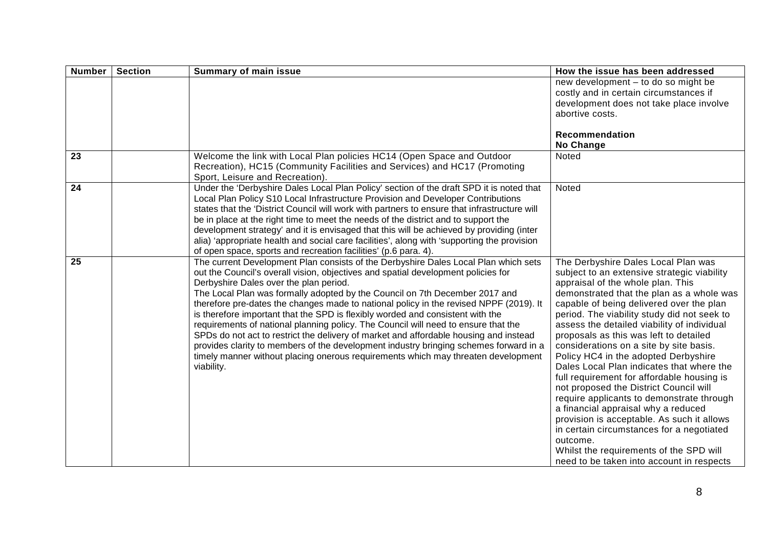| Number | Section | Summary of main issue | How the issue has been addressed |
|---|---|---|---|
| | | | new development – to do so might be costly and in certain circumstances if development does not take place involve abortive costs.<br><br>**Recommendation**<br>**No Change** |
| 23 | | Welcome the link with Local Plan policies HC14 (Open Space and Outdoor Recreation), HC15 (Community Facilities and Services) and HC17 (Promoting Sport, Leisure and Recreation). | Noted |
| 24 | | Under the 'Derbyshire Dales Local Plan Policy' section of the draft SPD it is noted that Local Plan Policy S10 Local Infrastructure Provision and Developer Contributions states that the 'District Council will work with partners to ensure that infrastructure will be in place at the right time to meet the needs of the district and to support the development strategy' and it is envisaged that this will be achieved by providing (inter alia) 'appropriate health and social care facilities', along with 'supporting the provision of open space, sports and recreation facilities' (p.6 para. 4). | Noted |
| 25 | | The current Development Plan consists of the Derbyshire Dales Local Plan which sets out the Council's overall vision, objectives and spatial development policies for Derbyshire Dales over the plan period.<br>The Local Plan was formally adopted by the Council on 7th December 2017 and therefore pre-dates the changes made to national policy in the revised NPPF (2019). It is therefore important that the SPD is flexibly worded and consistent with the requirements of national planning policy. The Council will need to ensure that the SPDs do not act to restrict the delivery of market and affordable housing and instead provides clarity to members of the development industry bringing schemes forward in a timely manner without placing onerous requirements which may threaten development viability. | The Derbyshire Dales Local Plan was subject to an extensive strategic viability appraisal of the whole plan. This demonstrated that the plan as a whole was capable of being delivered over the plan period. The viability study did not seek to assess the detailed viability of individual proposals as this was left to detailed considerations on a site by site basis. Policy HC4 in the adopted Derbyshire Dales Local Plan indicates that where the full requirement for affordable housing is not proposed the District Council will require applicants to demonstrate through a financial appraisal why a reduced provision is acceptable. As such it allows in certain circumstances for a negotiated outcome.<br>Whilst the requirements of the SPD will need to be taken into account in respects |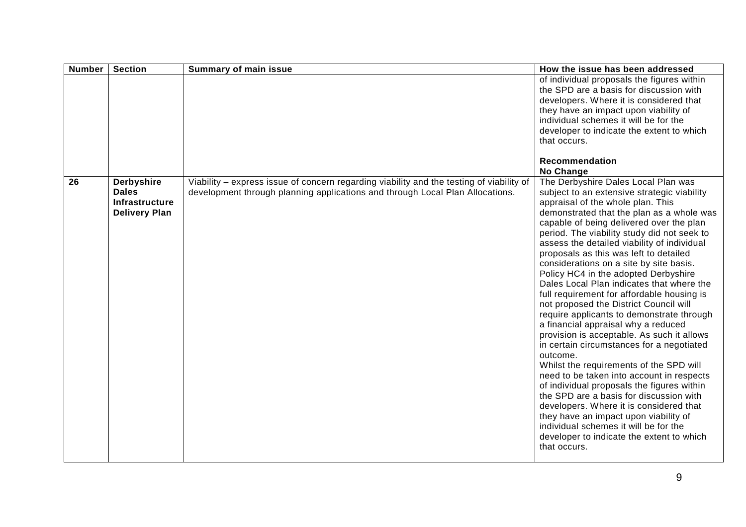| Number | Section | Summary of main issue | How the issue has been addressed |
|---|---|---|---|
| | | | of individual proposals the figures within the SPD are a basis for discussion with developers. Where it is considered that they have an impact upon viability of individual schemes it will be for the developer to indicate the extent to which that occurs.<br><br>**Recommendation**<br>**No Change** |
| 26 | **Derbyshire Dales Infrastructure Delivery Plan** | Viability – express issue of concern regarding viability and the testing of viability of development through planning applications and through Local Plan Allocations. | The Derbyshire Dales Local Plan was subject to an extensive strategic viability appraisal of the whole plan. This demonstrated that the plan as a whole was capable of being delivered over the plan period. The viability study did not seek to assess the detailed viability of individual proposals as this was left to detailed considerations on a site by site basis. Policy HC4 in the adopted Derbyshire Dales Local Plan indicates that where the full requirement for affordable housing is not proposed the District Council will require applicants to demonstrate through a financial appraisal why a reduced provision is acceptable. As such it allows in certain circumstances for a negotiated outcome.<br>Whilst the requirements of the SPD will need to be taken into account in respects of individual proposals the figures within the SPD are a basis for discussion with developers. Where it is considered that they have an impact upon viability of individual schemes it will be for the developer to indicate the extent to which that occurs. |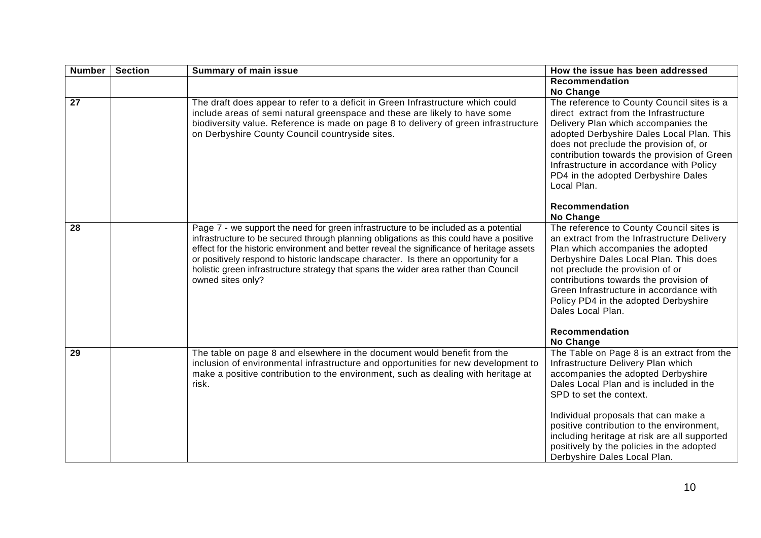| Number | Section | Summary of main issue | How the issue has been addressed |
|---|---|---|---|
| | | | **Recommendation**<br>**No Change** |
| 27 | | The draft does appear to refer to a deficit in Green Infrastructure which could include areas of semi natural greenspace and these are likely to have some biodiversity value. Reference is made on page 8 to delivery of green infrastructure on Derbyshire County Council countryside sites. | The reference to County Council sites is a direct extract from the Infrastructure Delivery Plan which accompanies the adopted Derbyshire Dales Local Plan. This does not preclude the provision of, or contribution towards the provision of Green Infrastructure in accordance with Policy PD4 in the adopted Derbyshire Dales Local Plan.<br><br>**Recommendation**<br>**No Change** |
| 28 | | Page 7 - we support the need for green infrastructure to be included as a potential infrastructure to be secured through planning obligations as this could have a positive effect for the historic environment and better reveal the significance of heritage assets or positively respond to historic landscape character. Is there an opportunity for a holistic green infrastructure strategy that spans the wider area rather than Council owned sites only? | The reference to County Council sites is an extract from the Infrastructure Delivery Plan which accompanies the adopted Derbyshire Dales Local Plan. This does not preclude the provision of or contributions towards the provision of Green Infrastructure in accordance with Policy PD4 in the adopted Derbyshire Dales Local Plan.<br><br>**Recommendation**<br>**No Change** |
| 29 | | The table on page 8 and elsewhere in the document would benefit from the inclusion of environmental infrastructure and opportunities for new development to make a positive contribution to the environment, such as dealing with heritage at risk. | The Table on Page 8 is an extract from the Infrastructure Delivery Plan which accompanies the adopted Derbyshire Dales Local Plan and is included in the SPD to set the context.<br><br>Individual proposals that can make a positive contribution to the environment, including heritage at risk are all supported positively by the policies in the adopted Derbyshire Dales Local Plan. |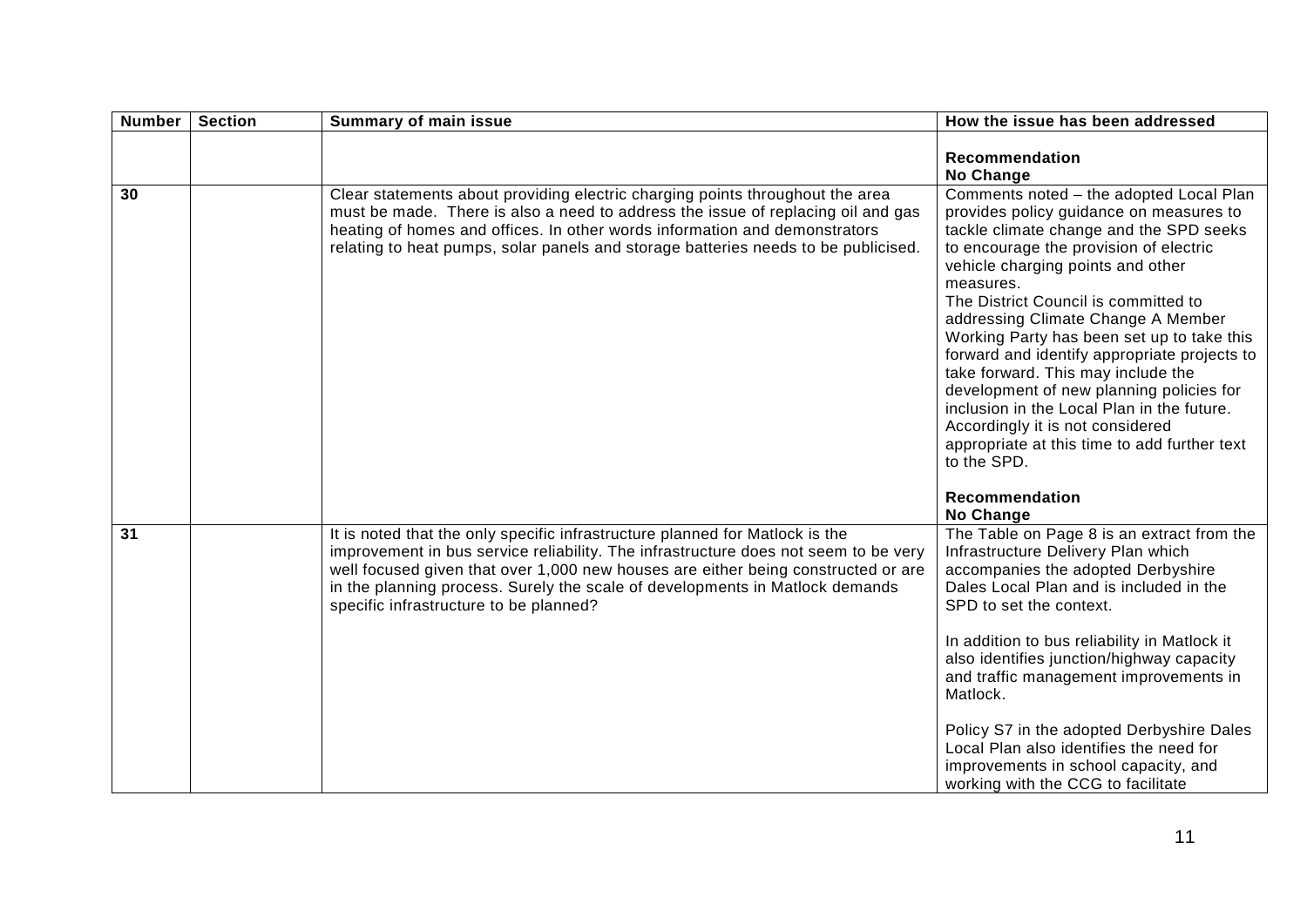| Number | Section | Summary of main issue | How the issue has been addressed |
|---|---|---|---|
| | | | **Recommendation**<br>**No Change** |
| **30** | | Clear statements about providing electric charging points throughout the area must be made. There is also a need to address the issue of replacing oil and gas heating of homes and offices. In other words information and demonstrators relating to heat pumps, solar panels and storage batteries needs to be publicised. | Comments noted – the adopted Local Plan provides policy guidance on measures to tackle climate change and the SPD seeks to encourage the provision of electric vehicle charging points and other measures.<br>The District Council is committed to addressing Climate Change A Member Working Party has been set up to take this forward and identify appropriate projects to take forward. This may include the development of new planning policies for inclusion in the Local Plan in the future. Accordingly it is not considered appropriate at this time to add further text to the SPD.<br><br>**Recommendation**<br>**No Change** |
| **31** | | It is noted that the only specific infrastructure planned for Matlock is the improvement in bus service reliability. The infrastructure does not seem to be very well focused given that over 1,000 new houses are either being constructed or are in the planning process. Surely the scale of developments in Matlock demands specific infrastructure to be planned? | The Table on Page 8 is an extract from the Infrastructure Delivery Plan which accompanies the adopted Derbyshire Dales Local Plan and is included in the SPD to set the context.<br><br>In addition to bus reliability in Matlock it also identifies junction/highway capacity and traffic management improvements in Matlock.<br><br>Policy S7 in the adopted Derbyshire Dales Local Plan also identifies the need for improvements in school capacity, and working with the CCG to facilitate |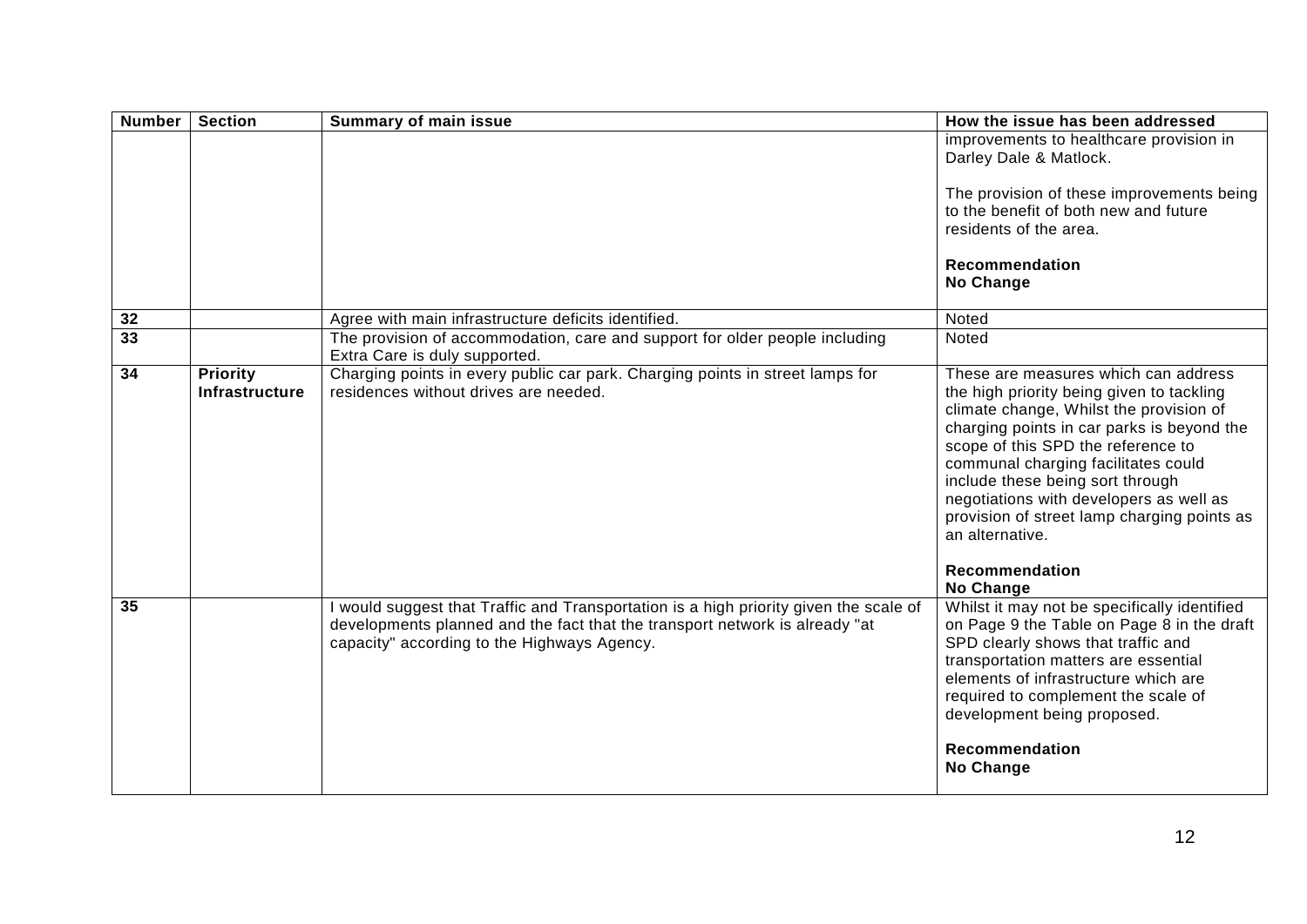| Number | Section | Summary of main issue | How the issue has been addressed |
|---|---|---|---|
| | | | improvements to healthcare provision in Darley Dale & Matlock.<br><br>The provision of these improvements being to the benefit of both new and future residents of the area.<br><br>**Recommendation**<br>**No Change** |
| 32 | | Agree with main infrastructure deficits identified. | Noted |
| 33 | | The provision of accommodation, care and support for older people including Extra Care is duly supported. | Noted |
| 34 | **Priority Infrastructure** | Charging points in every public car park. Charging points in street lamps for residences without drives are needed. | These are measures which can address the high priority being given to tackling climate change, Whilst the provision of charging points in car parks is beyond the scope of this SPD the reference to communal charging facilitates could include these being sort through negotiations with developers as well as provision of street lamp charging points as an alternative.<br><br>**Recommendation**<br>**No Change** |
| 35 | | I would suggest that Traffic and Transportation is a high priority given the scale of developments planned and the fact that the transport network is already "at capacity" according to the Highways Agency. | Whilst it may not be specifically identified on Page 9 the Table on Page 8 in the draft SPD clearly shows that traffic and transportation matters are essential elements of infrastructure which are required to complement the scale of development being proposed.<br><br>**Recommendation**<br>**No Change** |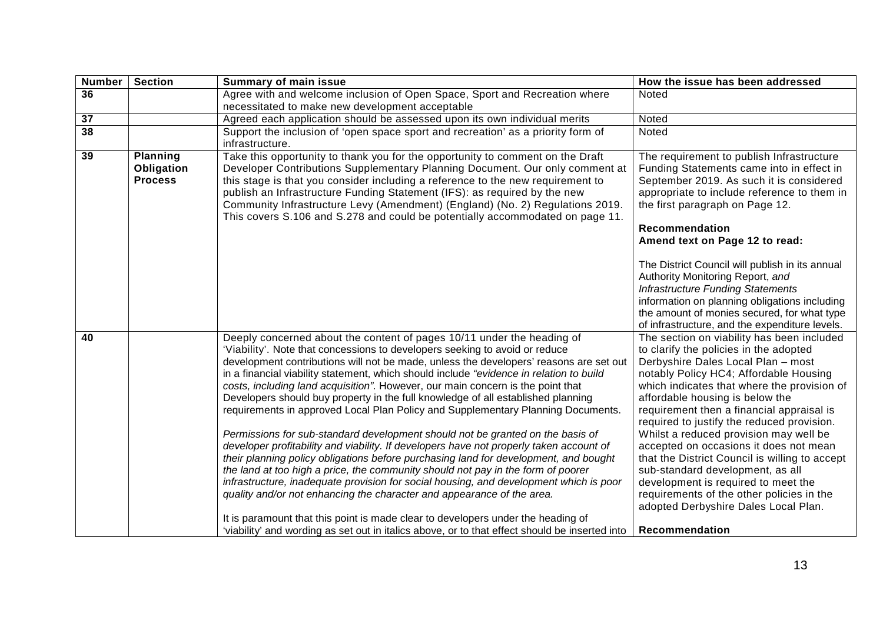| Number | Section | Summary of main issue | How the issue has been addressed |
|---|---|---|---|
| 36 | | Agree with and welcome inclusion of Open Space, Sport and Recreation where necessitated to make new development acceptable | Noted |
| 37 | | Agreed each application should be assessed upon its own individual merits | Noted |
| 38 | | Support the inclusion of 'open space sport and recreation' as a priority form of infrastructure. | Noted |
| 39 | **Planning Obligation Process** | Take this opportunity to thank you for the opportunity to comment on the Draft Developer Contributions Supplementary Planning Document. Our only comment at this stage is that you consider including a reference to the new requirement to publish an Infrastructure Funding Statement (IFS): as required by the new Community Infrastructure Levy (Amendment) (England) (No. 2) Regulations 2019. This covers S.106 and S.278 and could be potentially accommodated on page 11. | The requirement to publish Infrastructure Funding Statements came into effect in September 2019. As such it is considered appropriate to include reference to them in the first paragraph on Page 12.<br><br>**Recommendation**<br>**Amend text on Page 12 to read:**<br><br>The District Council will publish in its annual Authority Monitoring Report, *and Infrastructure Funding Statements* information on planning obligations including the amount of monies secured, for what type of infrastructure, and the expenditure levels. |
| 40 | | Deeply concerned about the content of pages 10/11 under the heading of 'Viability'. Note that concessions to developers seeking to avoid or reduce development contributions will not be made, unless the developers' reasons are set out in a financial viability statement, which should include *"evidence in relation to build costs, including land acquisition"*. However, our main concern is the point that Developers should buy property in the full knowledge of all established planning requirements in approved Local Plan Policy and Supplementary Planning Documents.<br><br>*Permissions for sub-standard development should not be granted on the basis of developer profitability and viability. If developers have not properly taken account of their planning policy obligations before purchasing land for development, and bought the land at too high a price, the community should not pay in the form of poorer infrastructure, inadequate provision for social housing, and development which is poor quality and/or not enhancing the character and appearance of the area.*<br><br>It is paramount that this point is made clear to developers under the heading of 'viability' and wording as set out in italics above, or to that effect should be inserted into | The section on viability has been included to clarify the policies in the adopted Derbyshire Dales Local Plan – most notably Policy HC4; Affordable Housing which indicates that where the provision of affordable housing is below the requirement then a financial appraisal is required to justify the reduced provision. Whilst a reduced provision may well be accepted on occasions it does not mean that the District Council is willing to accept sub-standard development, as all development is required to meet the requirements of the other policies in the adopted Derbyshire Dales Local Plan.<br><br>**Recommendation** |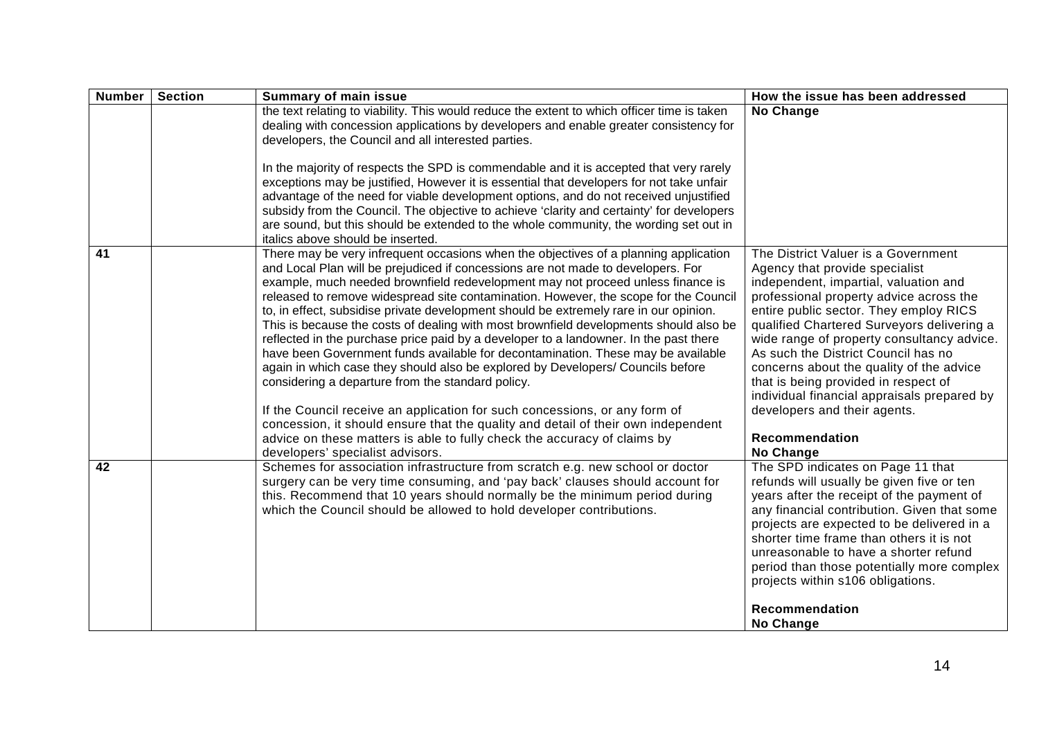| Number | Section | Summary of main issue | How the issue has been addressed |
|---|---|---|---|
| | | the text relating to viability. This would reduce the extent to which officer time is taken dealing with concession applications by developers and enable greater consistency for developers, the Council and all interested parties.<br><br>In the majority of respects the SPD is commendable and it is accepted that very rarely exceptions may be justified, However it is essential that developers for not take unfair advantage of the need for viable development options, and do not received unjustified subsidy from the Council. The objective to achieve 'clarity and certainty' for developers are sound, but this should be extended to the whole community, the wording set out in italics above should be inserted. | **No Change** |
| 41 | | There may be very infrequent occasions when the objectives of a planning application and Local Plan will be prejudiced if concessions are not made to developers. For example, much needed brownfield redevelopment may not proceed unless finance is released to remove widespread site contamination. However, the scope for the Council to, in effect, subsidise private development should be extremely rare in our opinion. This is because the costs of dealing with most brownfield developments should also be reflected in the purchase price paid by a developer to a landowner. In the past there have been Government funds available for decontamination. These may be available again in which case they should also be explored by Developers/ Councils before considering a departure from the standard policy.<br><br>If the Council receive an application for such concessions, or any form of concession, it should ensure that the quality and detail of their own independent advice on these matters is able to fully check the accuracy of claims by developers' specialist advisors. | The District Valuer is a Government Agency that provide specialist independent, impartial, valuation and professional property advice across the entire public sector. They employ RICS qualified Chartered Surveyors delivering a wide range of property consultancy advice. As such the District Council has no concerns about the quality of the advice that is being provided in respect of individual financial appraisals prepared by developers and their agents.<br><br>**Recommendation**<br>**No Change** |
| 42 | | Schemes for association infrastructure from scratch e.g. new school or doctor surgery can be very time consuming, and 'pay back' clauses should account for this. Recommend that 10 years should normally be the minimum period during which the Council should be allowed to hold developer contributions. | The SPD indicates on Page 11 that refunds will usually be given five or ten years after the receipt of the payment of any financial contribution. Given that some projects are expected to be delivered in a shorter time frame than others it is not unreasonable to have a shorter refund period than those potentially more complex projects within s106 obligations.<br><br>**Recommendation**<br>**No Change** |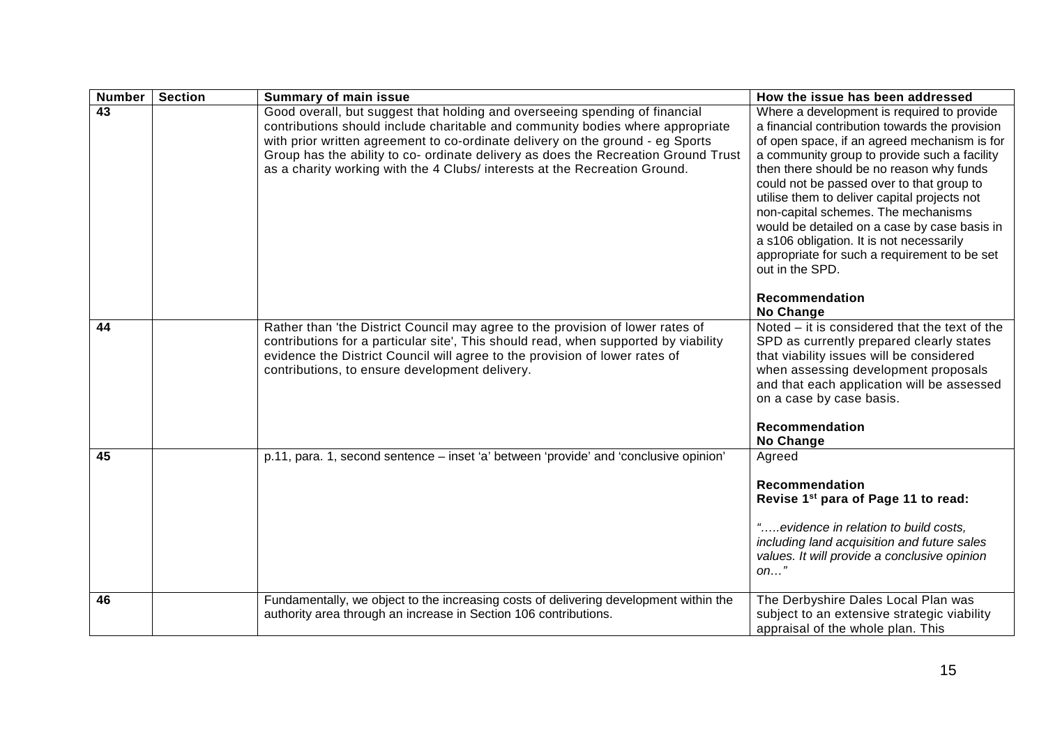| Number | Section | Summary of main issue | How the issue has been addressed |
| --- | --- | --- | --- |
| 43 | | Good overall, but suggest that holding and overseeing spending of financial contributions should include charitable and community bodies where appropriate with prior written agreement to co-ordinate delivery on the ground - eg Sports Group has the ability to co- ordinate delivery as does the Recreation Ground Trust as a charity working with the 4 Clubs/ interests at the Recreation Ground. | Where a development is required to provide a financial contribution towards the provision of open space, if an agreed mechanism is for a community group to provide such a facility then there should be no reason why funds could not be passed over to that group to utilise them to deliver capital projects not non-capital schemes. The mechanisms would be detailed on a case by case basis in a s106 obligation. It is not necessarily appropriate for such a requirement to be set out in the SPD.<br><br>**Recommendation**<br>**No Change** |
| 44 | | Rather than 'the District Council may agree to the provision of lower rates of contributions for a particular site', This should read, when supported by viability evidence the District Council will agree to the provision of lower rates of contributions, to ensure development delivery. | Noted – it is considered that the text of the SPD as currently prepared clearly states that viability issues will be considered when assessing development proposals and that each application will be assessed on a case by case basis.<br><br>**Recommendation**<br>**No Change** |
| 45 | | p.11, para. 1, second sentence – inset 'a' between 'provide' and 'conclusive opinion' | Agreed<br><br>**Recommendation**<br>**Revise 1st para of Page 11 to read:**<br><br>*"…..evidence in relation to build costs, including land acquisition and future sales values. It will provide a conclusive opinion on…"* |
| 46 | | Fundamentally, we object to the increasing costs of delivering development within the authority area through an increase in Section 106 contributions. | The Derbyshire Dales Local Plan was subject to an extensive strategic viability appraisal of the whole plan. This |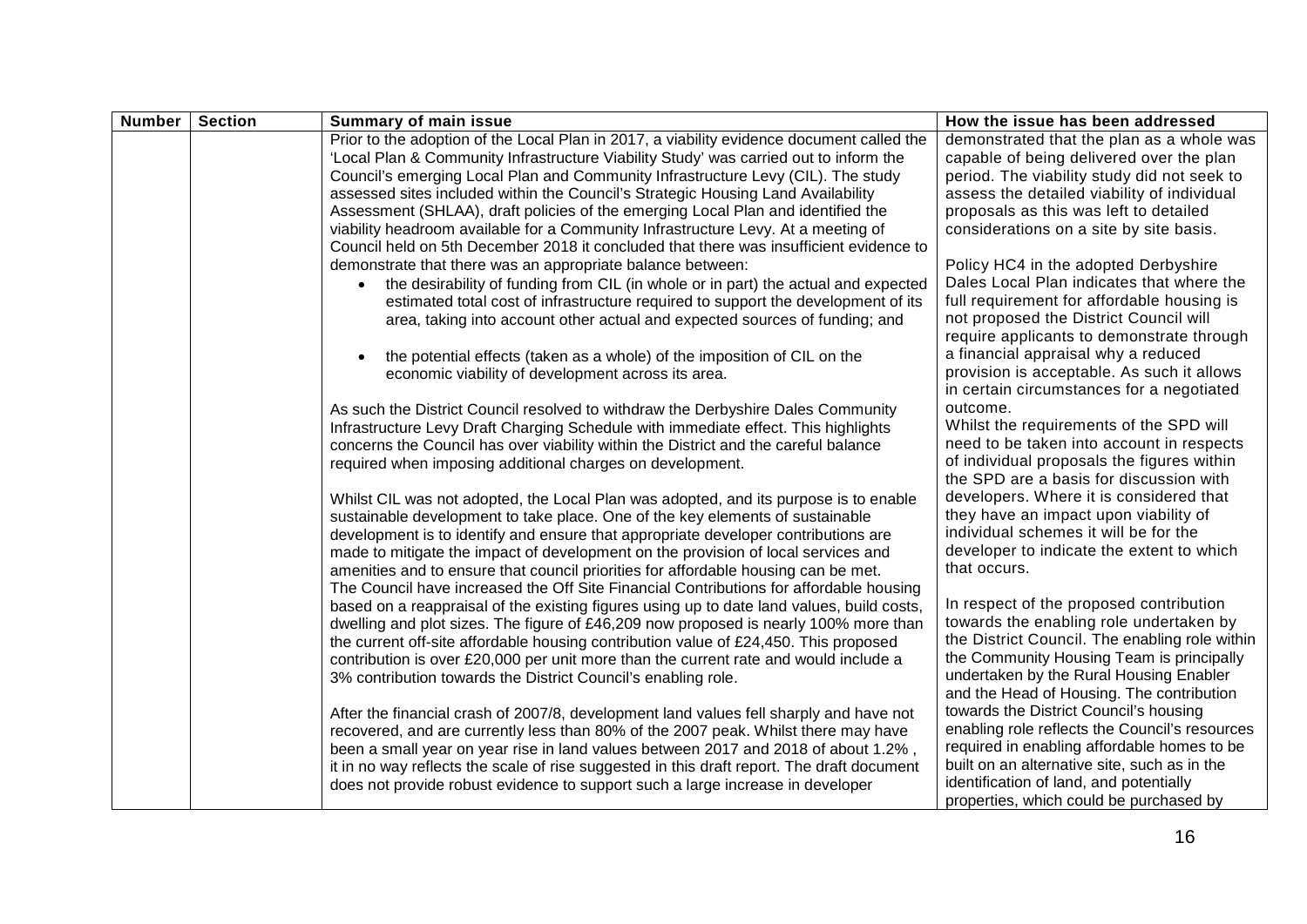| Number | Section | Summary of main issue | How the issue has been addressed |
|---|---|---|---|
| | | Prior to the adoption of the Local Plan in 2017, a viability evidence document called the 'Local Plan & Community Infrastructure Viability Study' was carried out to inform the Council's emerging Local Plan and Community Infrastructure Levy (CIL). The study assessed sites included within the Council's Strategic Housing Land Availability Assessment (SHLAA), draft policies of the emerging Local Plan and identified the viability headroom available for a Community Infrastructure Levy. At a meeting of Council held on 5th December 2018 it concluded that there was insufficient evidence to demonstrate that there was an appropriate balance between:<br>• the desirability of funding from CIL (in whole or in part) the actual and expected estimated total cost of infrastructure required to support the development of its area, taking into account other actual and expected sources of funding; and<br>• the potential effects (taken as a whole) of the imposition of CIL on the economic viability of development across its area.<br><br>As such the District Council resolved to withdraw the Derbyshire Dales Community Infrastructure Levy Draft Charging Schedule with immediate effect. This highlights concerns the Council has over viability within the District and the careful balance required when imposing additional charges on development.<br><br>Whilst CIL was not adopted, the Local Plan was adopted, and its purpose is to enable sustainable development to take place. One of the key elements of sustainable development is to identify and ensure that appropriate developer contributions are made to mitigate the impact of development on the provision of local services and amenities and to ensure that council priorities for affordable housing can be met. The Council have increased the Off Site Financial Contributions for affordable housing based on a reappraisal of the existing figures using up to date land values, build costs, dwelling and plot sizes. The figure of £46,209 now proposed is nearly 100% more than the current off-site affordable housing contribution value of £24,450. This proposed contribution is over £20,000 per unit more than the current rate and would include a 3% contribution towards the District Council's enabling role.<br><br>After the financial crash of 2007/8, development land values fell sharply and have not recovered, and are currently less than 80% of the 2007 peak. Whilst there may have been a small year on year rise in land values between 2017 and 2018 of about 1.2% , it in no way reflects the scale of rise suggested in this draft report. The draft document does not provide robust evidence to support such a large increase in developer | demonstrated that the plan as a whole was capable of being delivered over the plan period. The viability study did not seek to assess the detailed viability of individual proposals as this was left to detailed considerations on a site by site basis.<br><br>Policy HC4 in the adopted Derbyshire Dales Local Plan indicates that where the full requirement for affordable housing is not proposed the District Council will require applicants to demonstrate through a financial appraisal why a reduced provision is acceptable. As such it allows in certain circumstances for a negotiated outcome.<br>Whilst the requirements of the SPD will need to be taken into account in respects of individual proposals the figures within the SPD are a basis for discussion with developers. Where it is considered that they have an impact upon viability of individual schemes it will be for the developer to indicate the extent to which that occurs.<br><br>In respect of the proposed contribution towards the enabling role undertaken by the District Council. The enabling role within the Community Housing Team is principally undertaken by the Rural Housing Enabler and the Head of Housing. The contribution towards the District Council's housing enabling role reflects the Council's resources required in enabling affordable homes to be built on an alternative site, such as in the identification of land, and potentially properties, which could be purchased by |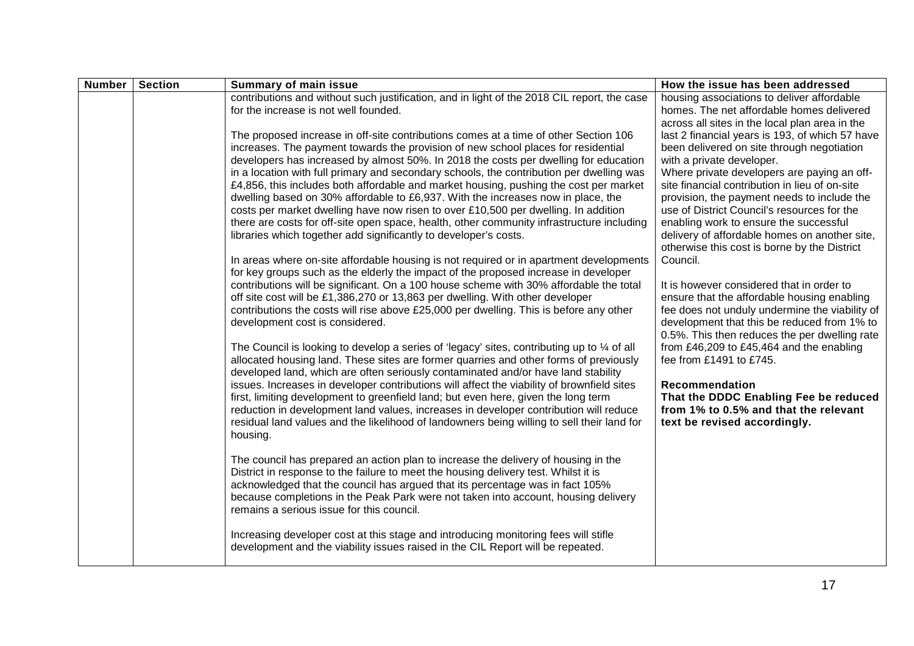| Number | Section | Summary of main issue | How the issue has been addressed |
|---|---|---|---|
| | | contributions and without such justification, and in light of the 2018 CIL report, the case for the increase is not well founded.<br><br>The proposed increase in off-site contributions comes at a time of other Section 106 increases. The payment towards the provision of new school places for residential developers has increased by almost 50%. In 2018 the costs per dwelling for education in a location with full primary and secondary schools, the contribution per dwelling was £4,856, this includes both affordable and market housing, pushing the cost per market dwelling based on 30% affordable to £6,937. With the increases now in place, the costs per market dwelling have now risen to over £10,500 per dwelling. In addition there are costs for off-site open space, health, other community infrastructure including libraries which together add significantly to developer's costs.<br><br>In areas where on-site affordable housing is not required or in apartment developments for key groups such as the elderly the impact of the proposed increase in developer contributions will be significant. On a 100 house scheme with 30% affordable the total off site cost will be £1,386,270 or 13,863 per dwelling. With other developer contributions the costs will rise above £25,000 per dwelling. This is before any other development cost is considered.<br><br>The Council is looking to develop a series of 'legacy' sites, contributing up to ¼ of all allocated housing land. These sites are former quarries and other forms of previously developed land, which are often seriously contaminated and/or have land stability issues. Increases in developer contributions will affect the viability of brownfield sites first, limiting development to greenfield land; but even here, given the long term reduction in development land values, increases in developer contribution will reduce residual land values and the likelihood of landowners being willing to sell their land for housing.<br><br>The council has prepared an action plan to increase the delivery of housing in the District in response to the failure to meet the housing delivery test. Whilst it is acknowledged that the council has argued that its percentage was in fact 105% because completions in the Peak Park were not taken into account, housing delivery remains a serious issue for this council.<br><br>Increasing developer cost at this stage and introducing monitoring fees will stifle development and the viability issues raised in the CIL Report will be repeated. | housing associations to deliver affordable homes. The net affordable homes delivered across all sites in the local plan area in the last 2 financial years is 193, of which 57 have been delivered on site through negotiation with a private developer.<br>Where private developers are paying an off-site financial contribution in lieu of on-site provision, the payment needs to include the use of District Council's resources for the enabling work to ensure the successful delivery of affordable homes on another site, otherwise this cost is borne by the District Council.<br><br>It is however considered that in order to ensure that the affordable housing enabling fee does not unduly undermine the viability of development that this be reduced from 1% to 0.5%. This then reduces the per dwelling rate from £46,209 to £45,464 and the enabling fee from £1491 to £745.<br><br>**Recommendation**<br>**That the DDDC Enabling Fee be reduced from 1% to 0.5% and that the relevant text be revised accordingly.** |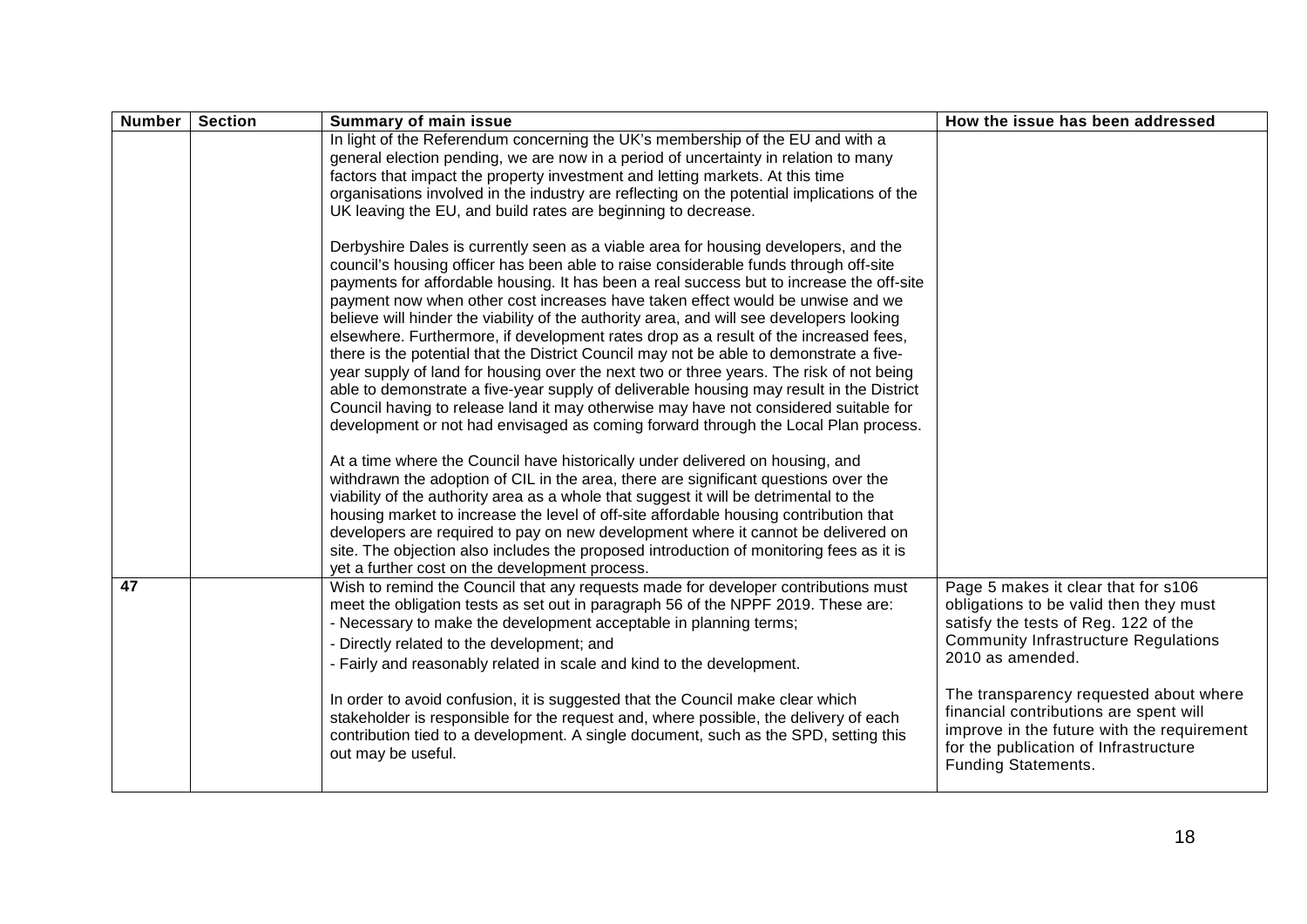| Number | Section | Summary of main issue | How the issue has been addressed |
|---|---|---|---|
| | | In light of the Referendum concerning the UK's membership of the EU and with a general election pending, we are now in a period of uncertainty in relation to many factors that impact the property investment and letting markets. At this time organisations involved in the industry are reflecting on the potential implications of the UK leaving the EU, and build rates are beginning to decrease.<br><br>Derbyshire Dales is currently seen as a viable area for housing developers, and the council's housing officer has been able to raise considerable funds through off-site payments for affordable housing. It has been a real success but to increase the off-site payment now when other cost increases have taken effect would be unwise and we believe will hinder the viability of the authority area, and will see developers looking elsewhere. Furthermore, if development rates drop as a result of the increased fees, there is the potential that the District Council may not be able to demonstrate a five-year supply of land for housing over the next two or three years. The risk of not being able to demonstrate a five-year supply of deliverable housing may result in the District Council having to release land it may otherwise may have not considered suitable for development or not had envisaged as coming forward through the Local Plan process.<br><br>At a time where the Council have historically under delivered on housing, and withdrawn the adoption of CIL in the area, there are significant questions over the viability of the authority area as a whole that suggest it will be detrimental to the housing market to increase the level of off-site affordable housing contribution that developers are required to pay on new development where it cannot be delivered on site. The objection also includes the proposed introduction of monitoring fees as it is yet a further cost on the development process. | |
| **47** | | Wish to remind the Council that any requests made for developer contributions must meet the obligation tests as set out in paragraph 56 of the NPPF 2019. These are:<br>- Necessary to make the development acceptable in planning terms;<br>- Directly related to the development; and<br>- Fairly and reasonably related in scale and kind to the development.<br><br>In order to avoid confusion, it is suggested that the Council make clear which stakeholder is responsible for the request and, where possible, the delivery of each contribution tied to a development. A single document, such as the SPD, setting this out may be useful. | Page 5 makes it clear that for s106 obligations to be valid then they must satisfy the tests of Reg. 122 of the Community Infrastructure Regulations 2010 as amended.<br><br>The transparency requested about where financial contributions are spent will improve in the future with the requirement for the publication of Infrastructure Funding Statements. |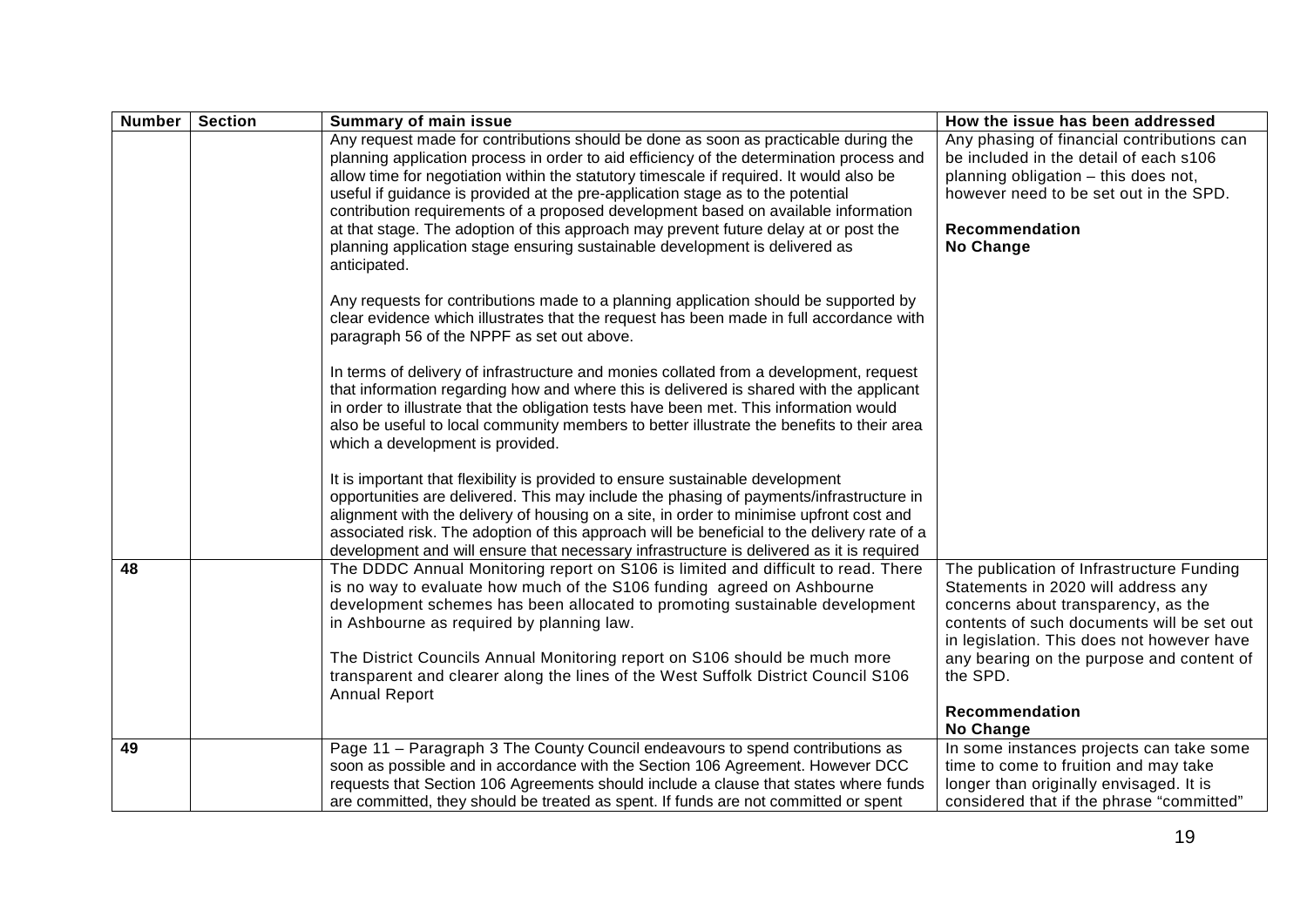| Number | Section | Summary of main issue | How the issue has been addressed |
|---|---|---|---|
| | | Any request made for contributions should be done as soon as practicable during the planning application process in order to aid efficiency of the determination process and allow time for negotiation within the statutory timescale if required. It would also be useful if guidance is provided at the pre-application stage as to the potential contribution requirements of a proposed development based on available information at that stage. The adoption of this approach may prevent future delay at or post the planning application stage ensuring sustainable development is delivered as anticipated.<br><br>Any requests for contributions made to a planning application should be supported by clear evidence which illustrates that the request has been made in full accordance with paragraph 56 of the NPPF as set out above.<br><br>In terms of delivery of infrastructure and monies collated from a development, request that information regarding how and where this is delivered is shared with the applicant in order to illustrate that the obligation tests have been met. This information would also be useful to local community members to better illustrate the benefits to their area which a development is provided.<br><br>It is important that flexibility is provided to ensure sustainable development opportunities are delivered. This may include the phasing of payments/infrastructure in alignment with the delivery of housing on a site, in order to minimise upfront cost and associated risk. The adoption of this approach will be beneficial to the delivery rate of a development and will ensure that necessary infrastructure is delivered as it is required | Any phasing of financial contributions can be included in the detail of each s106 planning obligation – this does not, however need to be set out in the SPD.<br><br>**Recommendation**<br>**No Change** |
| **48** | | The DDDC Annual Monitoring report on S106 is limited and difficult to read. There is no way to evaluate how much of the S106 funding agreed on Ashbourne development schemes has been allocated to promoting sustainable development in Ashbourne as required by planning law.<br><br>The District Councils Annual Monitoring report on S106 should be much more transparent and clearer along the lines of the West Suffolk District Council S106 Annual Report | The publication of Infrastructure Funding Statements in 2020 will address any concerns about transparency, as the contents of such documents will be set out in legislation. This does not however have any bearing on the purpose and content of the SPD.<br><br>**Recommendation**<br>**No Change** |
| **49** | | Page 11 – Paragraph 3 The County Council endeavours to spend contributions as soon as possible and in accordance with the Section 106 Agreement. However DCC requests that Section 106 Agreements should include a clause that states where funds are committed, they should be treated as spent. If funds are not committed or spent | In some instances projects can take some time to come to fruition and may take longer than originally envisaged. It is considered that if the phrase "committed" |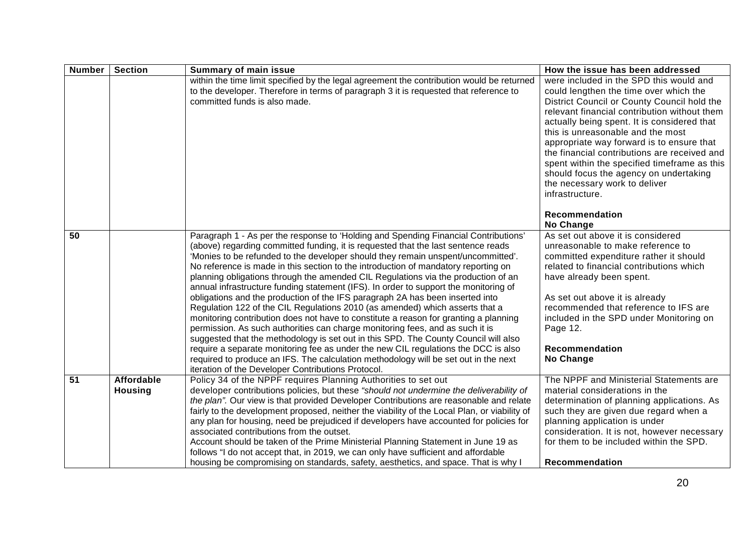| Number | Section | Summary of main issue | How the issue has been addressed |
|---|---|---|---|
| | | within the time limit specified by the legal agreement the contribution would be returned to the developer. Therefore in terms of paragraph 3 it is requested that reference to committed funds is also made. | were included in the SPD this would and could lengthen the time over which the District Council or County Council hold the relevant financial contribution without them actually being spent. It is considered that this is unreasonable and the most appropriate way forward is to ensure that the financial contributions are received and spent within the specified timeframe as this should focus the agency on undertaking the necessary work to deliver infrastructure.<br><br>**Recommendation**<br>**No Change** |
| **50** | | Paragraph 1 - As per the response to 'Holding and Spending Financial Contributions' (above) regarding committed funding, it is requested that the last sentence reads 'Monies to be refunded to the developer should they remain unspent/uncommitted'. No reference is made in this section to the introduction of mandatory reporting on planning obligations through the amended CIL Regulations via the production of an annual infrastructure funding statement (IFS). In order to support the monitoring of obligations and the production of the IFS paragraph 2A has been inserted into Regulation 122 of the CIL Regulations 2010 (as amended) which asserts that a monitoring contribution does not have to constitute a reason for granting a planning permission. As such authorities can charge monitoring fees, and as such it is suggested that the methodology is set out in this SPD. The County Council will also require a separate monitoring fee as under the new CIL regulations the DCC is also required to produce an IFS. The calculation methodology will be set out in the next iteration of the Developer Contributions Protocol. | As set out above it is considered unreasonable to make reference to committed expenditure rather it should related to financial contributions which have already been spent.<br><br>As set out above it is already recommended that reference to IFS are included in the SPD under Monitoring on Page 12.<br><br>**Recommendation**<br>**No Change** |
| **51** | **Affordable Housing** | Policy 34 of the NPPF requires Planning Authorities to set out developer contributions policies, but these *"should not undermine the deliverability of the plan".* Our view is that provided Developer Contributions are reasonable and relate fairly to the development proposed, neither the viability of the Local Plan, or viability of any plan for housing, need be prejudiced if developers have accounted for policies for associated contributions from the outset.<br>Account should be taken of the Prime Ministerial Planning Statement in June 19 as follows "I do not accept that, in 2019, we can only have sufficient and affordable housing be compromising on standards, safety, aesthetics, and space. That is why I | The NPPF and Ministerial Statements are material considerations in the determination of planning applications. As such they are given due regard when a planning application is under consideration. It is not, however necessary for them to be included within the SPD.<br><br>**Recommendation** |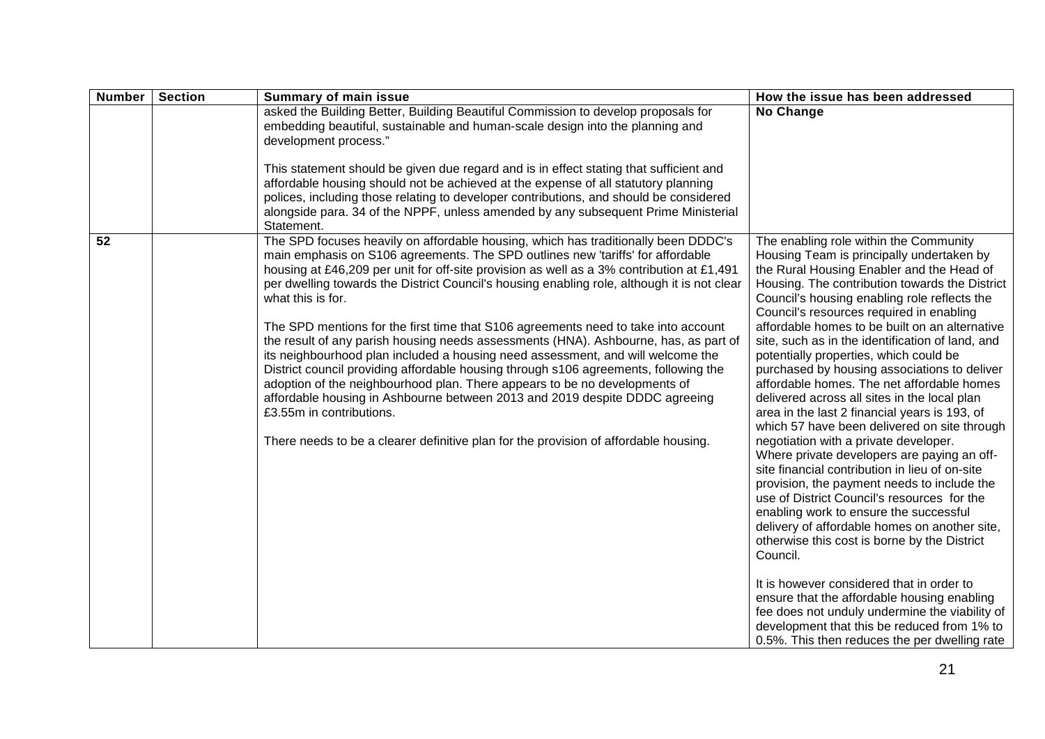| Number | Section | Summary of main issue | How the issue has been addressed |
|---|---|---|---|
| | | asked the Building Better, Building Beautiful Commission to develop proposals for embedding beautiful, sustainable and human-scale design into the planning and development process."<br><br>This statement should be given due regard and is in effect stating that sufficient and affordable housing should not be achieved at the expense of all statutory planning polices, including those relating to developer contributions, and should be considered alongside para. 34 of the NPPF, unless amended by any subsequent Prime Ministerial Statement. | **No Change** |
| **52** | | The SPD focuses heavily on affordable housing, which has traditionally been DDDC's main emphasis on S106 agreements. The SPD outlines new 'tariffs' for affordable housing at £46,209 per unit for off-site provision as well as a 3% contribution at £1,491 per dwelling towards the District Council's housing enabling role, although it is not clear what this is for.<br><br>The SPD mentions for the first time that S106 agreements need to take into account the result of any parish housing needs assessments (HNA). Ashbourne, has, as part of its neighbourhood plan included a housing need assessment, and will welcome the District council providing affordable housing through s106 agreements, following the adoption of the neighbourhood plan. There appears to be no developments of affordable housing in Ashbourne between 2013 and 2019 despite DDDC agreeing £3.55m in contributions.<br><br>There needs to be a clearer definitive plan for the provision of affordable housing. | The enabling role within the Community Housing Team is principally undertaken by the Rural Housing Enabler and the Head of Housing. The contribution towards the District Council's housing enabling role reflects the Council's resources required in enabling affordable homes to be built on an alternative site, such as in the identification of land, and potentially properties, which could be purchased by housing associations to deliver affordable homes. The net affordable homes delivered across all sites in the local plan area in the last 2 financial years is 193, of which 57 have been delivered on site through negotiation with a private developer.<br>Where private developers are paying an off-site financial contribution in lieu of on-site provision, the payment needs to include the use of District Council's resources for the enabling work to ensure the successful delivery of affordable homes on another site, otherwise this cost is borne by the District Council.<br><br>It is however considered that in order to ensure that the affordable housing enabling fee does not unduly undermine the viability of development that this be reduced from 1% to 0.5%. This then reduces the per dwelling rate |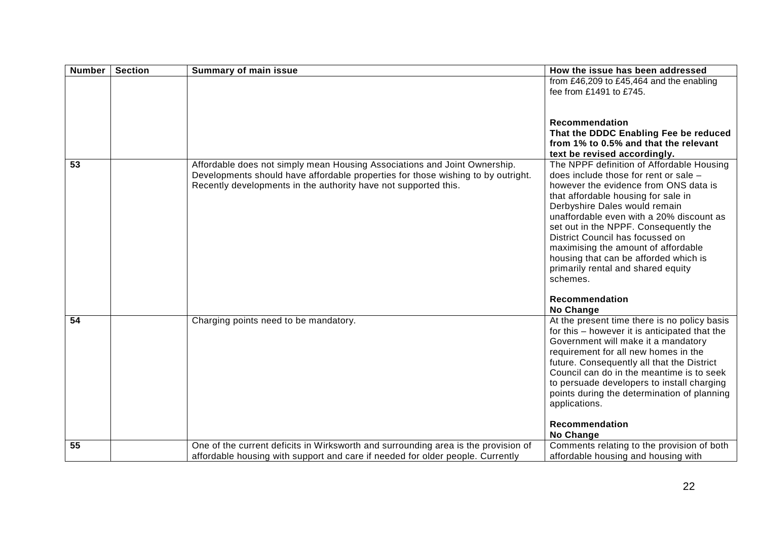| Number | Section | Summary of main issue | How the issue has been addressed |
|---|---|---|---|
| | | | from £46,209 to £45,464 and the enabling fee from £1491 to £745.<br><br>**Recommendation**<br>**That the DDDC Enabling Fee be reduced from 1% to 0.5% and that the relevant text be revised accordingly.** |
| 53 | | Affordable does not simply mean Housing Associations and Joint Ownership. Developments should have affordable properties for those wishing to by outright. Recently developments in the authority have not supported this. | The NPPF definition of Affordable Housing does include those for rent or sale – however the evidence from ONS data is that affordable housing for sale in Derbyshire Dales would remain unaffordable even with a 20% discount as set out in the NPPF. Consequently the District Council has focussed on maximising the amount of affordable housing that can be afforded which is primarily rental and shared equity schemes.<br><br>**Recommendation**<br>**No Change** |
| 54 | | Charging points need to be mandatory. | At the present time there is no policy basis for this – however it is anticipated that the Government will make it a mandatory requirement for all new homes in the future. Consequently all that the District Council can do in the meantime is to seek to persuade developers to install charging points during the determination of planning applications.<br><br>**Recommendation**<br>**No Change** |
| 55 | | One of the current deficits in Wirksworth and surrounding area is the provision of affordable housing with support and care if needed for older people. Currently | Comments relating to the provision of both affordable housing and housing with |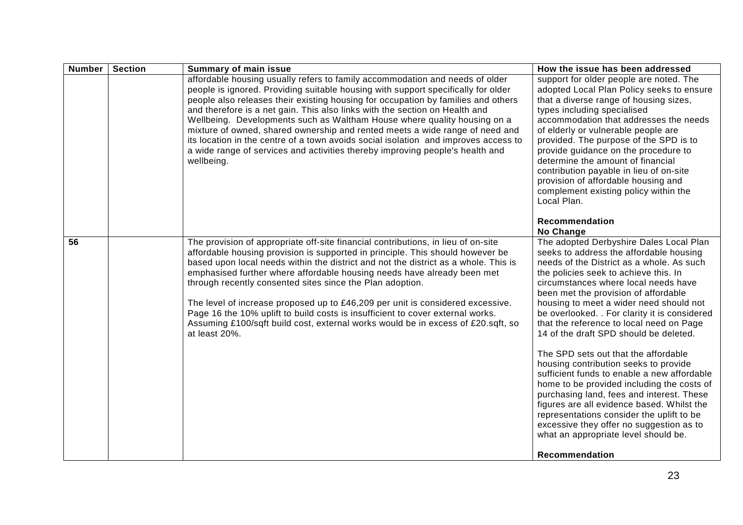| Number | Section | Summary of main issue | How the issue has been addressed |
|---|---|---|---|
| | | affordable housing usually refers to family accommodation and needs of older people is ignored. Providing suitable housing with support specifically for older people also releases their existing housing for occupation by families and others and therefore is a net gain. This also links with the section on Health and Wellbeing. Developments such as Waltham House where quality housing on a mixture of owned, shared ownership and rented meets a wide range of need and its location in the centre of a town avoids social isolation and improves access to a wide range of services and activities thereby improving people's health and wellbeing. | support for older people are noted. The adopted Local Plan Policy seeks to ensure that a diverse range of housing sizes, types including specialised accommodation that addresses the needs of elderly or vulnerable people are provided. The purpose of the SPD is to provide guidance on the procedure to determine the amount of financial contribution payable in lieu of on-site provision of affordable housing and complement existing policy within the Local Plan.<br><br>**Recommendation**<br>**No Change** |
| **56** | | The provision of appropriate off-site financial contributions, in lieu of on-site affordable housing provision is supported in principle. This should however be based upon local needs within the district and not the district as a whole. This is emphasised further where affordable housing needs have already been met through recently consented sites since the Plan adoption.<br><br>The level of increase proposed up to £46,209 per unit is considered excessive. Page 16 the 10% uplift to build costs is insufficient to cover external works. Assuming £100/sqft build cost, external works would be in excess of £20.sqft, so at least 20%. | The adopted Derbyshire Dales Local Plan seeks to address the affordable housing needs of the District as a whole. As such the policies seek to achieve this. In circumstances where local needs have been met the provision of affordable housing to meet a wider need should not be overlooked. . For clarity it is considered that the reference to local need on Page 14 of the draft SPD should be deleted.<br><br>The SPD sets out that the affordable housing contribution seeks to provide sufficient funds to enable a new affordable home to be provided including the costs of purchasing land, fees and interest. These figures are all evidence based. Whilst the representations consider the uplift to be excessive they offer no suggestion as to what an appropriate level should be.<br><br>**Recommendation** |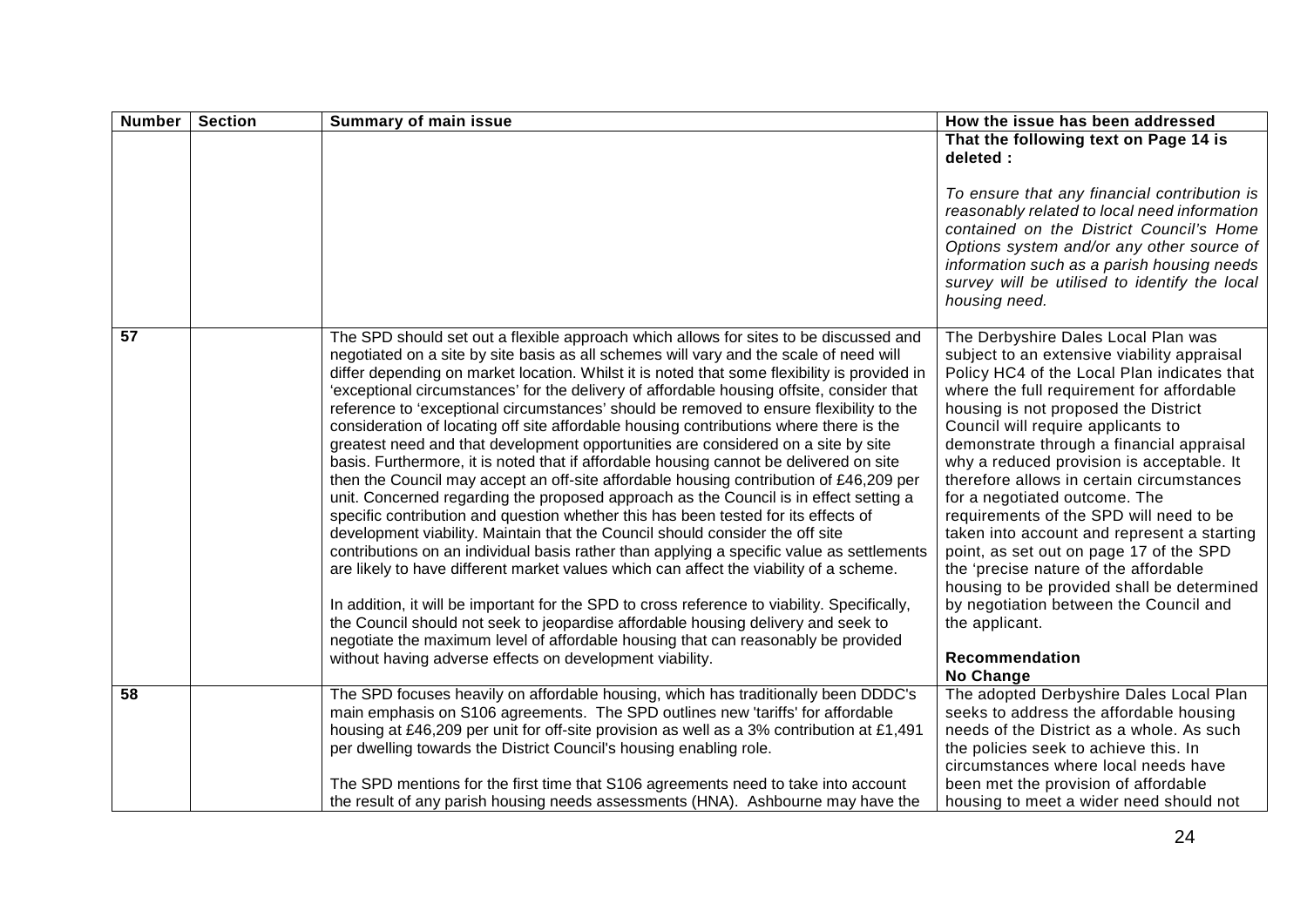| Number | Section | Summary of main issue | How the issue has been addressed |
|---|---|---|---|
| | | | **That the following text on Page 14 is deleted :**<br><br>*To ensure that any financial contribution is reasonably related to local need information contained on the District Council's Home Options system and/or any other source of information such as a parish housing needs survey will be utilised to identify the local housing need.* |
| 57 | | The SPD should set out a flexible approach which allows for sites to be discussed and negotiated on a site by site basis as all schemes will vary and the scale of need will differ depending on market location. Whilst it is noted that some flexibility is provided in 'exceptional circumstances' for the delivery of affordable housing offsite, consider that reference to 'exceptional circumstances' should be removed to ensure flexibility to the consideration of locating off site affordable housing contributions where there is the greatest need and that development opportunities are considered on a site by site basis. Furthermore, it is noted that if affordable housing cannot be delivered on site then the Council may accept an off-site affordable housing contribution of £46,209 per unit. Concerned regarding the proposed approach as the Council is in effect setting a specific contribution and question whether this has been tested for its effects of development viability. Maintain that the Council should consider the off site contributions on an individual basis rather than applying a specific value as settlements are likely to have different market values which can affect the viability of a scheme.<br><br>In addition, it will be important for the SPD to cross reference to viability. Specifically, the Council should not seek to jeopardise affordable housing delivery and seek to negotiate the maximum level of affordable housing that can reasonably be provided without having adverse effects on development viability. | The Derbyshire Dales Local Plan was subject to an extensive viability appraisal Policy HC4 of the Local Plan indicates that where the full requirement for affordable housing is not proposed the District Council will require applicants to demonstrate through a financial appraisal why a reduced provision is acceptable. It therefore allows in certain circumstances for a negotiated outcome. The requirements of the SPD will need to be taken into account and represent a starting point, as set out on page 17 of the SPD the 'precise nature of the affordable housing to be provided shall be determined by negotiation between the Council and the applicant.<br><br>**Recommendation**<br>**No Change** |
| 58 | | The SPD focuses heavily on affordable housing, which has traditionally been DDDC's main emphasis on S106 agreements. The SPD outlines new 'tariffs' for affordable housing at £46,209 per unit for off-site provision as well as a 3% contribution at £1,491 per dwelling towards the District Council's housing enabling role.<br><br>The SPD mentions for the first time that S106 agreements need to take into account the result of any parish housing needs assessments (HNA). Ashbourne may have the | The adopted Derbyshire Dales Local Plan seeks to address the affordable housing needs of the District as a whole. As such the policies seek to achieve this. In circumstances where local needs have been met the provision of affordable housing to meet a wider need should not |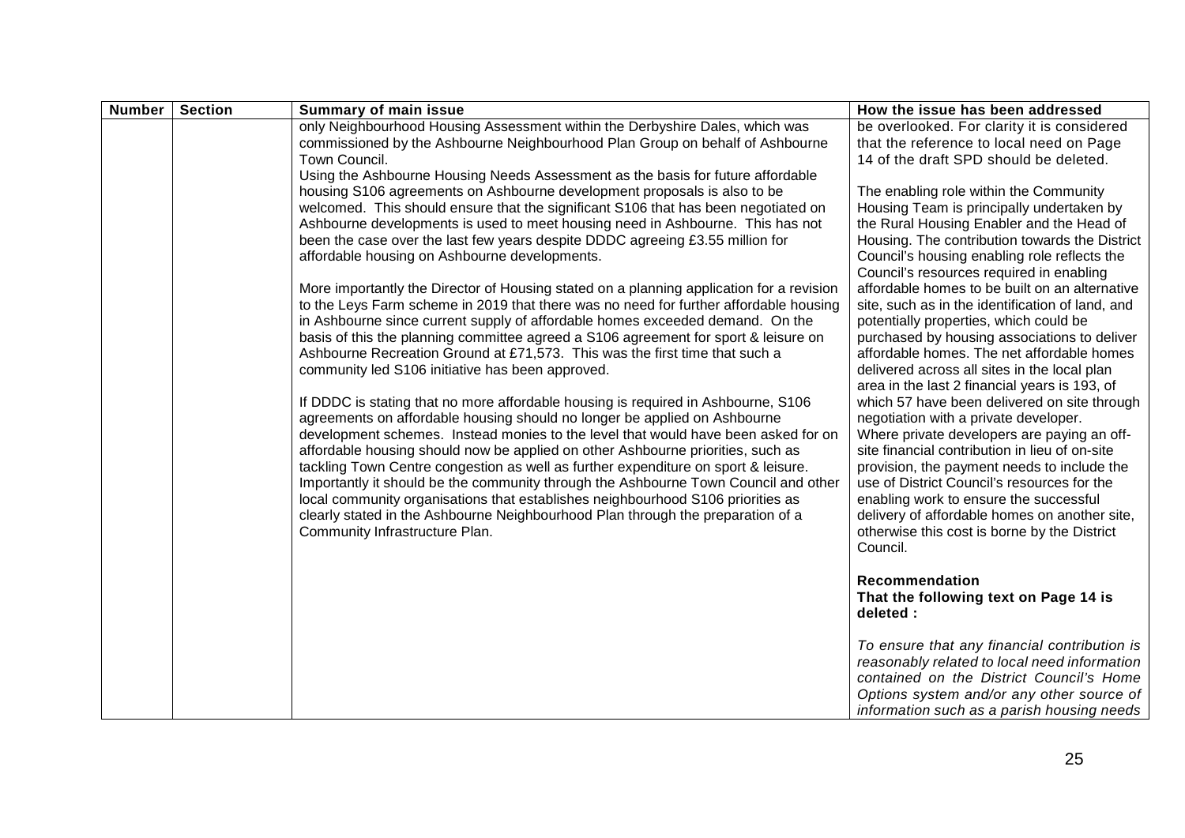| Number | Section | Summary of main issue | How the issue has been addressed |
| --- | --- | --- | --- |
| | | only Neighbourhood Housing Assessment within the Derbyshire Dales, which was commissioned by the Ashbourne Neighbourhood Plan Group on behalf of Ashbourne Town Council.<br>Using the Ashbourne Housing Needs Assessment as the basis for future affordable housing S106 agreements on Ashbourne development proposals is also to be welcomed. This should ensure that the significant S106 that has been negotiated on Ashbourne developments is used to meet housing need in Ashbourne. This has not been the case over the last few years despite DDDC agreeing £3.55 million for affordable housing on Ashbourne developments.<br><br>More importantly the Director of Housing stated on a planning application for a revision to the Leys Farm scheme in 2019 that there was no need for further affordable housing in Ashbourne since current supply of affordable homes exceeded demand. On the basis of this the planning committee agreed a S106 agreement for sport & leisure on Ashbourne Recreation Ground at £71,573. This was the first time that such a community led S106 initiative has been approved.<br><br>If DDDC is stating that no more affordable housing is required in Ashbourne, S106 agreements on affordable housing should no longer be applied on Ashbourne development schemes. Instead monies to the level that would have been asked for on affordable housing should now be applied on other Ashbourne priorities, such as tackling Town Centre congestion as well as further expenditure on sport & leisure. Importantly it should be the community through the Ashbourne Town Council and other local community organisations that establishes neighbourhood S106 priorities as clearly stated in the Ashbourne Neighbourhood Plan through the preparation of a Community Infrastructure Plan. | be overlooked. For clarity it is considered that the reference to local need on Page 14 of the draft SPD should be deleted.<br><br>The enabling role within the Community Housing Team is principally undertaken by the Rural Housing Enabler and the Head of Housing. The contribution towards the District Council's housing enabling role reflects the Council's resources required in enabling affordable homes to be built on an alternative site, such as in the identification of land, and potentially properties, which could be purchased by housing associations to deliver affordable homes. The net affordable homes delivered across all sites in the local plan area in the last 2 financial years is 193, of which 57 have been delivered on site through negotiation with a private developer.<br>Where private developers are paying an off-site financial contribution in lieu of on-site provision, the payment needs to include the use of District Council's resources for the enabling work to ensure the successful delivery of affordable homes on another site, otherwise this cost is borne by the District Council.<br><br>**Recommendation**<br>**That the following text on Page 14 is deleted :**<br><br>*To ensure that any financial contribution is reasonably related to local need information contained on the District Council's Home Options system and/or any other source of information such as a parish housing needs* |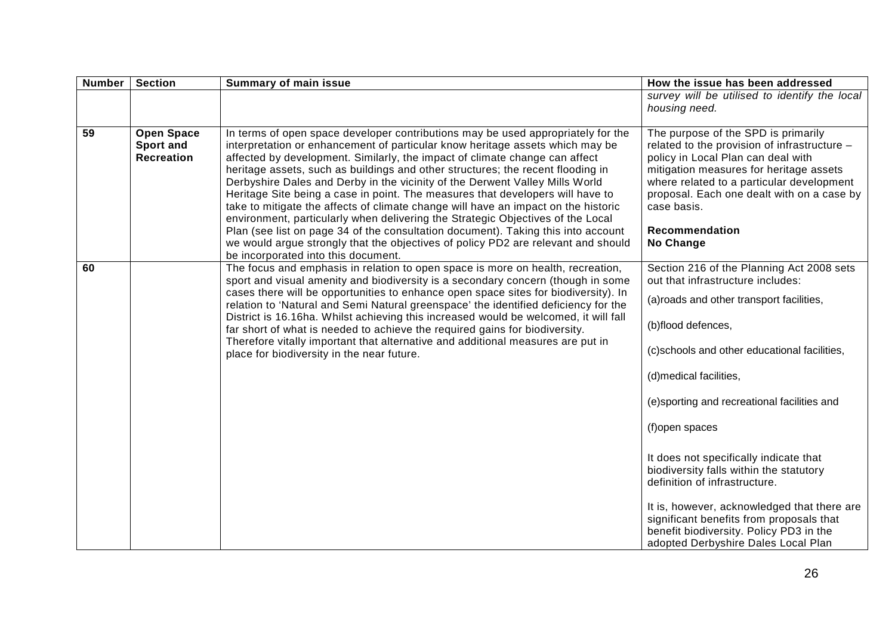| Number | Section | Summary of main issue | How the issue has been addressed |
|---|---|---|---|
| | | | *survey will be utilised to identify the local housing need.* |
| **59** | **Open Space Sport and Recreation** | In terms of open space developer contributions may be used appropriately for the interpretation or enhancement of particular know heritage assets which may be affected by development. Similarly, the impact of climate change can affect heritage assets, such as buildings and other structures; the recent flooding in Derbyshire Dales and Derby in the vicinity of the Derwent Valley Mills World Heritage Site being a case in point. The measures that developers will have to take to mitigate the affects of climate change will have an impact on the historic environment, particularly when delivering the Strategic Objectives of the Local Plan (see list on page 34 of the consultation document). Taking this into account we would argue strongly that the objectives of policy PD2 are relevant and should be incorporated into this document. | The purpose of the SPD is primarily related to the provision of infrastructure – policy in Local Plan can deal with mitigation measures for heritage assets where related to a particular development proposal. Each one dealt with on a case by case basis.<br><br>**Recommendation**<br>**No Change** |
| **60** | | The focus and emphasis in relation to open space is more on health, recreation, sport and visual amenity and biodiversity is a secondary concern (though in some cases there will be opportunities to enhance open space sites for biodiversity). In relation to 'Natural and Semi Natural greenspace' the identified deficiency for the District is 16.16ha. Whilst achieving this increased would be welcomed, it will fall far short of what is needed to achieve the required gains for biodiversity. Therefore vitally important that alternative and additional measures are put in place for biodiversity in the near future. | Section 216 of the Planning Act 2008 sets out that infrastructure includes:<br><br>(a)roads and other transport facilities,<br><br>(b)flood defences,<br><br>(c)schools and other educational facilities,<br><br>(d)medical facilities,<br><br>(e)sporting and recreational facilities and<br><br>(f)open spaces<br><br>It does not specifically indicate that biodiversity falls within the statutory definition of infrastructure.<br><br>It is, however, acknowledged that there are significant benefits from proposals that benefit biodiversity. Policy PD3 in the adopted Derbyshire Dales Local Plan |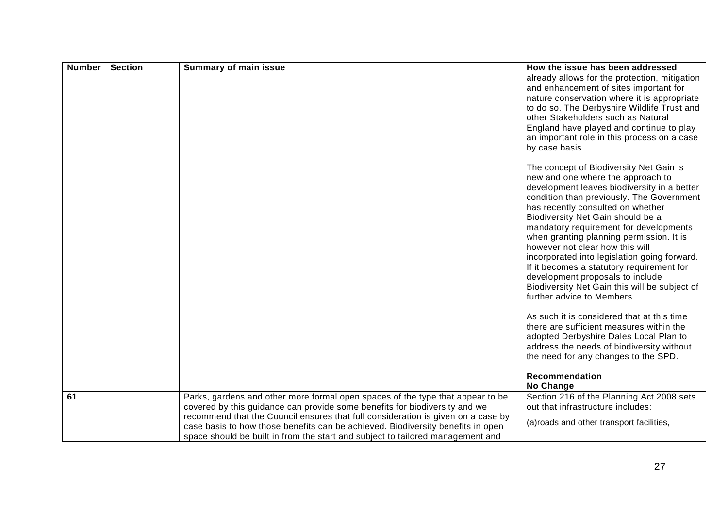| Number | Section | Summary of main issue | How the issue has been addressed |
|---|---|---|---|
| | | | already allows for the protection, mitigation and enhancement of sites important for nature conservation where it is appropriate to do so. The Derbyshire Wildlife Trust and other Stakeholders such as Natural England have played and continue to play an important role in this process on a case by case basis.<br><br>The concept of Biodiversity Net Gain is new and one where the approach to development leaves biodiversity in a better condition than previously. The Government has recently consulted on whether Biodiversity Net Gain should be a mandatory requirement for developments when granting planning permission. It is however not clear how this will incorporated into legislation going forward. If it becomes a statutory requirement for development proposals to include Biodiversity Net Gain this will be subject of further advice to Members.<br><br>As such it is considered that at this time there are sufficient measures within the adopted Derbyshire Dales Local Plan to address the needs of biodiversity without the need for any changes to the SPD.<br><br>**Recommendation**<br>**No Change** |
| 61 | | Parks, gardens and other more formal open spaces of the type that appear to be covered by this guidance can provide some benefits for biodiversity and we recommend that the Council ensures that full consideration is given on a case by case basis to how those benefits can be achieved. Biodiversity benefits in open space should be built in from the start and subject to tailored management and | Section 216 of the Planning Act 2008 sets out that infrastructure includes:<br><br>(a)roads and other transport facilities, |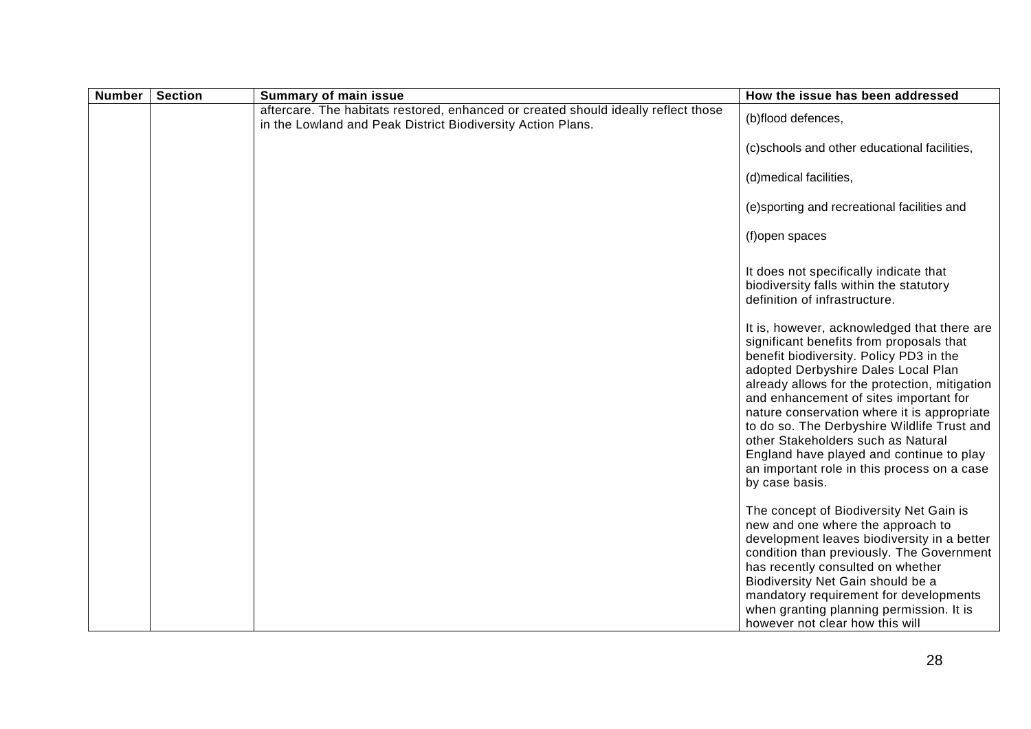| Number | Section | Summary of main issue | How the issue has been addressed |
|---|---|---|---|
| | | aftercare. The habitats restored, enhanced or created should ideally reflect those in the Lowland and Peak District Biodiversity Action Plans. | (b)flood defences,<br><br>(c)schools and other educational facilities,<br><br>(d)medical facilities,<br><br>(e)sporting and recreational facilities and<br><br>(f)open spaces<br><br>It does not specifically indicate that biodiversity falls within the statutory definition of infrastructure.<br><br>It is, however, acknowledged that there are significant benefits from proposals that benefit biodiversity. Policy PD3 in the adopted Derbyshire Dales Local Plan already allows for the protection, mitigation and enhancement of sites important for nature conservation where it is appropriate to do so. The Derbyshire Wildlife Trust and other Stakeholders such as Natural England have played and continue to play an important role in this process on a case by case basis.<br><br>The concept of Biodiversity Net Gain is new and one where the approach to development leaves biodiversity in a better condition than previously. The Government has recently consulted on whether Biodiversity Net Gain should be a mandatory requirement for developments when granting planning permission. It is however not clear how this will |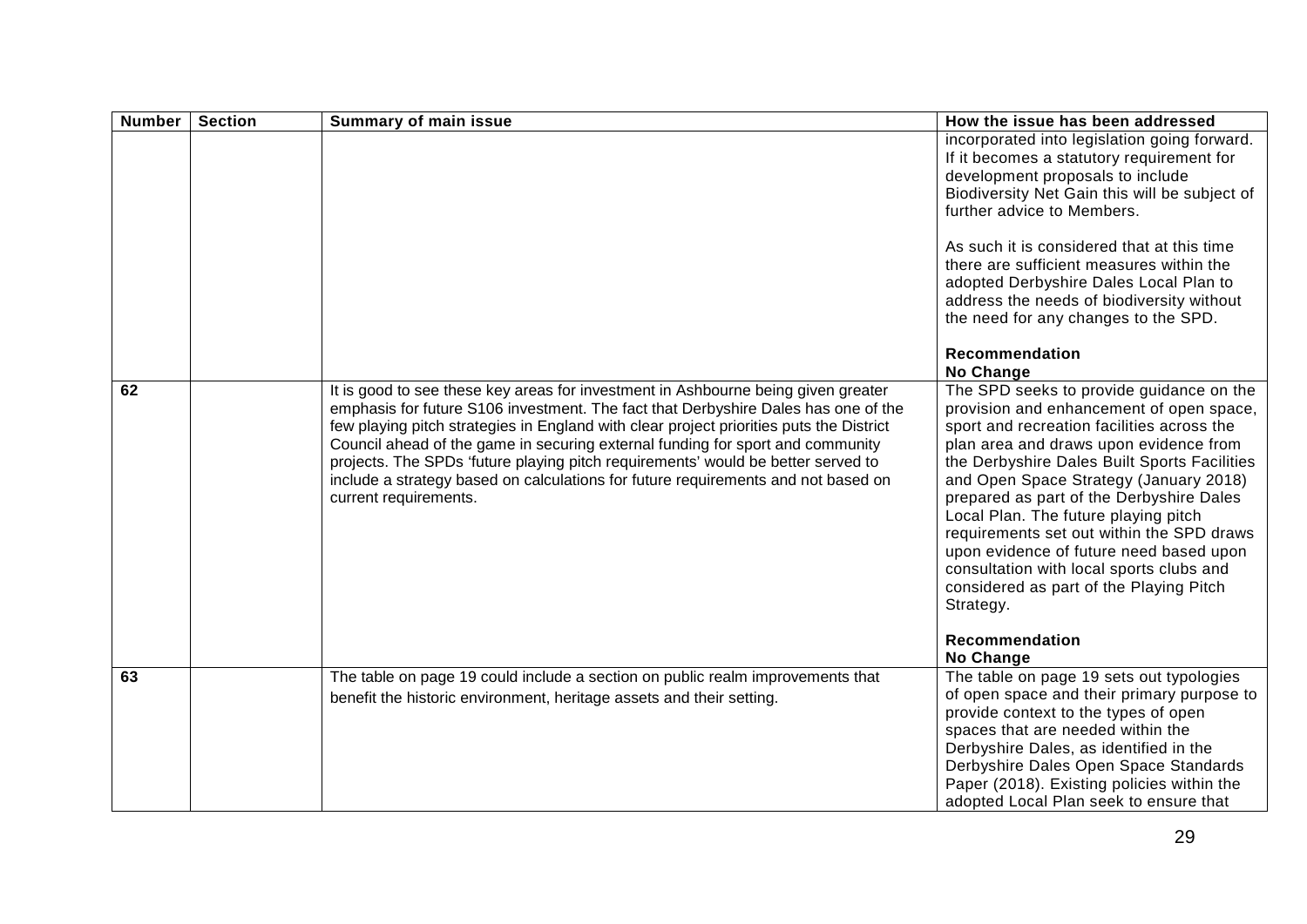| Number | Section | Summary of main issue | How the issue has been addressed |
|---|---|---|---|
| | | | incorporated into legislation going forward. If it becomes a statutory requirement for development proposals to include Biodiversity Net Gain this will be subject of further advice to Members.<br><br>As such it is considered that at this time there are sufficient measures within the adopted Derbyshire Dales Local Plan to address the needs of biodiversity without the need for any changes to the SPD.<br><br>**Recommendation**<br>**No Change** |
| 62 | | It is good to see these key areas for investment in Ashbourne being given greater emphasis for future S106 investment. The fact that Derbyshire Dales has one of the few playing pitch strategies in England with clear project priorities puts the District Council ahead of the game in securing external funding for sport and community projects. The SPDs 'future playing pitch requirements' would be better served to include a strategy based on calculations for future requirements and not based on current requirements. | The SPD seeks to provide guidance on the provision and enhancement of open space, sport and recreation facilities across the plan area and draws upon evidence from the Derbyshire Dales Built Sports Facilities and Open Space Strategy (January 2018) prepared as part of the Derbyshire Dales Local Plan. The future playing pitch requirements set out within the SPD draws upon evidence of future need based upon consultation with local sports clubs and considered as part of the Playing Pitch Strategy.<br><br>**Recommendation**<br>**No Change** |
| 63 | | The table on page 19 could include a section on public realm improvements that benefit the historic environment, heritage assets and their setting. | The table on page 19 sets out typologies of open space and their primary purpose to provide context to the types of open spaces that are needed within the Derbyshire Dales, as identified in the Derbyshire Dales Open Space Standards Paper (2018). Existing policies within the adopted Local Plan seek to ensure that |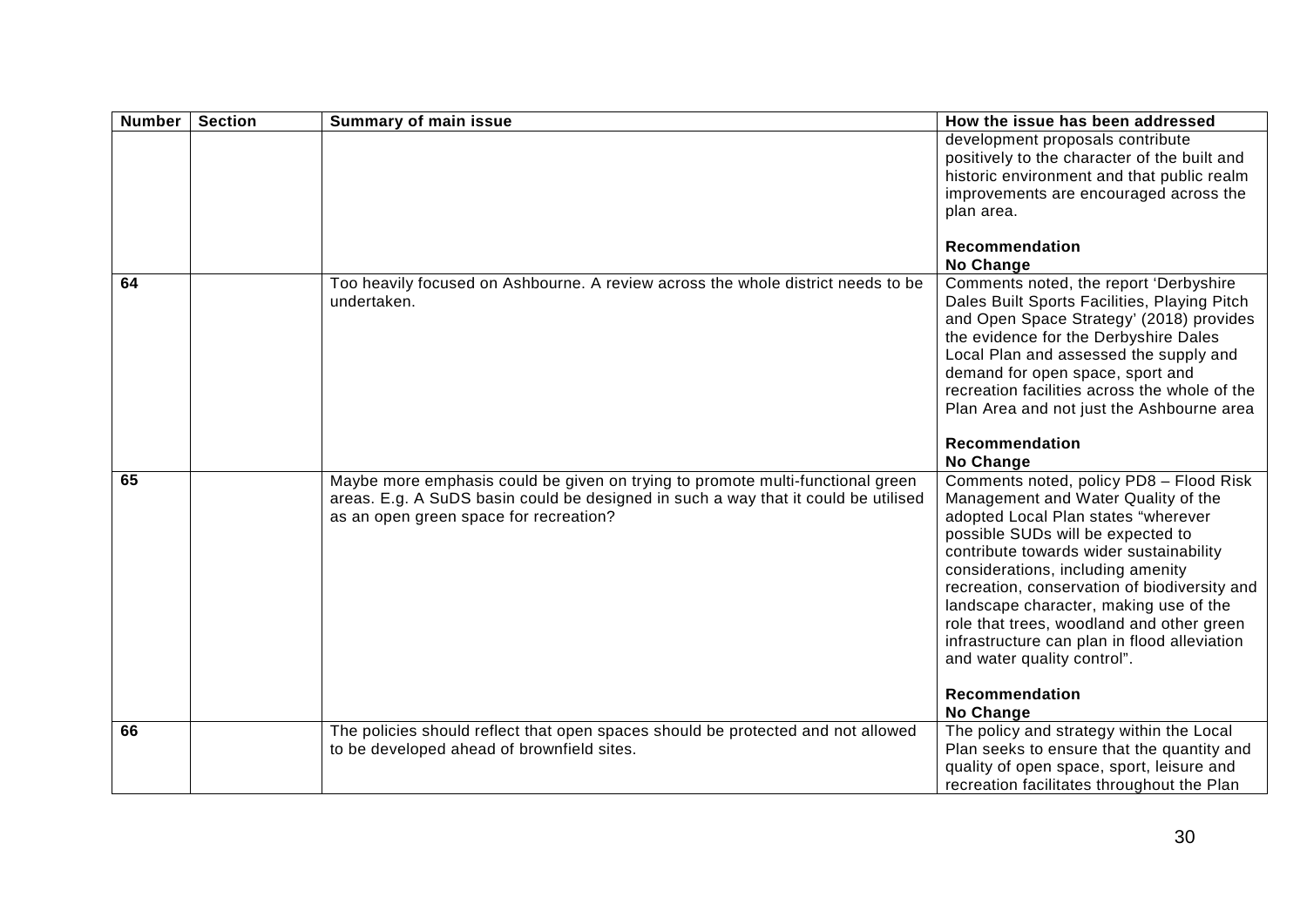| Number | Section | Summary of main issue | How the issue has been addressed |
|---|---|---|---|
| | | | development proposals contribute positively to the character of the built and historic environment and that public realm improvements are encouraged across the plan area.<br><br>**Recommendation**<br>**No Change** |
| 64 | | Too heavily focused on Ashbourne. A review across the whole district needs to be undertaken. | Comments noted, the report 'Derbyshire Dales Built Sports Facilities, Playing Pitch and Open Space Strategy' (2018) provides the evidence for the Derbyshire Dales Local Plan and assessed the supply and demand for open space, sport and recreation facilities across the whole of the Plan Area and not just the Ashbourne area<br><br>**Recommendation**<br>**No Change** |
| 65 | | Maybe more emphasis could be given on trying to promote multi-functional green areas. E.g. A SuDS basin could be designed in such a way that it could be utilised as an open green space for recreation? | Comments noted, policy PD8 – Flood Risk Management and Water Quality of the adopted Local Plan states "wherever possible SUDs will be expected to contribute towards wider sustainability considerations, including amenity recreation, conservation of biodiversity and landscape character, making use of the role that trees, woodland and other green infrastructure can plan in flood alleviation and water quality control".<br><br>**Recommendation**<br>**No Change** |
| 66 | | The policies should reflect that open spaces should be protected and not allowed to be developed ahead of brownfield sites. | The policy and strategy within the Local Plan seeks to ensure that the quantity and quality of open space, sport, leisure and recreation facilitates throughout the Plan |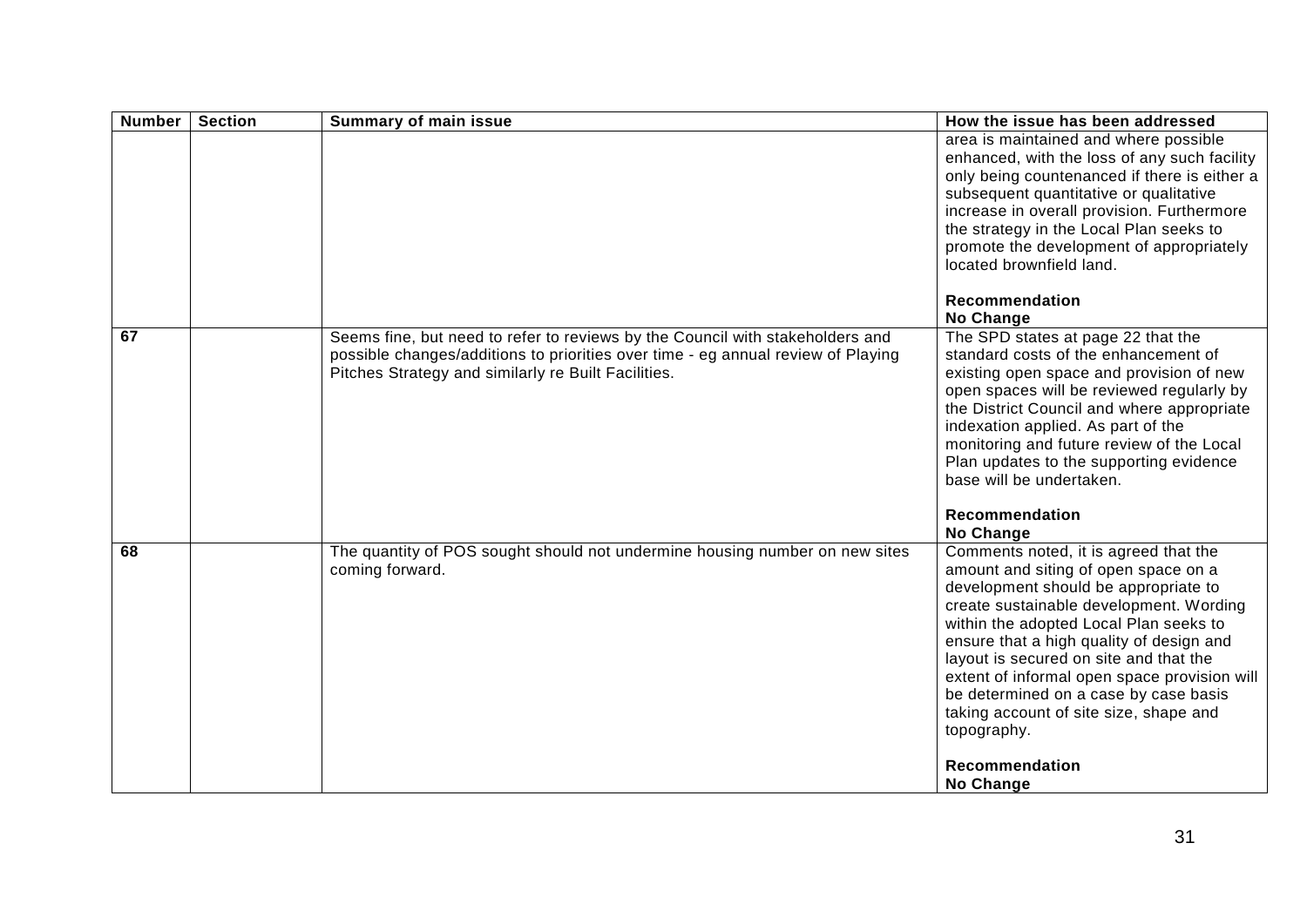| Number | Section | Summary of main issue | How the issue has been addressed |
| --- | --- | --- | --- |
| | | | area is maintained and where possible enhanced, with the loss of any such facility only being countenanced if there is either a subsequent quantitative or qualitative increase in overall provision. Furthermore the strategy in the Local Plan seeks to promote the development of appropriately located brownfield land.<br><br>**Recommendation**<br>**No Change** |
| **67** | | Seems fine, but need to refer to reviews by the Council with stakeholders and possible changes/additions to priorities over time - eg annual review of Playing Pitches Strategy and similarly re Built Facilities. | The SPD states at page 22 that the standard costs of the enhancement of existing open space and provision of new open spaces will be reviewed regularly by the District Council and where appropriate indexation applied. As part of the monitoring and future review of the Local Plan updates to the supporting evidence base will be undertaken.<br><br>**Recommendation**<br>**No Change** |
| **68** | | The quantity of POS sought should not undermine housing number on new sites coming forward. | Comments noted, it is agreed that the amount and siting of open space on a development should be appropriate to create sustainable development. Wording within the adopted Local Plan seeks to ensure that a high quality of design and layout is secured on site and that the extent of informal open space provision will be determined on a case by case basis taking account of site size, shape and topography.<br><br>**Recommendation**<br>**No Change** |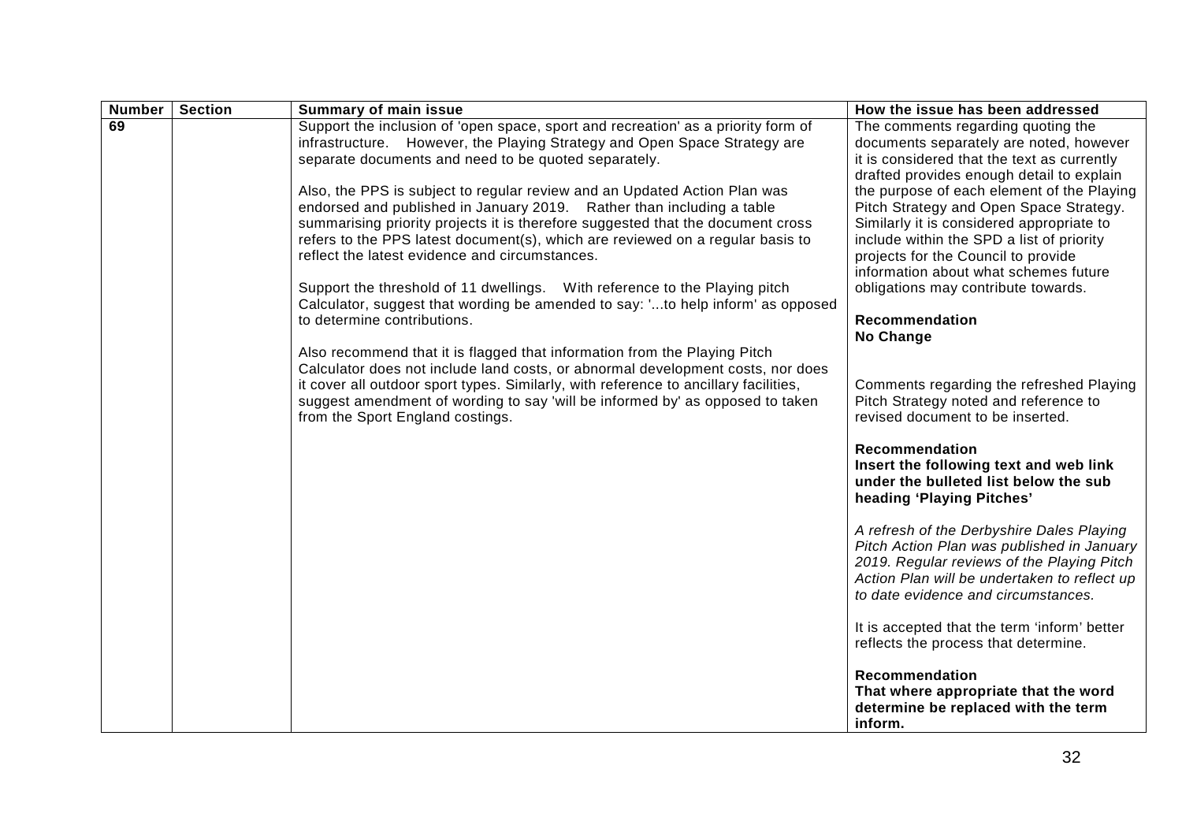| Number | Section | Summary of main issue | How the issue has been addressed |
|---|---|---|---|
| 69 | | Support the inclusion of 'open space, sport and recreation' as a priority form of infrastructure. However, the Playing Strategy and Open Space Strategy are separate documents and need to be quoted separately.<br><br>Also, the PPS is subject to regular review and an Updated Action Plan was endorsed and published in January 2019. Rather than including a table summarising priority projects it is therefore suggested that the document cross refers to the PPS latest document(s), which are reviewed on a regular basis to reflect the latest evidence and circumstances.<br><br>Support the threshold of 11 dwellings. With reference to the Playing pitch Calculator, suggest that wording be amended to say: '...to help inform' as opposed to determine contributions.<br><br>Also recommend that it is flagged that information from the Playing Pitch Calculator does not include land costs, or abnormal development costs, nor does it cover all outdoor sport types. Similarly, with reference to ancillary facilities, suggest amendment of wording to say 'will be informed by' as opposed to taken from the Sport England costings. | The comments regarding quoting the documents separately are noted, however it is considered that the text as currently drafted provides enough detail to explain the purpose of each element of the Playing Pitch Strategy and Open Space Strategy. Similarly it is considered appropriate to include within the SPD a list of priority projects for the Council to provide information about what schemes future obligations may contribute towards.<br><br>**Recommendation**<br>**No Change**<br><br>Comments regarding the refreshed Playing Pitch Strategy noted and reference to revised document to be inserted.<br><br>**Recommendation**<br>**Insert the following text and web link under the bulleted list below the sub heading 'Playing Pitches'**<br><br>*A refresh of the Derbyshire Dales Playing Pitch Action Plan was published in January 2019. Regular reviews of the Playing Pitch Action Plan will be undertaken to reflect up to date evidence and circumstances.*<br><br>It is accepted that the term 'inform' better reflects the process that determine.<br><br>**Recommendation**<br>**That where appropriate that the word determine be replaced with the term inform.** |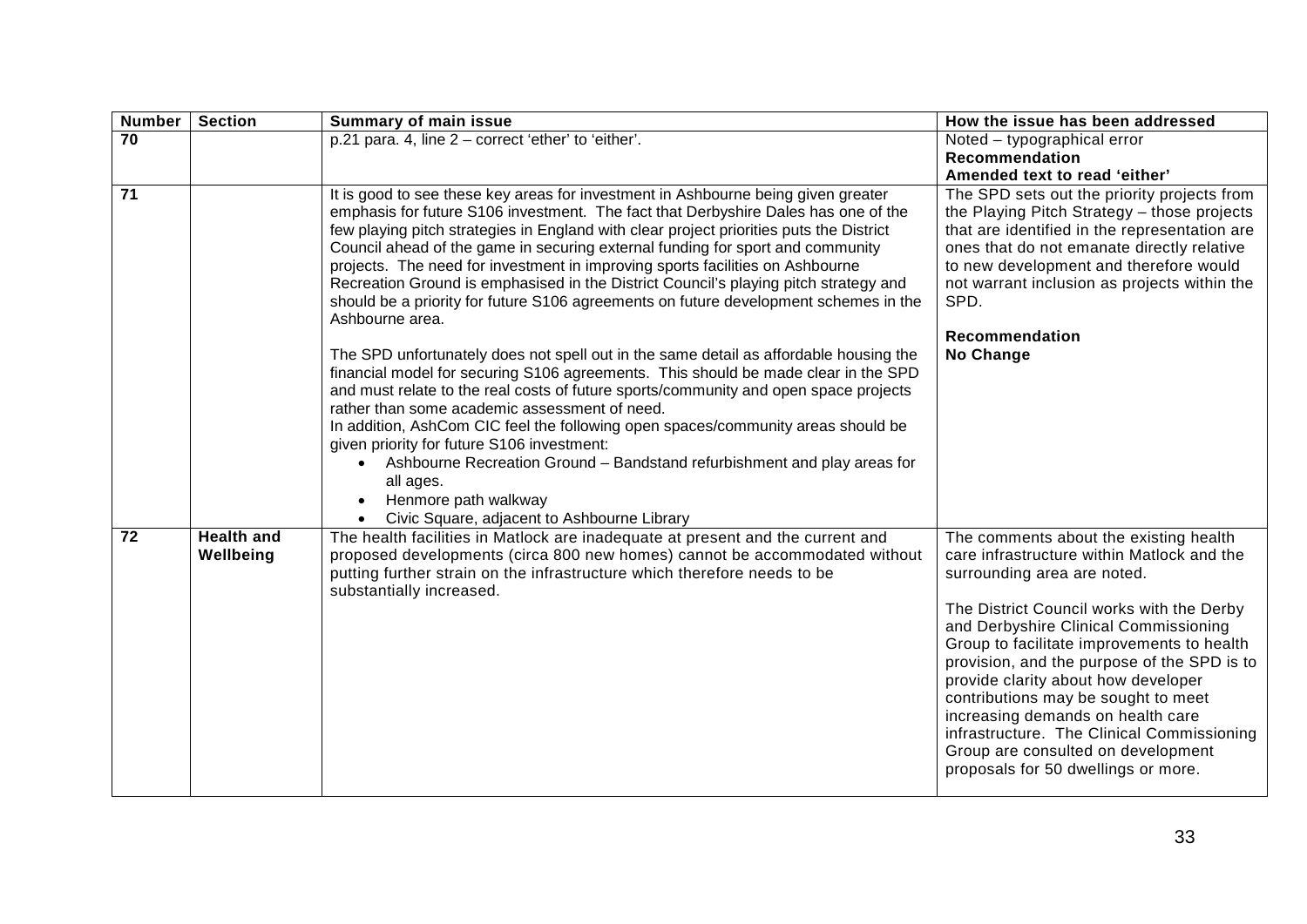| Number | Section | Summary of main issue | How the issue has been addressed |
|---|---|---|---|
| 70 | | p.21 para. 4, line 2 – correct 'ether' to 'either'. | Noted – typographical error<br>**Recommendation**<br>**Amended text to read 'either'** |
| 71 | | It is good to see these key areas for investment in Ashbourne being given greater emphasis for future S106 investment. The fact that Derbyshire Dales has one of the few playing pitch strategies in England with clear project priorities puts the District Council ahead of the game in securing external funding for sport and community projects. The need for investment in improving sports facilities on Ashbourne Recreation Ground is emphasised in the District Council's playing pitch strategy and should be a priority for future S106 agreements on future development schemes in the Ashbourne area.<br><br>The SPD unfortunately does not spell out in the same detail as affordable housing the financial model for securing S106 agreements. This should be made clear in the SPD and must relate to the real costs of future sports/community and open space projects rather than some academic assessment of need.<br>In addition, AshCom CIC feel the following open spaces/community areas should be given priority for future S106 investment:<br>• Ashbourne Recreation Ground – Bandstand refurbishment and play areas for all ages.<br>• Henmore path walkway<br>• Civic Square, adjacent to Ashbourne Library | The SPD sets out the priority projects from the Playing Pitch Strategy – those projects that are identified in the representation are ones that do not emanate directly relative to new development and therefore would not warrant inclusion as projects within the SPD.<br><br>**Recommendation**<br>**No Change** |
| 72 | **Health and Wellbeing** | The health facilities in Matlock are inadequate at present and the current and proposed developments (circa 800 new homes) cannot be accommodated without putting further strain on the infrastructure which therefore needs to be substantially increased. | The comments about the existing health care infrastructure within Matlock and the surrounding area are noted.<br><br>The District Council works with the Derby and Derbyshire Clinical Commissioning Group to facilitate improvements to health provision, and the purpose of the SPD is to provide clarity about how developer contributions may be sought to meet increasing demands on health care infrastructure. The Clinical Commissioning Group are consulted on development proposals for 50 dwellings or more. |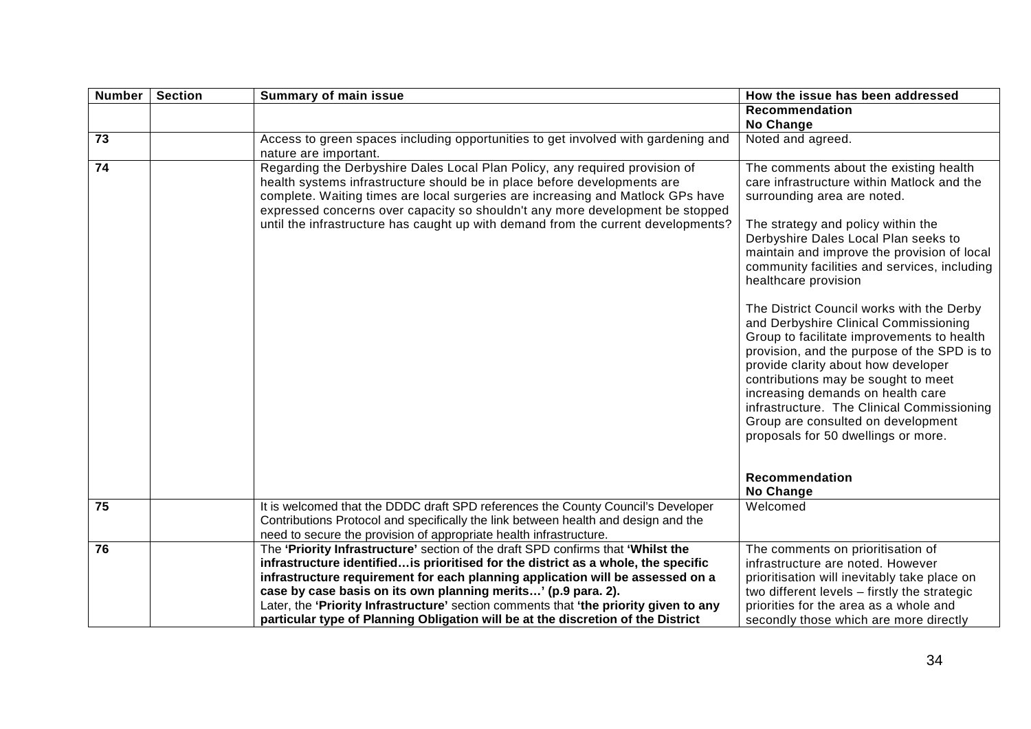| Number | Section | Summary of main issue | How the issue has been addressed |
|---|---|---|---|
| | | | **Recommendation**<br>**No Change** |
| **73** | | Access to green spaces including opportunities to get involved with gardening and nature are important. | Noted and agreed. |
| **74** | | Regarding the Derbyshire Dales Local Plan Policy, any required provision of health systems infrastructure should be in place before developments are complete. Waiting times are local surgeries are increasing and Matlock GPs have expressed concerns over capacity so shouldn't any more development be stopped until the infrastructure has caught up with demand from the current developments? | The comments about the existing health care infrastructure within Matlock and the surrounding area are noted.<br><br>The strategy and policy within the Derbyshire Dales Local Plan seeks to maintain and improve the provision of local community facilities and services, including healthcare provision<br><br>The District Council works with the Derby and Derbyshire Clinical Commissioning Group to facilitate improvements to health provision, and the purpose of the SPD is to provide clarity about how developer contributions may be sought to meet increasing demands on health care infrastructure. The Clinical Commissioning Group are consulted on development proposals for 50 dwellings or more.<br><br>**Recommendation**<br>**No Change** |
| **75** | | It is welcomed that the DDDC draft SPD references the County Council's Developer Contributions Protocol and specifically the link between health and design and the need to secure the provision of appropriate health infrastructure. | Welcomed |
| **76** | | The **'Priority Infrastructure'** section of the draft SPD confirms that **'Whilst the infrastructure identified…is prioritised for the district as a whole, the specific infrastructure requirement for each planning application will be assessed on a case by case basis on its own planning merits…' (p.9 para. 2).**<br>Later, the **'Priority Infrastructure'** section comments that **'the priority given to any particular type of Planning Obligation will be at the discretion of the District** | The comments on prioritisation of infrastructure are noted. However prioritisation will inevitably take place on two different levels – firstly the strategic priorities for the area as a whole and secondly those which are more directly |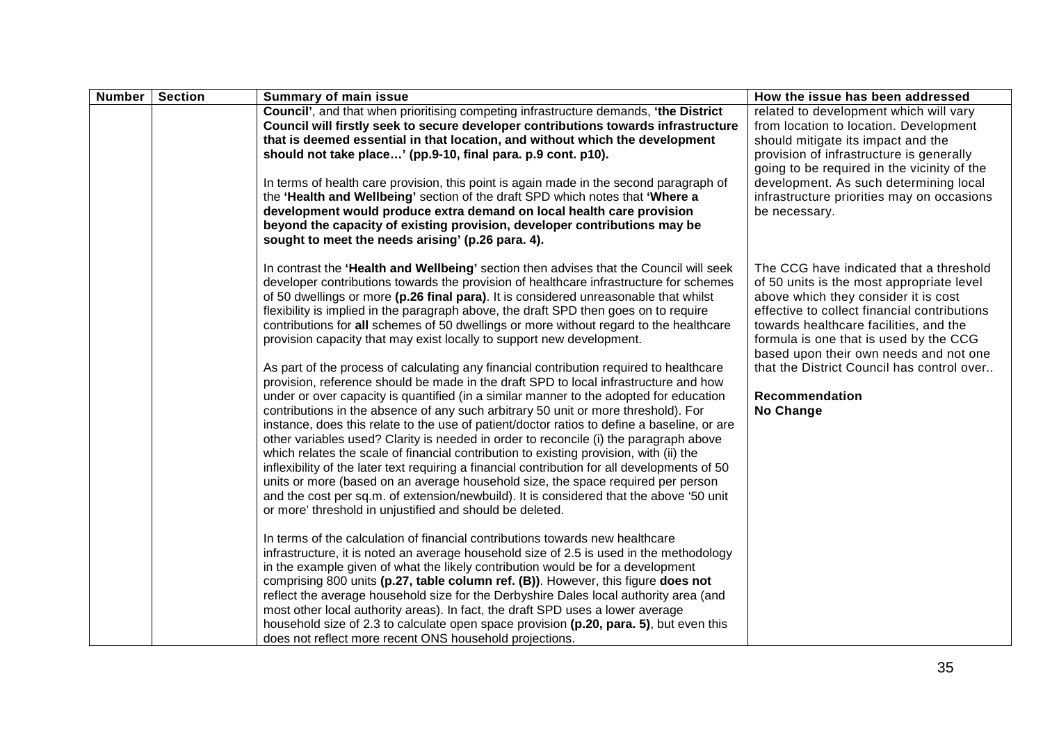| Number | Section | Summary of main issue | How the issue has been addressed |
|---|---|---|---|
| | | **Council'**, and that when prioritising competing infrastructure demands, **'the District Council will firstly seek to secure developer contributions towards infrastructure that is deemed essential in that location, and without which the development should not take place…' (pp.9-10, final para. p.9 cont. p10).**<br><br>In terms of health care provision, this point is again made in the second paragraph of the **'Health and Wellbeing'** section of the draft SPD which notes that **'Where a development would produce extra demand on local health care provision beyond the capacity of existing provision, developer contributions may be sought to meet the needs arising' (p.26 para. 4).** | related to development which will vary from location to location. Development should mitigate its impact and the provision of infrastructure is generally going to be required in the vicinity of the development. As such determining local infrastructure priorities may on occasions be necessary. |
| | | In contrast the **'Health and Wellbeing'** section then advises that the Council will seek developer contributions towards the provision of healthcare infrastructure for schemes of 50 dwellings or more **(p.26 final para)**. It is considered unreasonable that whilst flexibility is implied in the paragraph above, the draft SPD then goes on to require contributions for **all** schemes of 50 dwellings or more without regard to the healthcare provision capacity that may exist locally to support new development.<br><br>As part of the process of calculating any financial contribution required to healthcare provision, reference should be made in the draft SPD to local infrastructure and how under or over capacity is quantified (in a similar manner to the adopted for education contributions in the absence of any such arbitrary 50 unit or more threshold). For instance, does this relate to the use of patient/doctor ratios to define a baseline, or are other variables used? Clarity is needed in order to reconcile (i) the paragraph above which relates the scale of financial contribution to existing provision, with (ii) the inflexibility of the later text requiring a financial contribution for all developments of 50 units or more (based on an average household size, the space required per person and the cost per sq.m. of extension/newbuild). It is considered that the above '50 unit or more' threshold in unjustified and should be deleted.<br><br>In terms of the calculation of financial contributions towards new healthcare infrastructure, it is noted an average household size of 2.5 is used in the methodology in the example given of what the likely contribution would be for a development comprising 800 units **(p.27, table column ref. (B))**. However, this figure **does not** reflect the average household size for the Derbyshire Dales local authority area (and most other local authority areas). In fact, the draft SPD uses a lower average household size of 2.3 to calculate open space provision **(p.20, para. 5)**, but even this does not reflect more recent ONS household projections. | The CCG have indicated that a threshold of 50 units is the most appropriate level above which they consider it is cost effective to collect financial contributions towards healthcare facilities, and the formula is one that is used by the CCG based upon their own needs and not one that the District Council has control over..<br><br>**Recommendation**<br>**No Change** |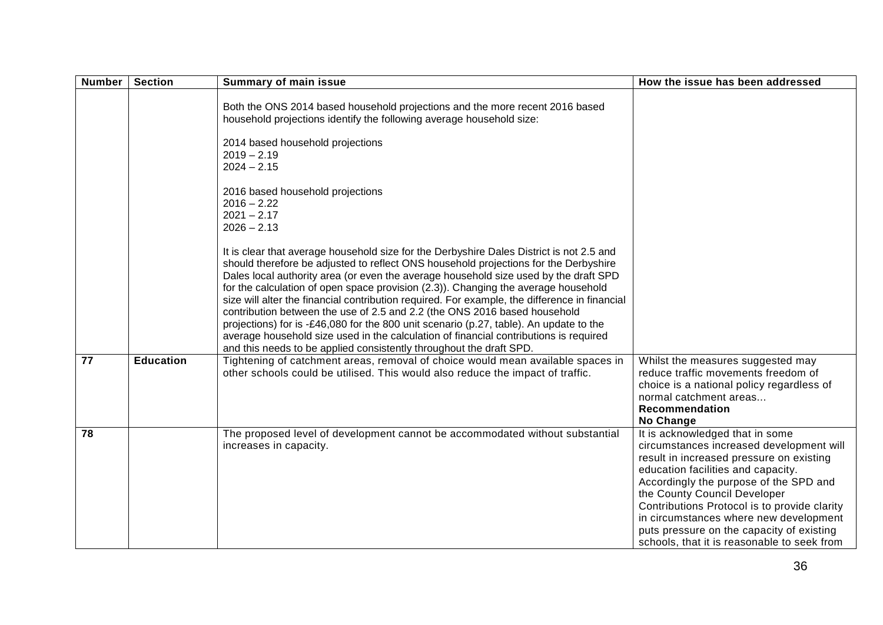| Number | Section | Summary of main issue | How the issue has been addressed |
|---|---|---|---|
| | | Both the ONS 2014 based household projections and the more recent 2016 based household projections identify the following average household size:<br><br>2014 based household projections<br>2019 – 2.19<br>2024 – 2.15<br><br>2016 based household projections<br>2016 – 2.22<br>2021 – 2.17<br>2026 – 2.13<br><br>It is clear that average household size for the Derbyshire Dales District is not 2.5 and should therefore be adjusted to reflect ONS household projections for the Derbyshire Dales local authority area (or even the average household size used by the draft SPD for the calculation of open space provision (2.3)). Changing the average household size will alter the financial contribution required. For example, the difference in financial contribution between the use of 2.5 and 2.2 (the ONS 2016 based household projections) for is -£46,080 for the 800 unit scenario (p.27, table). An update to the average household size used in the calculation of financial contributions is required and this needs to be applied consistently throughout the draft SPD. | |
| 77 | **Education** | Tightening of catchment areas, removal of choice would mean available spaces in other schools could be utilised. This would also reduce the impact of traffic. | Whilst the measures suggested may reduce traffic movements freedom of choice is a national policy regardless of normal catchment areas...<br>**Recommendation**<br>**No Change** |
| 78 | | The proposed level of development cannot be accommodated without substantial increases in capacity. | It is acknowledged that in some circumstances increased development will result in increased pressure on existing education facilities and capacity. Accordingly the purpose of the SPD and the County Council Developer Contributions Protocol is to provide clarity in circumstances where new development puts pressure on the capacity of existing schools, that it is reasonable to seek from |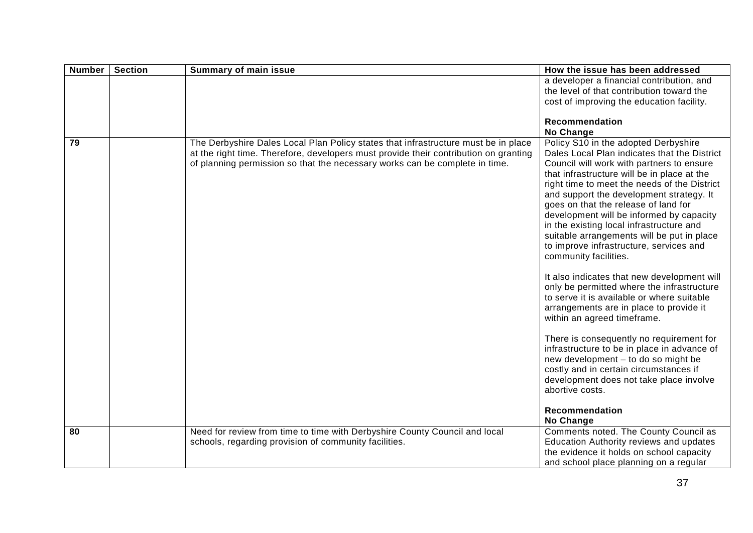| Number | Section | Summary of main issue | How the issue has been addressed |
|---|---|---|---|
| | | | a developer a financial contribution, and the level of that contribution toward the cost of improving the education facility.<br><br>**Recommendation**<br>**No Change** |
| 79 | | The Derbyshire Dales Local Plan Policy states that infrastructure must be in place at the right time. Therefore, developers must provide their contribution on granting of planning permission so that the necessary works can be complete in time. | Policy S10 in the adopted Derbyshire Dales Local Plan indicates that the District Council will work with partners to ensure that infrastructure will be in place at the right time to meet the needs of the District and support the development strategy. It goes on that the release of land for development will be informed by capacity in the existing local infrastructure and suitable arrangements will be put in place to improve infrastructure, services and community facilities.<br><br>It also indicates that new development will only be permitted where the infrastructure to serve it is available or where suitable arrangements are in place to provide it within an agreed timeframe.<br><br>There is consequently no requirement for infrastructure to be in place in advance of new development – to do so might be costly and in certain circumstances if development does not take place involve abortive costs.<br><br>**Recommendation**<br>**No Change** |
| 80 | | Need for review from time to time with Derbyshire County Council and local schools, regarding provision of community facilities. | Comments noted. The County Council as Education Authority reviews and updates the evidence it holds on school capacity and school place planning on a regular |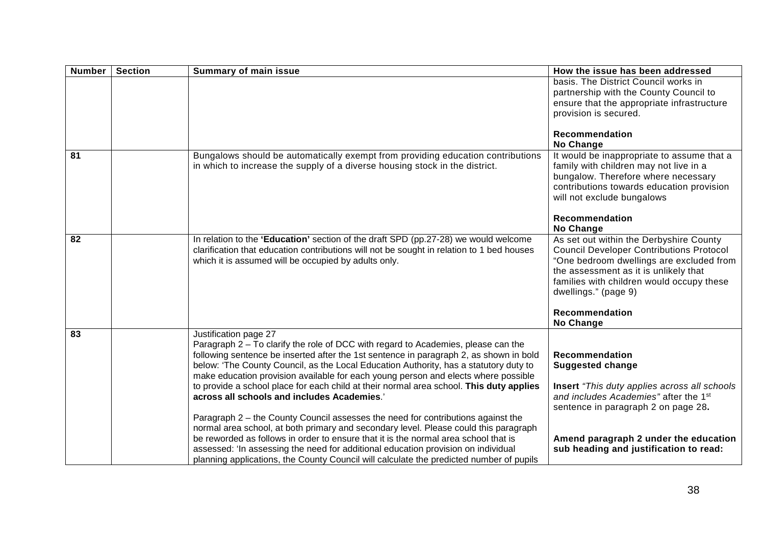| Number | Section | Summary of main issue | How the issue has been addressed |
|---|---|---|---|
| | | | basis. The District Council works in partnership with the County Council to ensure that the appropriate infrastructure provision is secured.<br><br>**Recommendation**<br>**No Change** |
| 81 | | Bungalows should be automatically exempt from providing education contributions in which to increase the supply of a diverse housing stock in the district. | It would be inappropriate to assume that a family with children may not live in a bungalow. Therefore where necessary contributions towards education provision will not exclude bungalows<br><br>**Recommendation**<br>**No Change** |
| 82 | | In relation to the **'Education'** section of the draft SPD (pp.27-28) we would welcome clarification that education contributions will not be sought in relation to 1 bed houses which it is assumed will be occupied by adults only. | As set out within the Derbyshire County Council Developer Contributions Protocol "One bedroom dwellings are excluded from the assessment as it is unlikely that families with children would occupy these dwellings." (page 9)<br><br>**Recommendation**<br>**No Change** |
| 83 | | Justification page 27<br>Paragraph 2 – To clarify the role of DCC with regard to Academies, please can the following sentence be inserted after the 1st sentence in paragraph 2, as shown in bold below: 'The County Council, as the Local Education Authority, has a statutory duty to make education provision available for each young person and elects where possible to provide a school place for each child at their normal area school. **This duty applies across all schools and includes Academies**.'<br><br>Paragraph 2 – the County Council assesses the need for contributions against the normal area school, at both primary and secondary level. Please could this paragraph be reworded as follows in order to ensure that it is the normal area school that is assessed: 'In assessing the need for additional education provision on individual planning applications, the County Council will calculate the predicted number of pupils | **Recommendation**<br>**Suggested change**<br><br>**Insert** *"This duty applies across all schools and includes Academies"* after the 1st sentence in paragraph 2 on page 28**.**<br><br>**Amend paragraph 2 under the education sub heading and justification to read:** |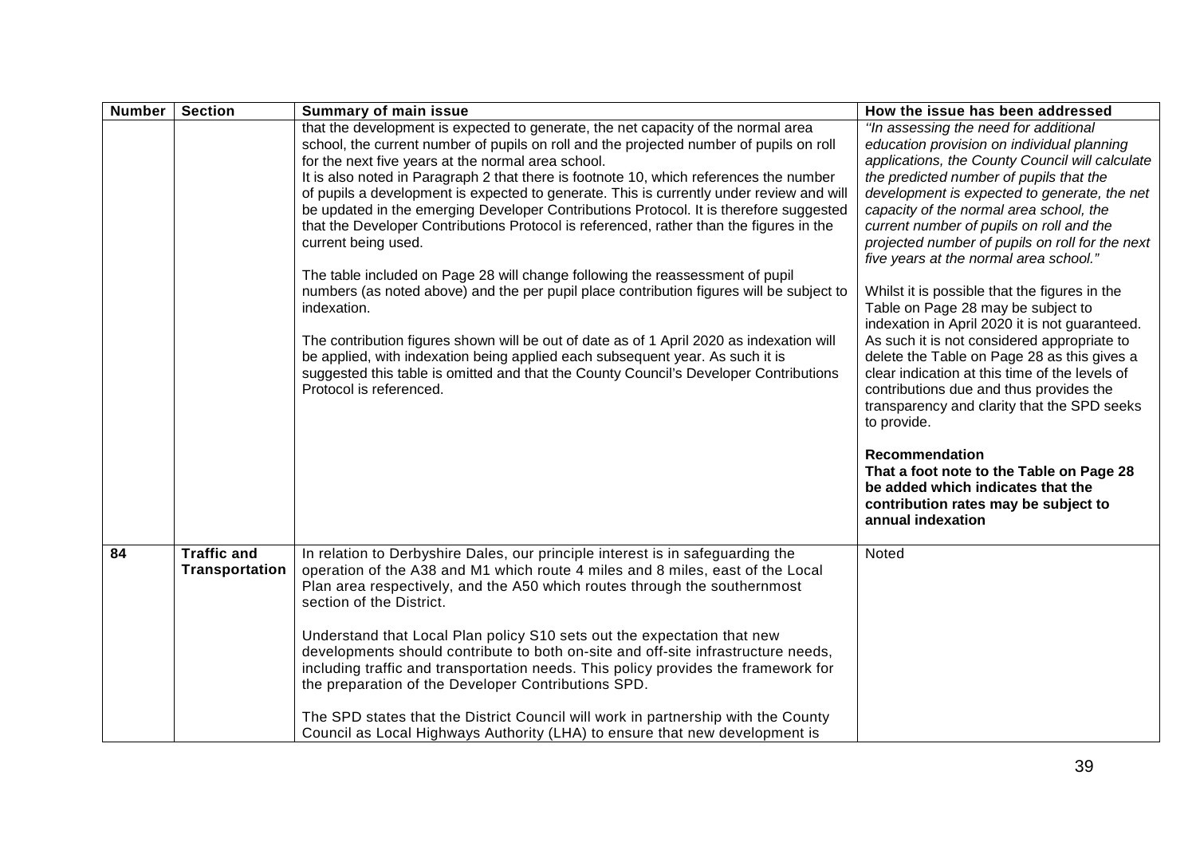| Number | Section | Summary of main issue | How the issue has been addressed |
| --- | --- | --- | --- |
| | | that the development is expected to generate, the net capacity of the normal area school, the current number of pupils on roll and the projected number of pupils on roll for the next five years at the normal area school.<br>It is also noted in Paragraph 2 that there is footnote 10, which references the number of pupils a development is expected to generate. This is currently under review and will be updated in the emerging Developer Contributions Protocol. It is therefore suggested that the Developer Contributions Protocol is referenced, rather than the figures in the current being used.<br><br>The table included on Page 28 will change following the reassessment of pupil numbers (as noted above) and the per pupil place contribution figures will be subject to indexation.<br><br>The contribution figures shown will be out of date as of 1 April 2020 as indexation will be applied, with indexation being applied each subsequent year. As such it is suggested this table is omitted and that the County Council's Developer Contributions Protocol is referenced. | *"In assessing the need for additional education provision on individual planning applications, the County Council will calculate the predicted number of pupils that the development is expected to generate, the net capacity of the normal area school, the current number of pupils on roll and the projected number of pupils on roll for the next five years at the normal area school."*<br><br>Whilst it is possible that the figures in the Table on Page 28 may be subject to indexation in April 2020 it is not guaranteed. As such it is not considered appropriate to delete the Table on Page 28 as this gives a clear indication at this time of the levels of contributions due and thus provides the transparency and clarity that the SPD seeks to provide.<br><br>**Recommendation**<br>**That a foot note to the Table on Page 28 be added which indicates that the contribution rates may be subject to annual indexation** |
| **84** | **Traffic and Transportation** | In relation to Derbyshire Dales, our principle interest is in safeguarding the operation of the A38 and M1 which route 4 miles and 8 miles, east of the Local Plan area respectively, and the A50 which routes through the southernmost section of the District.<br><br>Understand that Local Plan policy S10 sets out the expectation that new developments should contribute to both on-site and off-site infrastructure needs, including traffic and transportation needs. This policy provides the framework for the preparation of the Developer Contributions SPD.<br><br>The SPD states that the District Council will work in partnership with the County Council as Local Highways Authority (LHA) to ensure that new development is | Noted |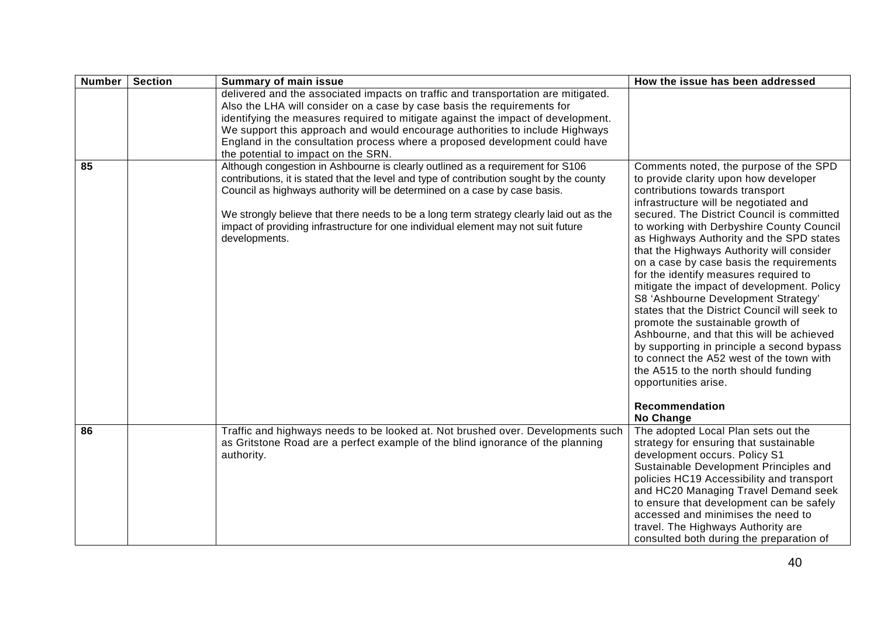| Number | Section | Summary of main issue | How the issue has been addressed |
| --- | --- | --- | --- |
| | | delivered and the associated impacts on traffic and transportation are mitigated. Also the LHA will consider on a case by case basis the requirements for identifying the measures required to mitigate against the impact of development. We support this approach and would encourage authorities to include Highways England in the consultation process where a proposed development could have the potential to impact on the SRN. | |
| 85 | | Although congestion in Ashbourne is clearly outlined as a requirement for S106 contributions, it is stated that the level and type of contribution sought by the county Council as highways authority will be determined on a case by case basis.<br><br>We strongly believe that there needs to be a long term strategy clearly laid out as the impact of providing infrastructure for one individual element may not suit future developments. | Comments noted, the purpose of the SPD to provide clarity upon how developer contributions towards transport infrastructure will be negotiated and secured. The District Council is committed to working with Derbyshire County Council as Highways Authority and the SPD states that the Highways Authority will consider on a case by case basis the requirements for the identify measures required to mitigate the impact of development. Policy S8 'Ashbourne Development Strategy' states that the District Council will seek to promote the sustainable growth of Ashbourne, and that this will be achieved by supporting in principle a second bypass to connect the A52 west of the town with the A515 to the north should funding opportunities arise.<br><br>**Recommendation**<br>**No Change** |
| 86 | | Traffic and highways needs to be looked at. Not brushed over. Developments such as Gritstone Road are a perfect example of the blind ignorance of the planning authority. | The adopted Local Plan sets out the strategy for ensuring that sustainable development occurs. Policy S1 Sustainable Development Principles and policies HC19 Accessibility and transport and HC20 Managing Travel Demand seek to ensure that development can be safely accessed and minimises the need to travel. The Highways Authority are consulted both during the preparation of |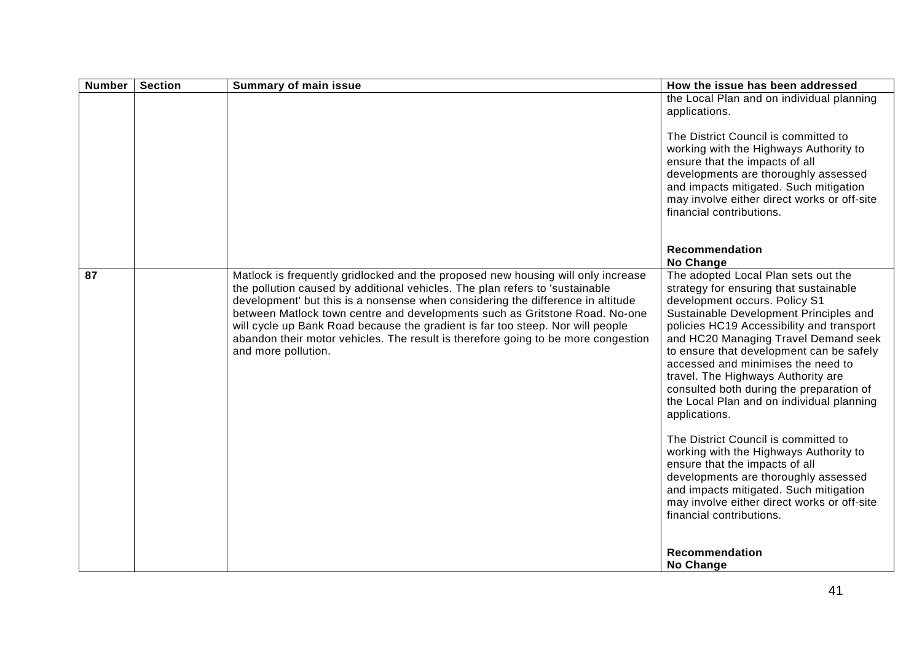| Number | Section | Summary of main issue | How the issue has been addressed |
|---|---|---|---|
| | | | the Local Plan and on individual planning applications.<br><br>The District Council is committed to working with the Highways Authority to ensure that the impacts of all developments are thoroughly assessed and impacts mitigated. Such mitigation may involve either direct works or off-site financial contributions.<br><br>**Recommendation**<br>**No Change** |
| **87** | | Matlock is frequently gridlocked and the proposed new housing will only increase the pollution caused by additional vehicles. The plan refers to 'sustainable development' but this is a nonsense when considering the difference in altitude between Matlock town centre and developments such as Gritstone Road. No-one will cycle up Bank Road because the gradient is far too steep. Nor will people abandon their motor vehicles. The result is therefore going to be more congestion and more pollution. | The adopted Local Plan sets out the strategy for ensuring that sustainable development occurs. Policy S1 Sustainable Development Principles and policies HC19 Accessibility and transport and HC20 Managing Travel Demand seek to ensure that development can be safely accessed and minimises the need to travel. The Highways Authority are consulted both during the preparation of the Local Plan and on individual planning applications.<br><br>The District Council is committed to working with the Highways Authority to ensure that the impacts of all developments are thoroughly assessed and impacts mitigated. Such mitigation may involve either direct works or off-site financial contributions.<br><br>**Recommendation**<br>**No Change** |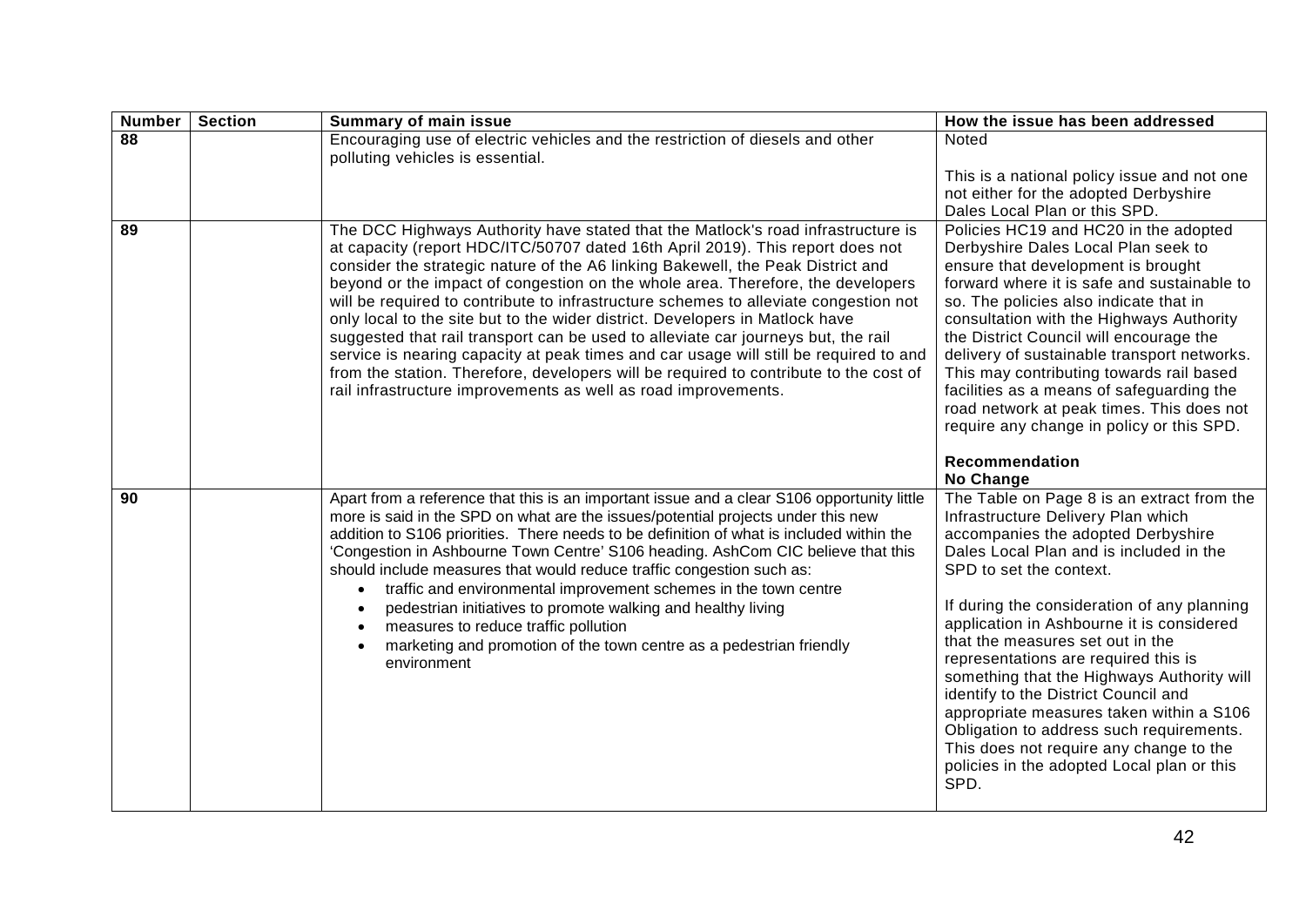| Number | Section | Summary of main issue | How the issue has been addressed |
|---|---|---|---|
| 88 | | Encouraging use of electric vehicles and the restriction of diesels and other polluting vehicles is essential. | Noted<br><br>This is a national policy issue and not one not either for the adopted Derbyshire Dales Local Plan or this SPD. |
| 89 | | The DCC Highways Authority have stated that the Matlock's road infrastructure is at capacity (report HDC/ITC/50707 dated 16th April 2019). This report does not consider the strategic nature of the A6 linking Bakewell, the Peak District and beyond or the impact of congestion on the whole area. Therefore, the developers will be required to contribute to infrastructure schemes to alleviate congestion not only local to the site but to the wider district. Developers in Matlock have suggested that rail transport can be used to alleviate car journeys but, the rail service is nearing capacity at peak times and car usage will still be required to and from the station. Therefore, developers will be required to contribute to the cost of rail infrastructure improvements as well as road improvements. | Policies HC19 and HC20 in the adopted Derbyshire Dales Local Plan seek to ensure that development is brought forward where it is safe and sustainable to so. The policies also indicate that in consultation with the Highways Authority the District Council will encourage the delivery of sustainable transport networks. This may contributing towards rail based facilities as a means of safeguarding the road network at peak times. This does not require any change in policy or this SPD.<br><br>**Recommendation**<br>**No Change** |
| 90 | | Apart from a reference that this is an important issue and a clear S106 opportunity little more is said in the SPD on what are the issues/potential projects under this new addition to S106 priorities. There needs to be definition of what is included within the 'Congestion in Ashbourne Town Centre' S106 heading. AshCom CIC believe that this should include measures that would reduce traffic congestion such as:<br>• traffic and environmental improvement schemes in the town centre<br>• pedestrian initiatives to promote walking and healthy living<br>• measures to reduce traffic pollution<br>• marketing and promotion of the town centre as a pedestrian friendly environment | The Table on Page 8 is an extract from the Infrastructure Delivery Plan which accompanies the adopted Derbyshire Dales Local Plan and is included in the SPD to set the context.<br><br>If during the consideration of any planning application in Ashbourne it is considered that the measures set out in the representations are required this is something that the Highways Authority will identify to the District Council and appropriate measures taken within a S106 Obligation to address such requirements. This does not require any change to the policies in the adopted Local plan or this SPD. |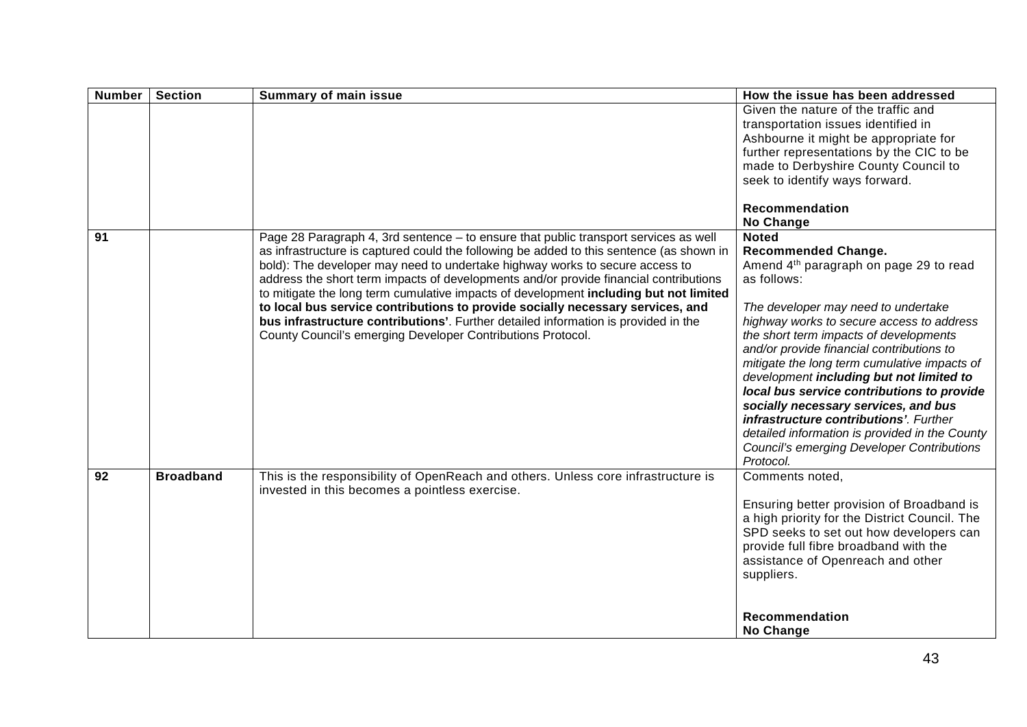| Number | Section | Summary of main issue | How the issue has been addressed |
|---|---|---|---|
| | | | Given the nature of the traffic and transportation issues identified in Ashbourne it might be appropriate for further representations by the CIC to be made to Derbyshire County Council to seek to identify ways forward.<br><br>**Recommendation**<br>**No Change** |
| 91 | | Page 28 Paragraph 4, 3rd sentence – to ensure that public transport services as well as infrastructure is captured could the following be added to this sentence (as shown in bold): The developer may need to undertake highway works to secure access to address the short term impacts of developments and/or provide financial contributions to mitigate the long term cumulative impacts of development **including but not limited to local bus service contributions to provide socially necessary services, and bus infrastructure contributions'**. Further detailed information is provided in the County Council's emerging Developer Contributions Protocol. | **Noted**<br>**Recommended Change.**<br>Amend 4th paragraph on page 29 to read as follows:<br><br>*The developer may need to undertake highway works to secure access to address the short term impacts of developments and/or provide financial contributions to mitigate the long term cumulative impacts of development **including but not limited to local bus service contributions to provide socially necessary services, and bus infrastructure contributions'**. Further detailed information is provided in the County Council's emerging Developer Contributions Protocol.* |
| 92 | **Broadband** | This is the responsibility of OpenReach and others. Unless core infrastructure is invested in this becomes a pointless exercise. | Comments noted,<br><br>Ensuring better provision of Broadband is a high priority for the District Council. The SPD seeks to set out how developers can provide full fibre broadband with the assistance of Openreach and other suppliers.<br><br>**Recommendation**<br>**No Change** |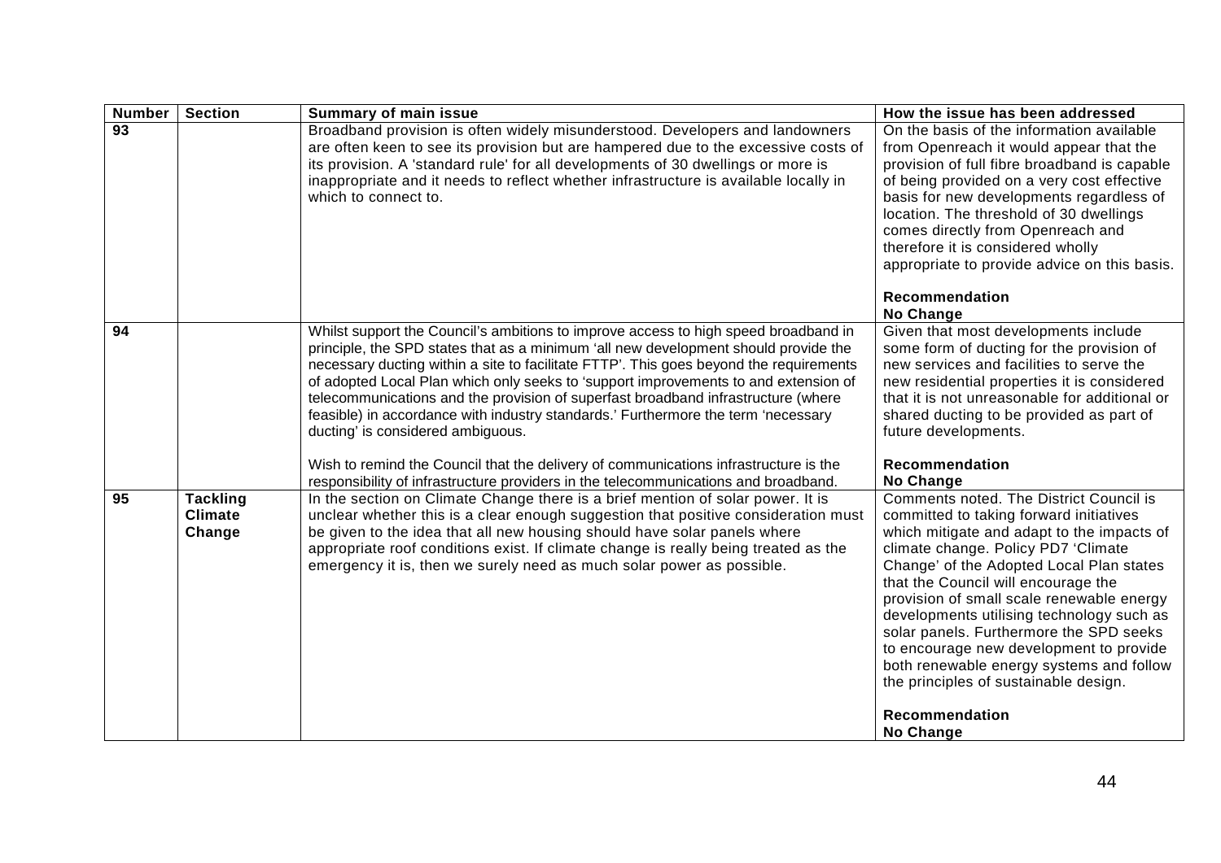| Number | Section | Summary of main issue | How the issue has been addressed |
| --- | --- | --- | --- |
| 93 | | Broadband provision is often widely misunderstood. Developers and landowners are often keen to see its provision but are hampered due to the excessive costs of its provision. A 'standard rule' for all developments of 30 dwellings or more is inappropriate and it needs to reflect whether infrastructure is available locally in which to connect to. | On the basis of the information available from Openreach it would appear that the provision of full fibre broadband is capable of being provided on a very cost effective basis for new developments regardless of location. The threshold of 30 dwellings comes directly from Openreach and therefore it is considered wholly appropriate to provide advice on this basis.<br><br>**Recommendation**<br>**No Change** |
| 94 | | Whilst support the Council's ambitions to improve access to high speed broadband in principle, the SPD states that as a minimum 'all new development should provide the necessary ducting within a site to facilitate FTTP'. This goes beyond the requirements of adopted Local Plan which only seeks to 'support improvements to and extension of telecommunications and the provision of superfast broadband infrastructure (where feasible) in accordance with industry standards.' Furthermore the term 'necessary ducting' is considered ambiguous.<br><br>Wish to remind the Council that the delivery of communications infrastructure is the responsibility of infrastructure providers in the telecommunications and broadband. | Given that most developments include some form of ducting for the provision of new services and facilities to serve the new residential properties it is considered that it is not unreasonable for additional or shared ducting to be provided as part of future developments.<br><br>**Recommendation**<br>**No Change** |
| 95 | **Tackling Climate Change** | In the section on Climate Change there is a brief mention of solar power. It is unclear whether this is a clear enough suggestion that positive consideration must be given to the idea that all new housing should have solar panels where appropriate roof conditions exist. If climate change is really being treated as the emergency it is, then we surely need as much solar power as possible. | Comments noted. The District Council is committed to taking forward initiatives which mitigate and adapt to the impacts of climate change. Policy PD7 'Climate Change' of the Adopted Local Plan states that the Council will encourage the provision of small scale renewable energy developments utilising technology such as solar panels. Furthermore the SPD seeks to encourage new development to provide both renewable energy systems and follow the principles of sustainable design.<br><br>**Recommendation**<br>**No Change** |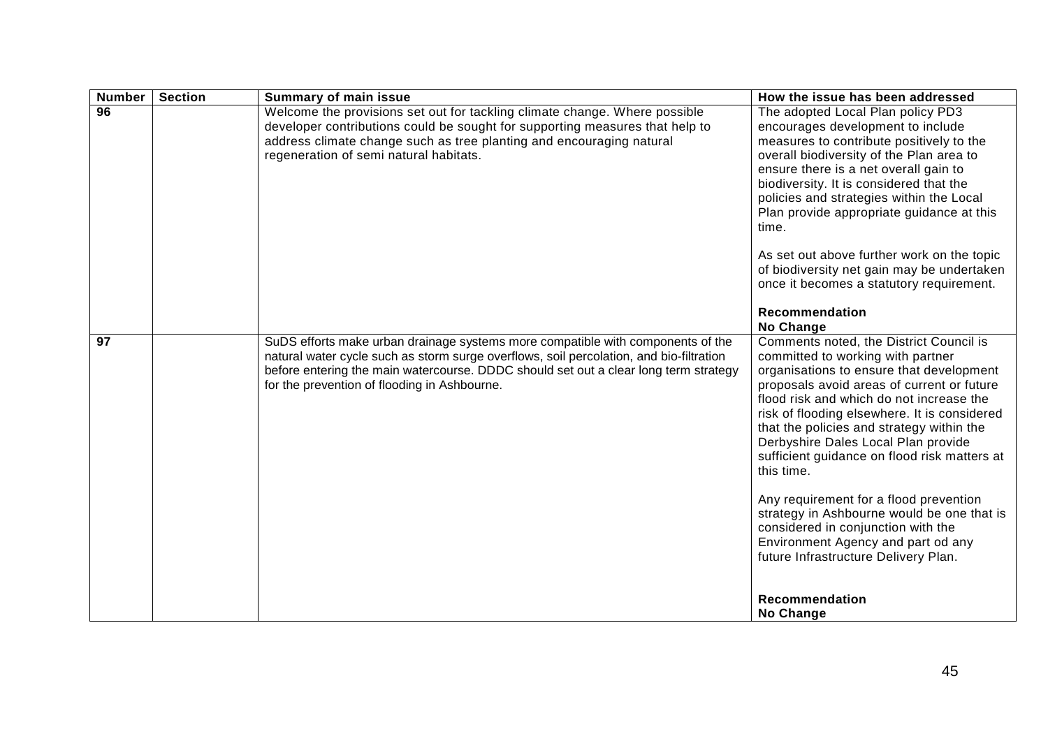| Number | Section | Summary of main issue | How the issue has been addressed |
|---|---|---|---|
| 96 | | Welcome the provisions set out for tackling climate change. Where possible developer contributions could be sought for supporting measures that help to address climate change such as tree planting and encouraging natural regeneration of semi natural habitats. | The adopted Local Plan policy PD3 encourages development to include measures to contribute positively to the overall biodiversity of the Plan area to ensure there is a net overall gain to biodiversity. It is considered that the policies and strategies within the Local Plan provide appropriate guidance at this time.<br><br>As set out above further work on the topic of biodiversity net gain may be undertaken once it becomes a statutory requirement.<br><br>**Recommendation**<br>**No Change** |
| 97 | | SuDS efforts make urban drainage systems more compatible with components of the natural water cycle such as storm surge overflows, soil percolation, and bio-filtration before entering the main watercourse. DDDC should set out a clear long term strategy for the prevention of flooding in Ashbourne. | Comments noted, the District Council is committed to working with partner organisations to ensure that development proposals avoid areas of current or future flood risk and which do not increase the risk of flooding elsewhere. It is considered that the policies and strategy within the Derbyshire Dales Local Plan provide sufficient guidance on flood risk matters at this time.<br><br>Any requirement for a flood prevention strategy in Ashbourne would be one that is considered in conjunction with the Environment Agency and part od any future Infrastructure Delivery Plan.<br><br>**Recommendation**<br>**No Change** |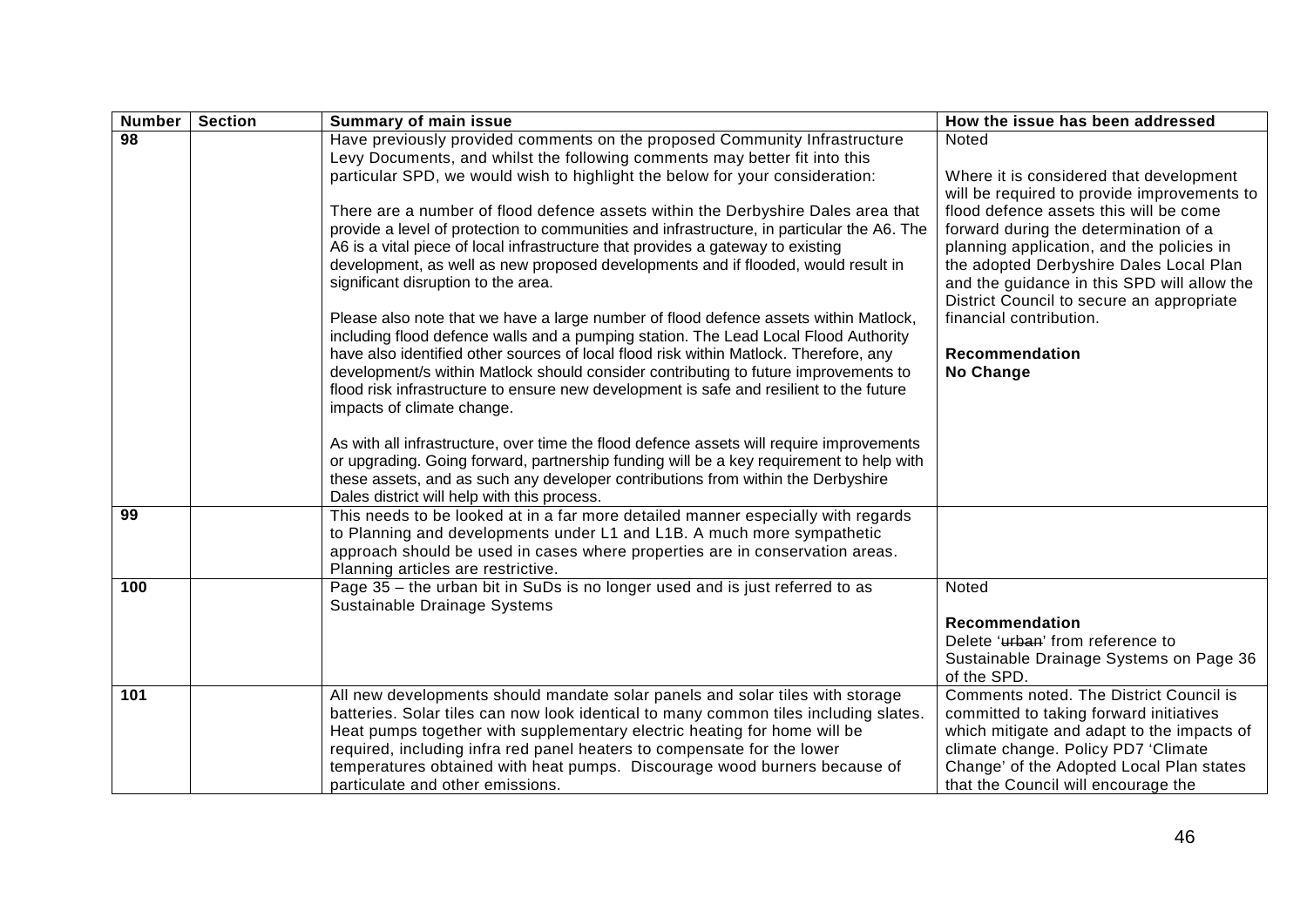| Number | Section | Summary of main issue | How the issue has been addressed |
|---|---|---|---|
| 98 | | Have previously provided comments on the proposed Community Infrastructure Levy Documents, and whilst the following comments may better fit into this particular SPD, we would wish to highlight the below for your consideration:<br><br>There are a number of flood defence assets within the Derbyshire Dales area that provide a level of protection to communities and infrastructure, in particular the A6. The A6 is a vital piece of local infrastructure that provides a gateway to existing development, as well as new proposed developments and if flooded, would result in significant disruption to the area.<br><br>Please also note that we have a large number of flood defence assets within Matlock, including flood defence walls and a pumping station. The Lead Local Flood Authority have also identified other sources of local flood risk within Matlock. Therefore, any development/s within Matlock should consider contributing to future improvements to flood risk infrastructure to ensure new development is safe and resilient to the future impacts of climate change.<br><br>As with all infrastructure, over time the flood defence assets will require improvements or upgrading. Going forward, partnership funding will be a key requirement to help with these assets, and as such any developer contributions from within the Derbyshire Dales district will help with this process. | Noted<br><br>Where it is considered that development will be required to provide improvements to flood defence assets this will be come forward during the determination of a planning application, and the policies in the adopted Derbyshire Dales Local Plan and the guidance in this SPD will allow the District Council to secure an appropriate financial contribution.<br><br>**Recommendation**<br>**No Change** |
| 99 | | This needs to be looked at in a far more detailed manner especially with regards to Planning and developments under L1 and L1B. A much more sympathetic approach should be used in cases where properties are in conservation areas. Planning articles are restrictive. | |
| 100 | | Page 35 – the urban bit in SuDs is no longer used and is just referred to as Sustainable Drainage Systems | Noted<br><br>**Recommendation**<br>Delete '~~urban~~' from reference to Sustainable Drainage Systems on Page 36 of the SPD. |
| 101 | | All new developments should mandate solar panels and solar tiles with storage batteries. Solar tiles can now look identical to many common tiles including slates. Heat pumps together with supplementary electric heating for home will be required, including infra red panel heaters to compensate for the lower temperatures obtained with heat pumps. Discourage wood burners because of particulate and other emissions. | Comments noted. The District Council is committed to taking forward initiatives which mitigate and adapt to the impacts of climate change. Policy PD7 'Climate Change' of the Adopted Local Plan states that the Council will encourage the |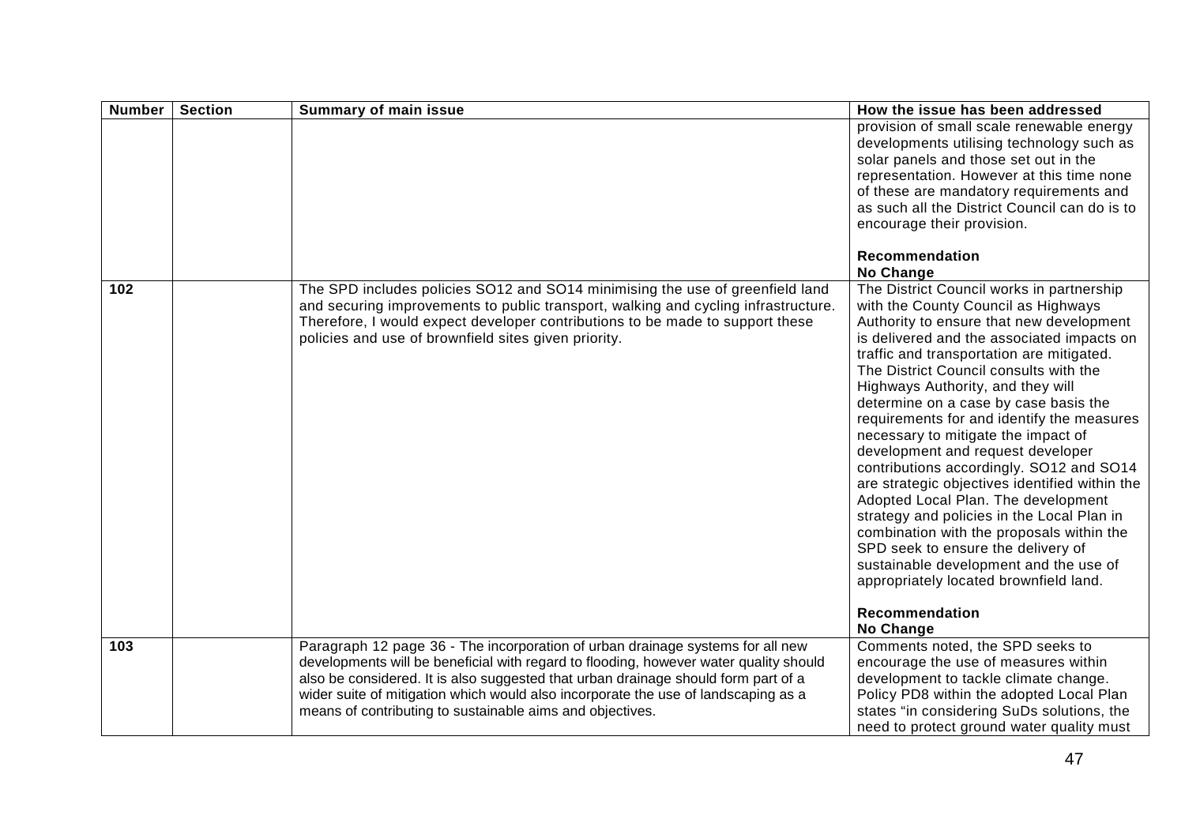| Number | Section | Summary of main issue | How the issue has been addressed |
| --- | --- | --- | --- |
| | | | provision of small scale renewable energy developments utilising technology such as solar panels and those set out in the representation. However at this time none of these are mandatory requirements and as such all the District Council can do is to encourage their provision.<br><br>**Recommendation**<br>**No Change** |
| 102 | | The SPD includes policies SO12 and SO14 minimising the use of greenfield land and securing improvements to public transport, walking and cycling infrastructure. Therefore, I would expect developer contributions to be made to support these policies and use of brownfield sites given priority. | The District Council works in partnership with the County Council as Highways Authority to ensure that new development is delivered and the associated impacts on traffic and transportation are mitigated. The District Council consults with the Highways Authority, and they will determine on a case by case basis the requirements for and identify the measures necessary to mitigate the impact of development and request developer contributions accordingly. SO12 and SO14 are strategic objectives identified within the Adopted Local Plan. The development strategy and policies in the Local Plan in combination with the proposals within the SPD seek to ensure the delivery of sustainable development and the use of appropriately located brownfield land.<br><br>**Recommendation**<br>**No Change** |
| 103 | | Paragraph 12 page 36 - The incorporation of urban drainage systems for all new developments will be beneficial with regard to flooding, however water quality should also be considered. It is also suggested that urban drainage should form part of a wider suite of mitigation which would also incorporate the use of landscaping as a means of contributing to sustainable aims and objectives. | Comments noted, the SPD seeks to encourage the use of measures within development to tackle climate change. Policy PD8 within the adopted Local Plan states "in considering SuDs solutions, the need to protect ground water quality must |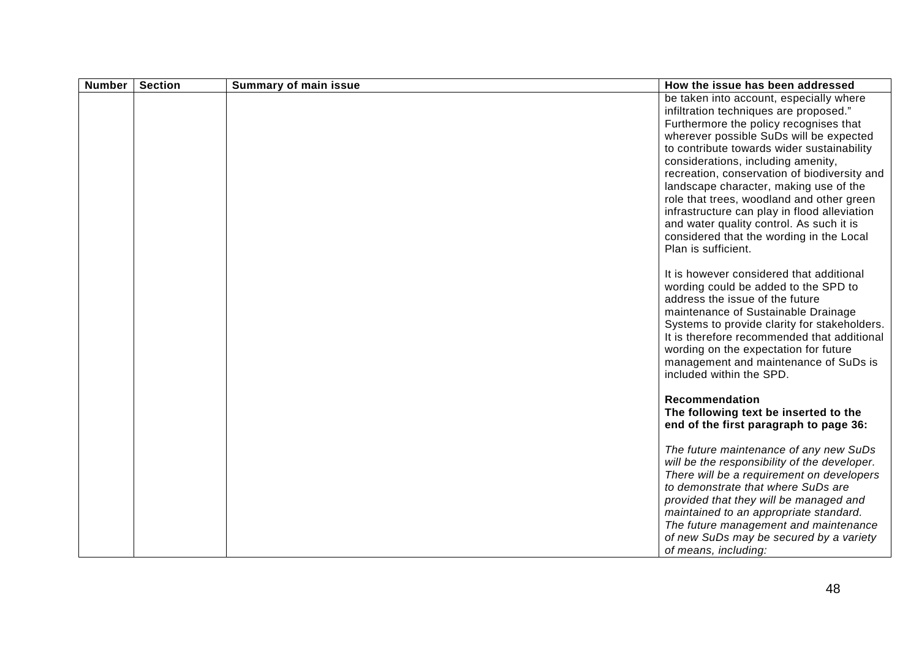| Number | Section | Summary of main issue | How the issue has been addressed |
| --- | --- | --- | --- |
| | | | be taken into account, especially where infiltration techniques are proposed." Furthermore the policy recognises that wherever possible SuDs will be expected to contribute towards wider sustainability considerations, including amenity, recreation, conservation of biodiversity and landscape character, making use of the role that trees, woodland and other green infrastructure can play in flood alleviation and water quality control. As such it is considered that the wording in the Local Plan is sufficient.<br><br>It is however considered that additional wording could be added to the SPD to address the issue of the future maintenance of Sustainable Drainage Systems to provide clarity for stakeholders. It is therefore recommended that additional wording on the expectation for future management and maintenance of SuDs is included within the SPD.<br><br>**Recommendation**<br>**The following text be inserted to the end of the first paragraph to page 36:**<br><br>*The future maintenance of any new SuDs will be the responsibility of the developer. There will be a requirement on developers to demonstrate that where SuDs are provided that they will be managed and maintained to an appropriate standard. The future management and maintenance of new SuDs may be secured by a variety of means, including:* |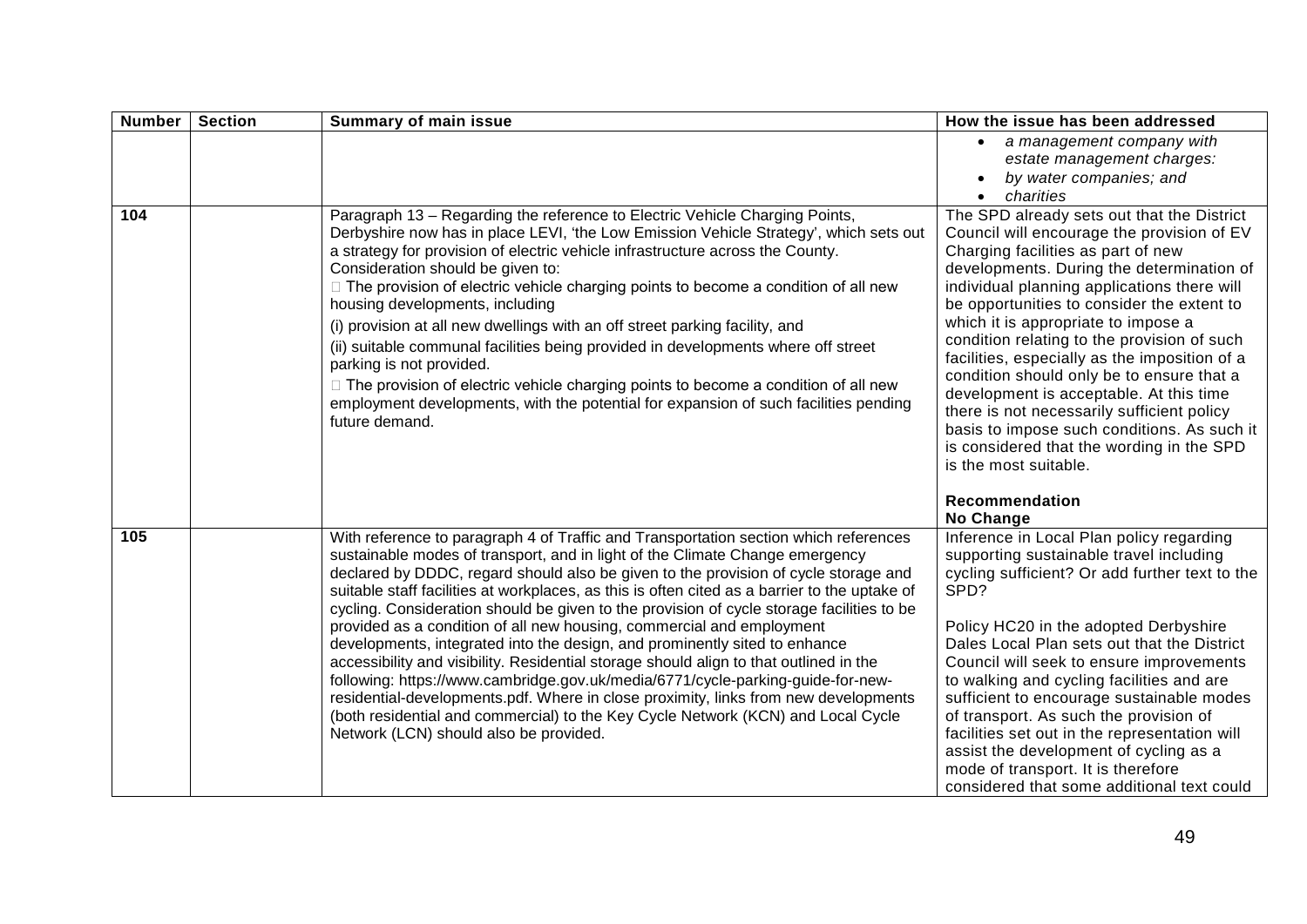| Number | Section | Summary of main issue | How the issue has been addressed |
|---|---|---|---|
| | | | • *a management company with estate management charges:*<br>• *by water companies; and*<br>• *charities* |
| **104** | | Paragraph 13 – Regarding the reference to Electric Vehicle Charging Points, Derbyshire now has in place LEVI, 'the Low Emission Vehicle Strategy', which sets out a strategy for provision of electric vehicle infrastructure across the County. Consideration should be given to:<br> The provision of electric vehicle charging points to become a condition of all new housing developments, including<br>(i) provision at all new dwellings with an off street parking facility, and<br>(ii) suitable communal facilities being provided in developments where off street parking is not provided.<br> The provision of electric vehicle charging points to become a condition of all new employment developments, with the potential for expansion of such facilities pending future demand. | The SPD already sets out that the District Council will encourage the provision of EV Charging facilities as part of new developments. During the determination of individual planning applications there will be opportunities to consider the extent to which it is appropriate to impose a condition relating to the provision of such facilities, especially as the imposition of a condition should only be to ensure that a development is acceptable. At this time there is not necessarily sufficient policy basis to impose such conditions. As such it is considered that the wording in the SPD is the most suitable.<br><br>**Recommendation**<br>**No Change** |
| **105** | | With reference to paragraph 4 of Traffic and Transportation section which references sustainable modes of transport, and in light of the Climate Change emergency declared by DDDC, regard should also be given to the provision of cycle storage and suitable staff facilities at workplaces, as this is often cited as a barrier to the uptake of cycling. Consideration should be given to the provision of cycle storage facilities to be provided as a condition of all new housing, commercial and employment developments, integrated into the design, and prominently sited to enhance accessibility and visibility. Residential storage should align to that outlined in the following: https://www.cambridge.gov.uk/media/6771/cycle-parking-guide-for-new-residential-developments.pdf. Where in close proximity, links from new developments (both residential and commercial) to the Key Cycle Network (KCN) and Local Cycle Network (LCN) should also be provided. | Inference in Local Plan policy regarding supporting sustainable travel including cycling sufficient? Or add further text to the SPD?<br><br>Policy HC20 in the adopted Derbyshire Dales Local Plan sets out that the District Council will seek to ensure improvements to walking and cycling facilities and are sufficient to encourage sustainable modes of transport. As such the provision of facilities set out in the representation will assist the development of cycling as a mode of transport. It is therefore considered that some additional text could |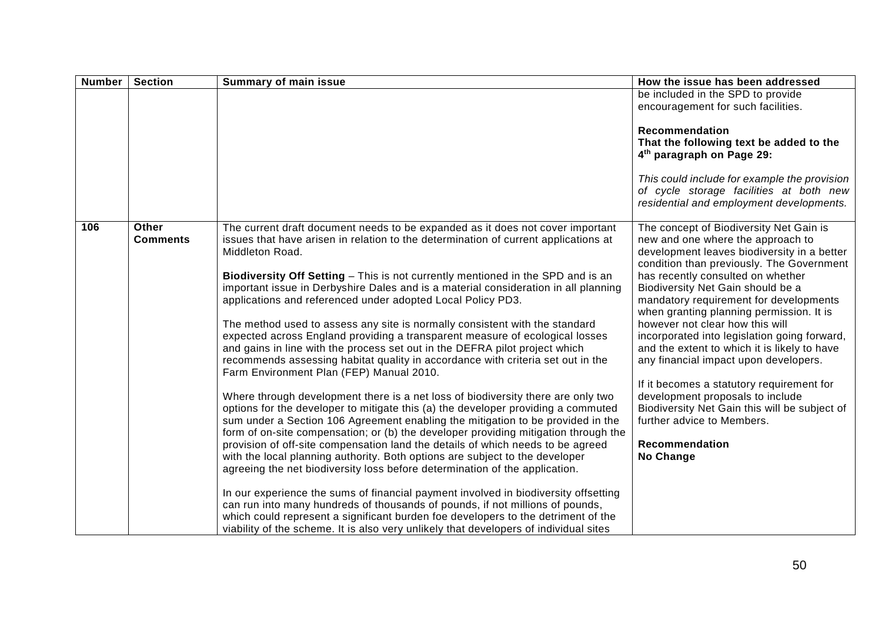| Number | Section | Summary of main issue | How the issue has been addressed |
|---|---|---|---|
| | | | be included in the SPD to provide encouragement for such facilities.<br><br>**Recommendation**<br>**That the following text be added to the 4th paragraph on Page 29:**<br><br>*This could include for example the provision of cycle storage facilities at both new residential and employment developments.* |
| **106** | **Other Comments** | The current draft document needs to be expanded as it does not cover important issues that have arisen in relation to the determination of current applications at Middleton Road.<br><br>**Biodiversity Off Setting** – This is not currently mentioned in the SPD and is an important issue in Derbyshire Dales and is a material consideration in all planning applications and referenced under adopted Local Policy PD3.<br><br>The method used to assess any site is normally consistent with the standard expected across England providing a transparent measure of ecological losses and gains in line with the process set out in the DEFRA pilot project which recommends assessing habitat quality in accordance with criteria set out in the Farm Environment Plan (FEP) Manual 2010.<br><br>Where through development there is a net loss of biodiversity there are only two options for the developer to mitigate this (a) the developer providing a commuted sum under a Section 106 Agreement enabling the mitigation to be provided in the form of on-site compensation; or (b) the developer providing mitigation through the provision of off-site compensation land the details of which needs to be agreed with the local planning authority. Both options are subject to the developer agreeing the net biodiversity loss before determination of the application.<br><br>In our experience the sums of financial payment involved in biodiversity offsetting can run into many hundreds of thousands of pounds, if not millions of pounds, which could represent a significant burden foe developers to the detriment of the viability of the scheme. It is also very unlikely that developers of individual sites | The concept of Biodiversity Net Gain is new and one where the approach to development leaves biodiversity in a better condition than previously. The Government has recently consulted on whether Biodiversity Net Gain should be a mandatory requirement for developments when granting planning permission. It is however not clear how this will incorporated into legislation going forward, and the extent to which it is likely to have any financial impact upon developers.<br><br>If it becomes a statutory requirement for development proposals to include Biodiversity Net Gain this will be subject of further advice to Members.<br><br>**Recommendation**<br>**No Change** |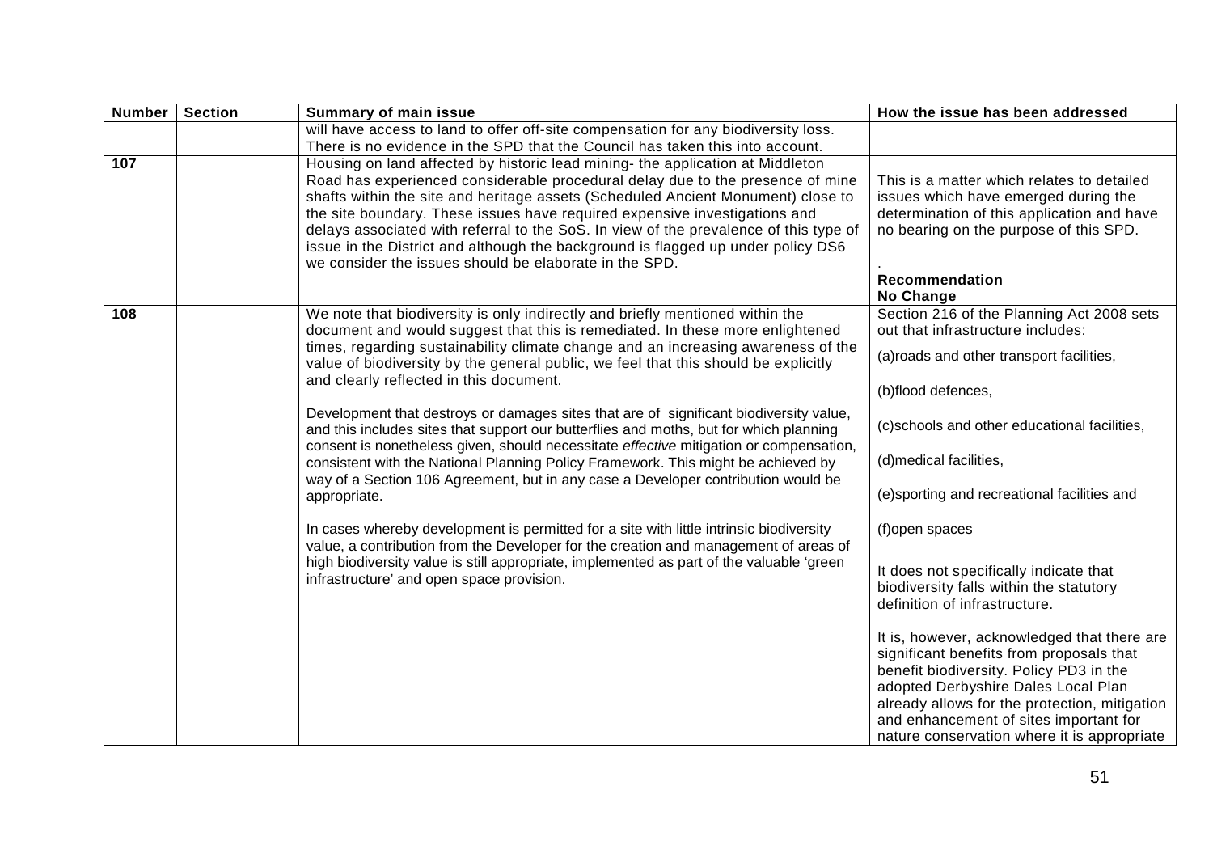| Number | Section | Summary of main issue | How the issue has been addressed |
|---|---|---|---|
| | | will have access to land to offer off-site compensation for any biodiversity loss. There is no evidence in the SPD that the Council has taken this into account. | |
| **107** | | Housing on land affected by historic lead mining- the application at Middleton Road has experienced considerable procedural delay due to the presence of mine shafts within the site and heritage assets (Scheduled Ancient Monument) close to the site boundary. These issues have required expensive investigations and delays associated with referral to the SoS. In view of the prevalence of this type of issue in the District and although the background is flagged up under policy DS6 we consider the issues should be elaborate in the SPD. | This is a matter which relates to detailed issues which have emerged during the determination of this application and have no bearing on the purpose of this SPD.<br><br>.<br>**Recommendation**<br>**No Change** |
| **108** | | We note that biodiversity is only indirectly and briefly mentioned within the document and would suggest that this is remediated. In these more enlightened times, regarding sustainability climate change and an increasing awareness of the value of biodiversity by the general public, we feel that this should be explicitly and clearly reflected in this document.<br><br>Development that destroys or damages sites that are of significant biodiversity value, and this includes sites that support our butterflies and moths, but for which planning consent is nonetheless given, should necessitate *effective* mitigation or compensation, consistent with the National Planning Policy Framework. This might be achieved by way of a Section 106 Agreement, but in any case a Developer contribution would be appropriate.<br><br>In cases whereby development is permitted for a site with little intrinsic biodiversity value, a contribution from the Developer for the creation and management of areas of high biodiversity value is still appropriate, implemented as part of the valuable 'green infrastructure' and open space provision. | Section 216 of the Planning Act 2008 sets out that infrastructure includes:<br><br>(a)roads and other transport facilities,<br><br>(b)flood defences,<br><br>(c)schools and other educational facilities,<br><br>(d)medical facilities,<br><br>(e)sporting and recreational facilities and<br><br>(f)open spaces<br><br>It does not specifically indicate that biodiversity falls within the statutory definition of infrastructure.<br><br>It is, however, acknowledged that there are significant benefits from proposals that benefit biodiversity. Policy PD3 in the adopted Derbyshire Dales Local Plan already allows for the protection, mitigation and enhancement of sites important for nature conservation where it is appropriate |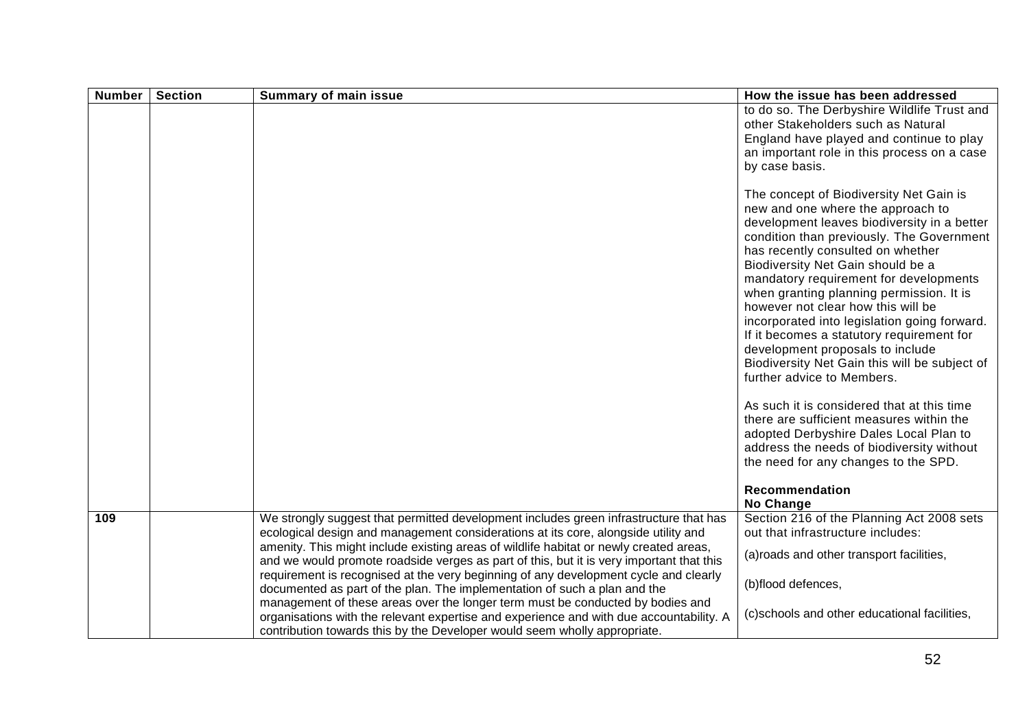| Number | Section | Summary of main issue | How the issue has been addressed |
|---|---|---|---|
| | | | to do so. The Derbyshire Wildlife Trust and other Stakeholders such as Natural England have played and continue to play an important role in this process on a case by case basis.<br><br>The concept of Biodiversity Net Gain is new and one where the approach to development leaves biodiversity in a better condition than previously. The Government has recently consulted on whether Biodiversity Net Gain should be a mandatory requirement for developments when granting planning permission. It is however not clear how this will be incorporated into legislation going forward. If it becomes a statutory requirement for development proposals to include Biodiversity Net Gain this will be subject of further advice to Members.<br><br>As such it is considered that at this time there are sufficient measures within the adopted Derbyshire Dales Local Plan to address the needs of biodiversity without the need for any changes to the SPD.<br><br>**Recommendation**<br>**No Change** |
| **109** | | We strongly suggest that permitted development includes green infrastructure that has ecological design and management considerations at its core, alongside utility and amenity. This might include existing areas of wildlife habitat or newly created areas, and we would promote roadside verges as part of this, but it is very important that this requirement is recognised at the very beginning of any development cycle and clearly documented as part of the plan. The implementation of such a plan and the management of these areas over the longer term must be conducted by bodies and organisations with the relevant expertise and experience and with due accountability. A contribution towards this by the Developer would seem wholly appropriate. | Section 216 of the Planning Act 2008 sets out that infrastructure includes:<br><br>(a)roads and other transport facilities,<br><br>(b)flood defences,<br><br>(c)schools and other educational facilities, |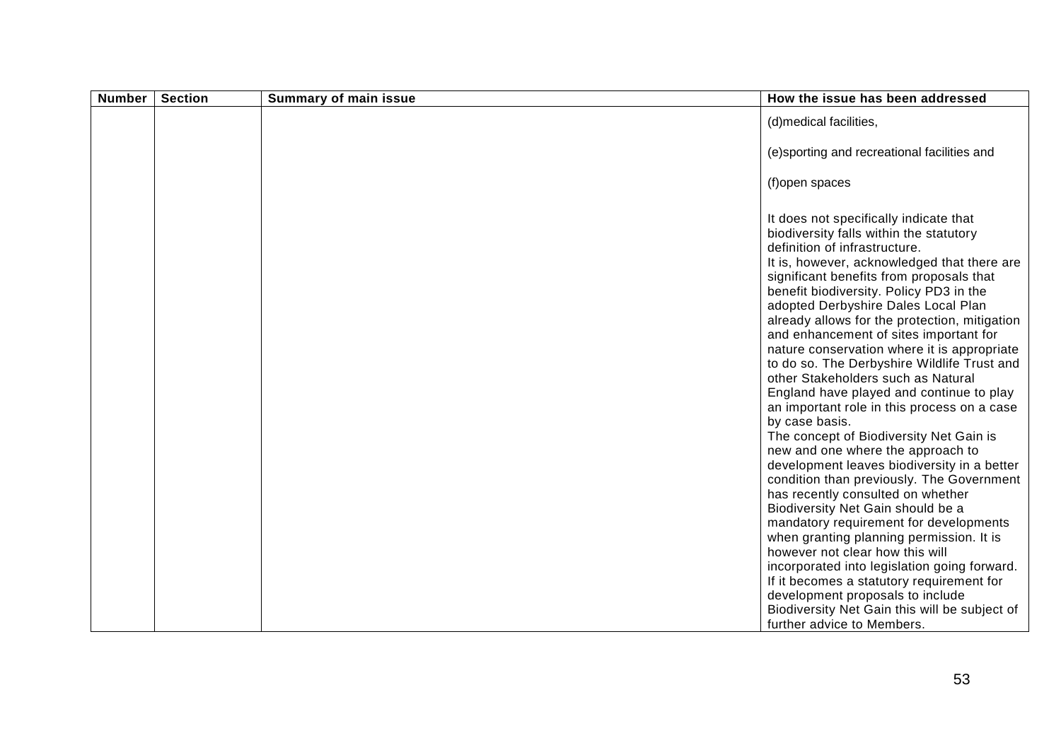| Number | Section | Summary of main issue | How the issue has been addressed |
|---|---|---|---|
| | | | (d)medical facilities,<br><br>(e)sporting and recreational facilities and<br><br>(f)open spaces<br><br>It does not specifically indicate that biodiversity falls within the statutory definition of infrastructure.<br>It is, however, acknowledged that there are significant benefits from proposals that benefit biodiversity. Policy PD3 in the adopted Derbyshire Dales Local Plan already allows for the protection, mitigation and enhancement of sites important for nature conservation where it is appropriate to do so. The Derbyshire Wildlife Trust and other Stakeholders such as Natural England have played and continue to play an important role in this process on a case by case basis.<br>The concept of Biodiversity Net Gain is new and one where the approach to development leaves biodiversity in a better condition than previously. The Government has recently consulted on whether Biodiversity Net Gain should be a mandatory requirement for developments when granting planning permission. It is however not clear how this will incorporated into legislation going forward. If it becomes a statutory requirement for development proposals to include Biodiversity Net Gain this will be subject of further advice to Members. |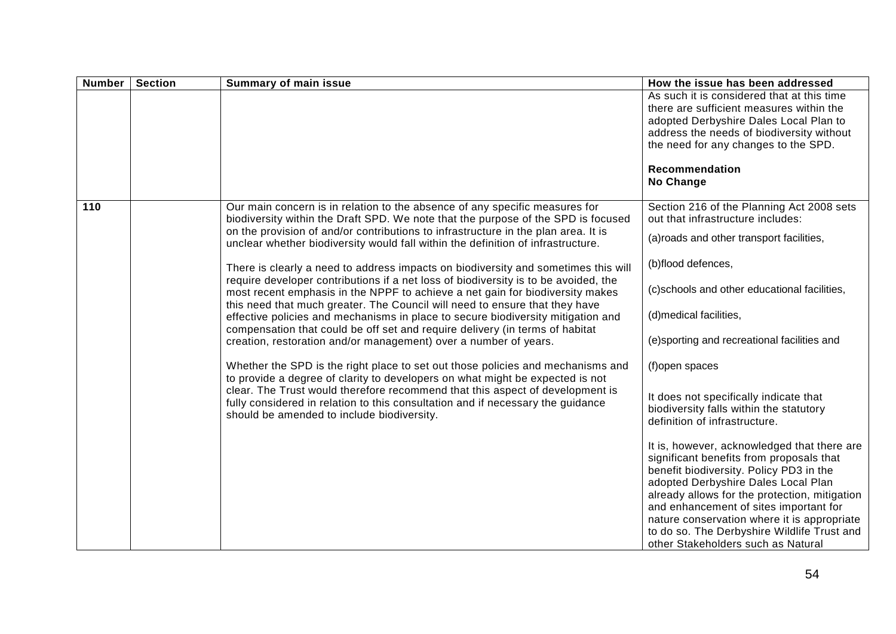| Number | Section | Summary of main issue | How the issue has been addressed |
|---|---|---|---|
| | | | As such it is considered that at this time there are sufficient measures within the adopted Derbyshire Dales Local Plan to address the needs of biodiversity without the need for any changes to the SPD.<br><br>**Recommendation**<br>**No Change** |
| **110** | | Our main concern is in relation to the absence of any specific measures for biodiversity within the Draft SPD. We note that the purpose of the SPD is focused on the provision of and/or contributions to infrastructure in the plan area. It is unclear whether biodiversity would fall within the definition of infrastructure.<br><br>There is clearly a need to address impacts on biodiversity and sometimes this will require developer contributions if a net loss of biodiversity is to be avoided, the most recent emphasis in the NPPF to achieve a net gain for biodiversity makes this need that much greater. The Council will need to ensure that they have effective policies and mechanisms in place to secure biodiversity mitigation and compensation that could be off set and require delivery (in terms of habitat creation, restoration and/or management) over a number of years.<br><br>Whether the SPD is the right place to set out those policies and mechanisms and to provide a degree of clarity to developers on what might be expected is not clear. The Trust would therefore recommend that this aspect of development is fully considered in relation to this consultation and if necessary the guidance should be amended to include biodiversity. | Section 216 of the Planning Act 2008 sets out that infrastructure includes:<br>(a)roads and other transport facilities,<br>(b)flood defences,<br>(c)schools and other educational facilities,<br>(d)medical facilities,<br>(e)sporting and recreational facilities and<br>(f)open spaces<br><br>It does not specifically indicate that biodiversity falls within the statutory definition of infrastructure.<br><br>It is, however, acknowledged that there are significant benefits from proposals that benefit biodiversity. Policy PD3 in the adopted Derbyshire Dales Local Plan already allows for the protection, mitigation and enhancement of sites important for nature conservation where it is appropriate to do so. The Derbyshire Wildlife Trust and other Stakeholders such as Natural |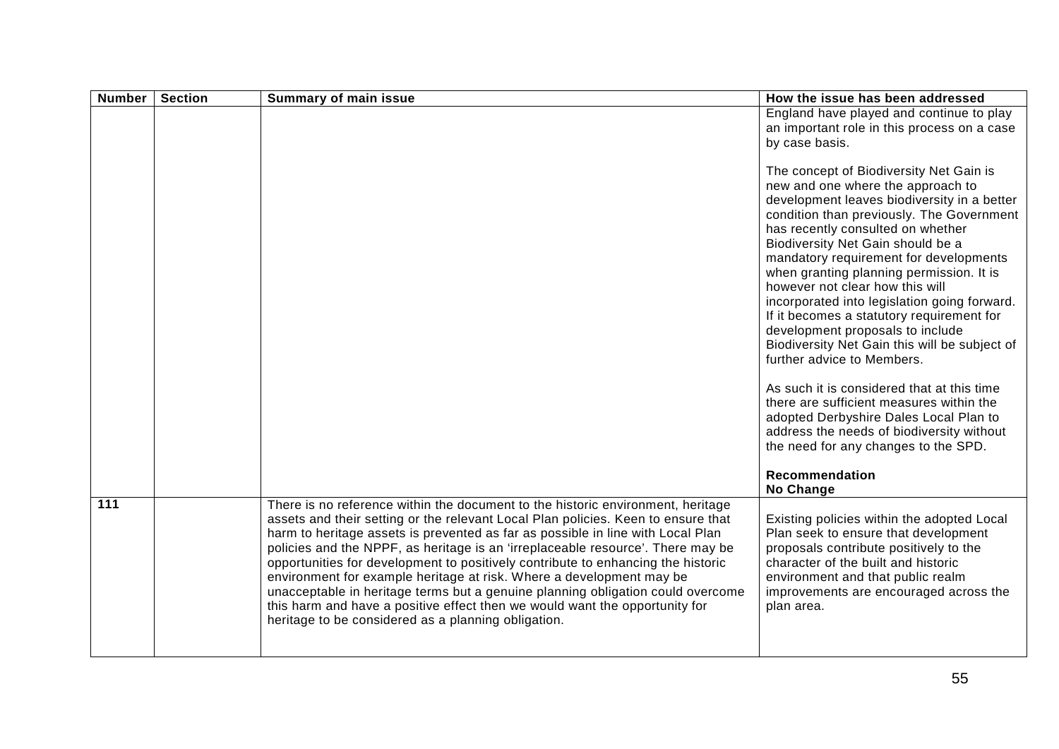| Number | Section | Summary of main issue | How the issue has been addressed |
|---|---|---|---|
| | | | England have played and continue to play an important role in this process on a case by case basis.<br><br>The concept of Biodiversity Net Gain is new and one where the approach to development leaves biodiversity in a better condition than previously. The Government has recently consulted on whether Biodiversity Net Gain should be a mandatory requirement for developments when granting planning permission. It is however not clear how this will incorporated into legislation going forward. If it becomes a statutory requirement for development proposals to include Biodiversity Net Gain this will be subject of further advice to Members.<br><br>As such it is considered that at this time there are sufficient measures within the adopted Derbyshire Dales Local Plan to address the needs of biodiversity without the need for any changes to the SPD.<br><br>**Recommendation**<br>**No Change** |
| **111** | | There is no reference within the document to the historic environment, heritage assets and their setting or the relevant Local Plan policies. Keen to ensure that harm to heritage assets is prevented as far as possible in line with Local Plan policies and the NPPF, as heritage is an 'irreplaceable resource'. There may be opportunities for development to positively contribute to enhancing the historic environment for example heritage at risk. Where a development may be unacceptable in heritage terms but a genuine planning obligation could overcome this harm and have a positive effect then we would want the opportunity for heritage to be considered as a planning obligation. | Existing policies within the adopted Local Plan seek to ensure that development proposals contribute positively to the character of the built and historic environment and that public realm improvements are encouraged across the plan area. |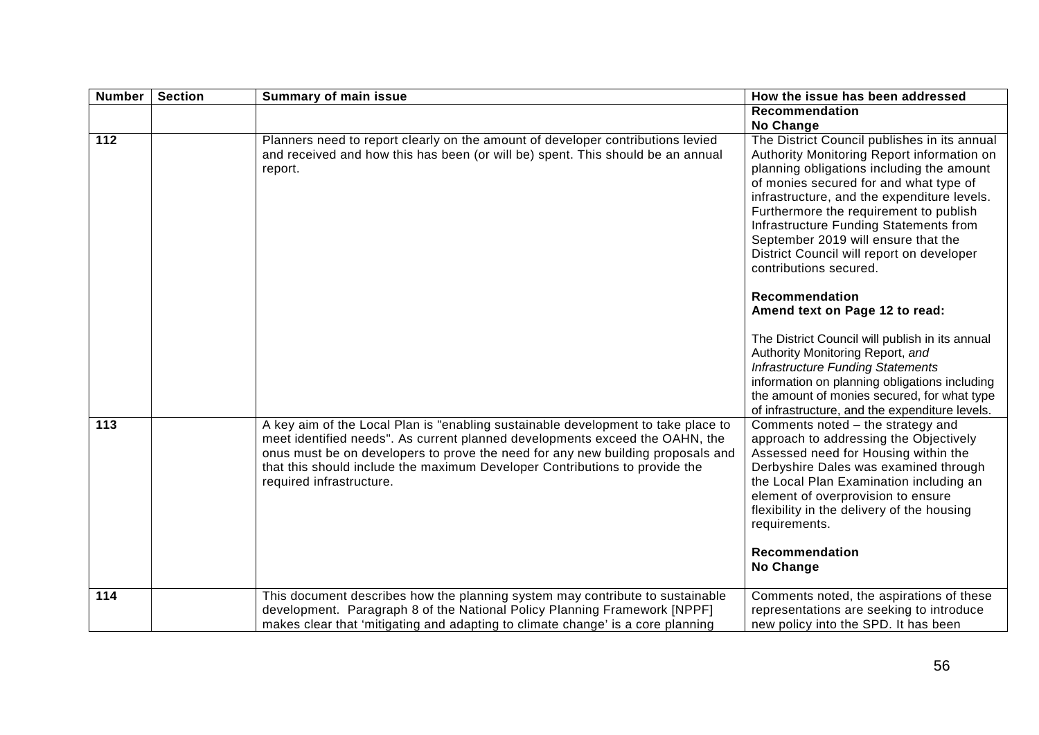| Number | Section | Summary of main issue | How the issue has been addressed |
|---|---|---|---|
| | | | **Recommendation**<br>**No Change** |
| 112 | | Planners need to report clearly on the amount of developer contributions levied and received and how this has been (or will be) spent. This should be an annual report. | The District Council publishes in its annual Authority Monitoring Report information on planning obligations including the amount of monies secured for and what type of infrastructure, and the expenditure levels. Furthermore the requirement to publish Infrastructure Funding Statements from September 2019 will ensure that the District Council will report on developer contributions secured.<br><br>**Recommendation**<br>**Amend text on Page 12 to read:**<br><br>The District Council will publish in its annual Authority Monitoring Report, *and Infrastructure Funding Statements* information on planning obligations including the amount of monies secured, for what type of infrastructure, and the expenditure levels. |
| 113 | | A key aim of the Local Plan is "enabling sustainable development to take place to meet identified needs". As current planned developments exceed the OAHN, the onus must be on developers to prove the need for any new building proposals and that this should include the maximum Developer Contributions to provide the required infrastructure. | Comments noted – the strategy and approach to addressing the Objectively Assessed need for Housing within the Derbyshire Dales was examined through the Local Plan Examination including an element of overprovision to ensure flexibility in the delivery of the housing requirements.<br><br>**Recommendation**<br>**No Change** |
| 114 | | This document describes how the planning system may contribute to sustainable development. Paragraph 8 of the National Policy Planning Framework [NPPF] makes clear that 'mitigating and adapting to climate change' is a core planning | Comments noted, the aspirations of these representations are seeking to introduce new policy into the SPD. It has been |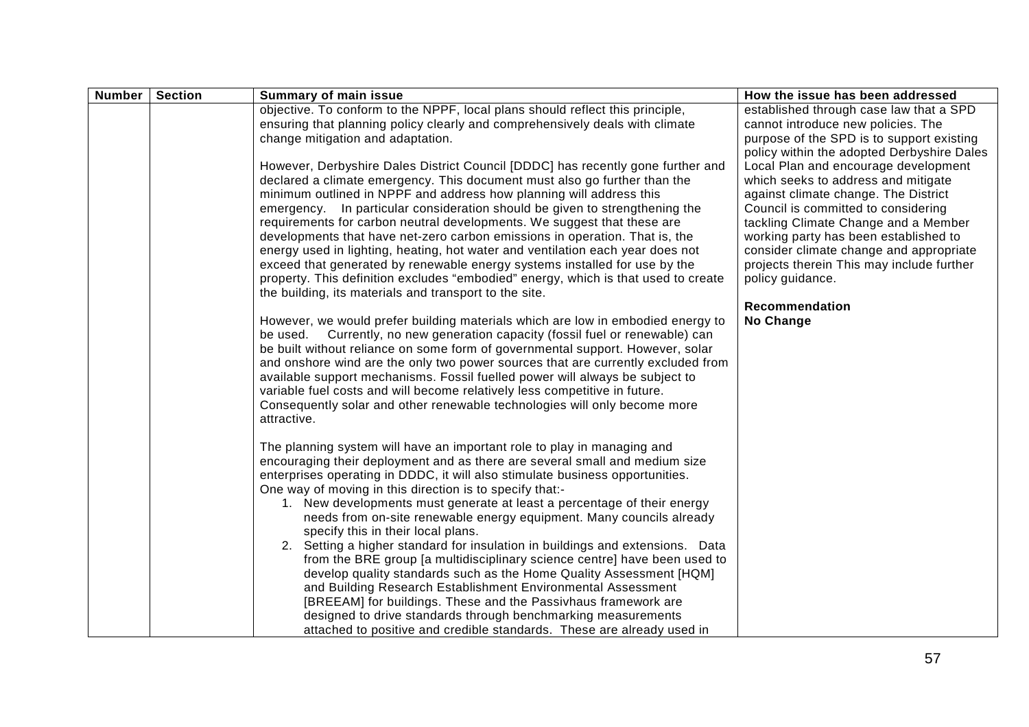| Number | Section | Summary of main issue | How the issue has been addressed |
|---|---|---|---|
| | | objective. To conform to the NPPF, local plans should reflect this principle, ensuring that planning policy clearly and comprehensively deals with climate change mitigation and adaptation.<br><br>However, Derbyshire Dales District Council [DDDC] has recently gone further and declared a climate emergency. This document must also go further than the minimum outlined in NPPF and address how planning will address this emergency. In particular consideration should be given to strengthening the requirements for carbon neutral developments. We suggest that these are developments that have net-zero carbon emissions in operation. That is, the energy used in lighting, heating, hot water and ventilation each year does not exceed that generated by renewable energy systems installed for use by the property. This definition excludes "embodied" energy, which is that used to create the building, its materials and transport to the site.<br><br>However, we would prefer building materials which are low in embodied energy to be used. Currently, no new generation capacity (fossil fuel or renewable) can be built without reliance on some form of governmental support. However, solar and onshore wind are the only two power sources that are currently excluded from available support mechanisms. Fossil fuelled power will always be subject to variable fuel costs and will become relatively less competitive in future. Consequently solar and other renewable technologies will only become more attractive.<br><br>The planning system will have an important role to play in managing and encouraging their deployment and as there are several small and medium size enterprises operating in DDDC, it will also stimulate business opportunities. One way of moving in this direction is to specify that:-<br>1. New developments must generate at least a percentage of their energy needs from on-site renewable energy equipment. Many councils already specify this in their local plans.<br>2. Setting a higher standard for insulation in buildings and extensions. Data from the BRE group [a multidisciplinary science centre] have been used to develop quality standards such as the Home Quality Assessment [HQM] and Building Research Establishment Environmental Assessment [BREEAM] for buildings. These and the Passivhaus framework are designed to drive standards through benchmarking measurements attached to positive and credible standards. These are already used in | established through case law that a SPD cannot introduce new policies. The purpose of the SPD is to support existing policy within the adopted Derbyshire Dales Local Plan and encourage development which seeks to address and mitigate against climate change. The District Council is committed to considering tackling Climate Change and a Member working party has been established to consider climate change and appropriate projects therein This may include further policy guidance.<br><br>**Recommendation**<br>**No Change** |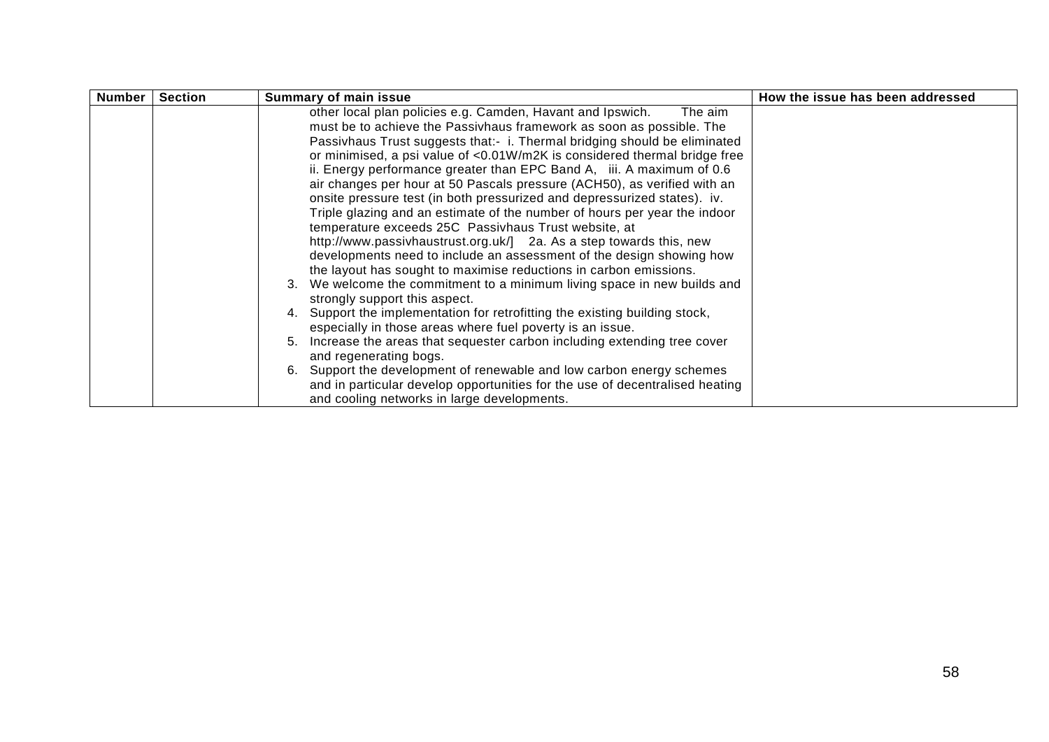| Number | Section | Summary of main issue | How the issue has been addressed |
|---|---|---|---|
| | | other local plan policies e.g. Camden, Havant and Ipswich. The aim must be to achieve the Passivhaus framework as soon as possible. The Passivhaus Trust suggests that:- i. Thermal bridging should be eliminated or minimised, a psi value of <0.01W/m2K is considered thermal bridge free ii. Energy performance greater than EPC Band A, iii. A maximum of 0.6 air changes per hour at 50 Pascals pressure (ACH50), as verified with an onsite pressure test (in both pressurized and depressurized states). iv. Triple glazing and an estimate of the number of hours per year the indoor temperature exceeds 25C Passivhaus Trust website, at http://www.passivhaustrust.org.uk/] 2a. As a step towards this, new developments need to include an assessment of the design showing how the layout has sought to maximise reductions in carbon emissions.<br>3. We welcome the commitment to a minimum living space in new builds and strongly support this aspect.<br>4. Support the implementation for retrofitting the existing building stock, especially in those areas where fuel poverty is an issue.<br>5. Increase the areas that sequester carbon including extending tree cover and regenerating bogs.<br>6. Support the development of renewable and low carbon energy schemes and in particular develop opportunities for the use of decentralised heating and cooling networks in large developments. | |